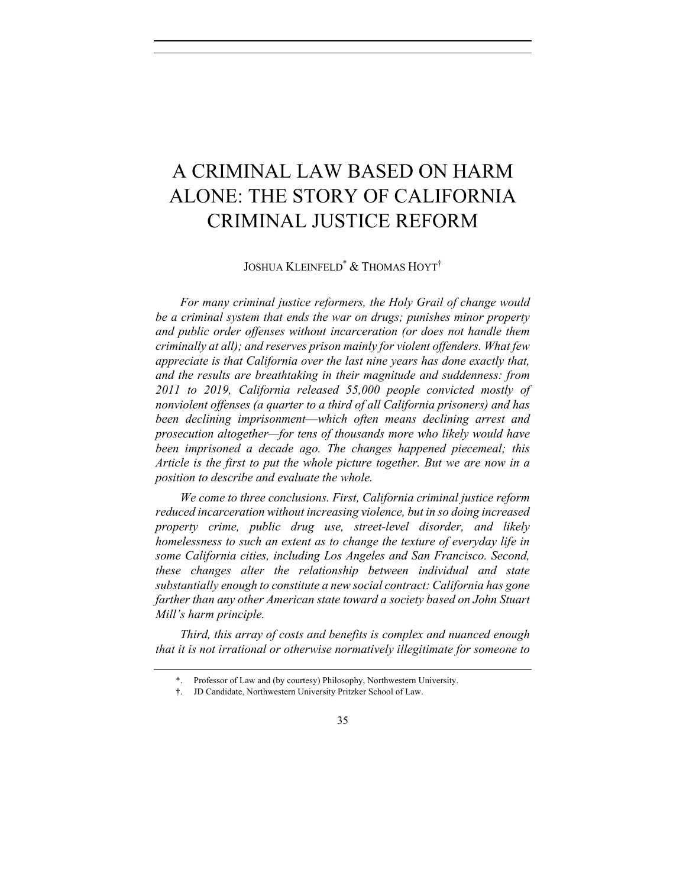# A CRIMINAL LAW BASED ON HARM ALONE: THE STORY OF CALIFORNIA CRIMINAL JUSTICE REFORM

JOSHUA KLEINFELD[*] & THOMAS HOYT[†]

*For many criminal justice reformers, the Holy Grail of change would be a criminal system that ends the war on drugs; punishes minor property and public order offenses without incarceration (or does not handle them criminally at all); and reserves prison mainly for violent offenders. What few appreciate is that California over the last nine years has done exactly that, and the results are breathtaking in their magnitude and suddenness: from 2011 to 2019, California released 55,000 people convicted mostly of nonviolent offenses (a quarter to a third of all California prisoners) and has been declining imprisonment—which often means declining arrest and prosecution altogether—for tens of thousands more who likely would have been imprisoned a decade ago. The changes happened piecemeal; this Article is the first to put the whole picture together. But we are now in a position to describe and evaluate the whole.*

*We come to three conclusions. First, California criminal justice reform reduced incarceration without increasing violence, but in so doing increased property crime, public drug use, street-level disorder, and likely homelessness to such an extent as to change the texture of everyday life in some California cities, including Los Angeles and San Francisco. Second, these changes alter the relationship between individual and state substantially enough to constitute a new social contract: California has gone farther than any other American state toward a society based on John Stuart Mill's harm principle.*

*Third, this array of costs and benefits is complex and nuanced enough that it is not irrational or otherwise normatively illegitimate for someone to*

---

*. Professor of Law and (by courtesy) Philosophy, Northwestern University.

†. JD Candidate, Northwestern University Pritzker School of Law.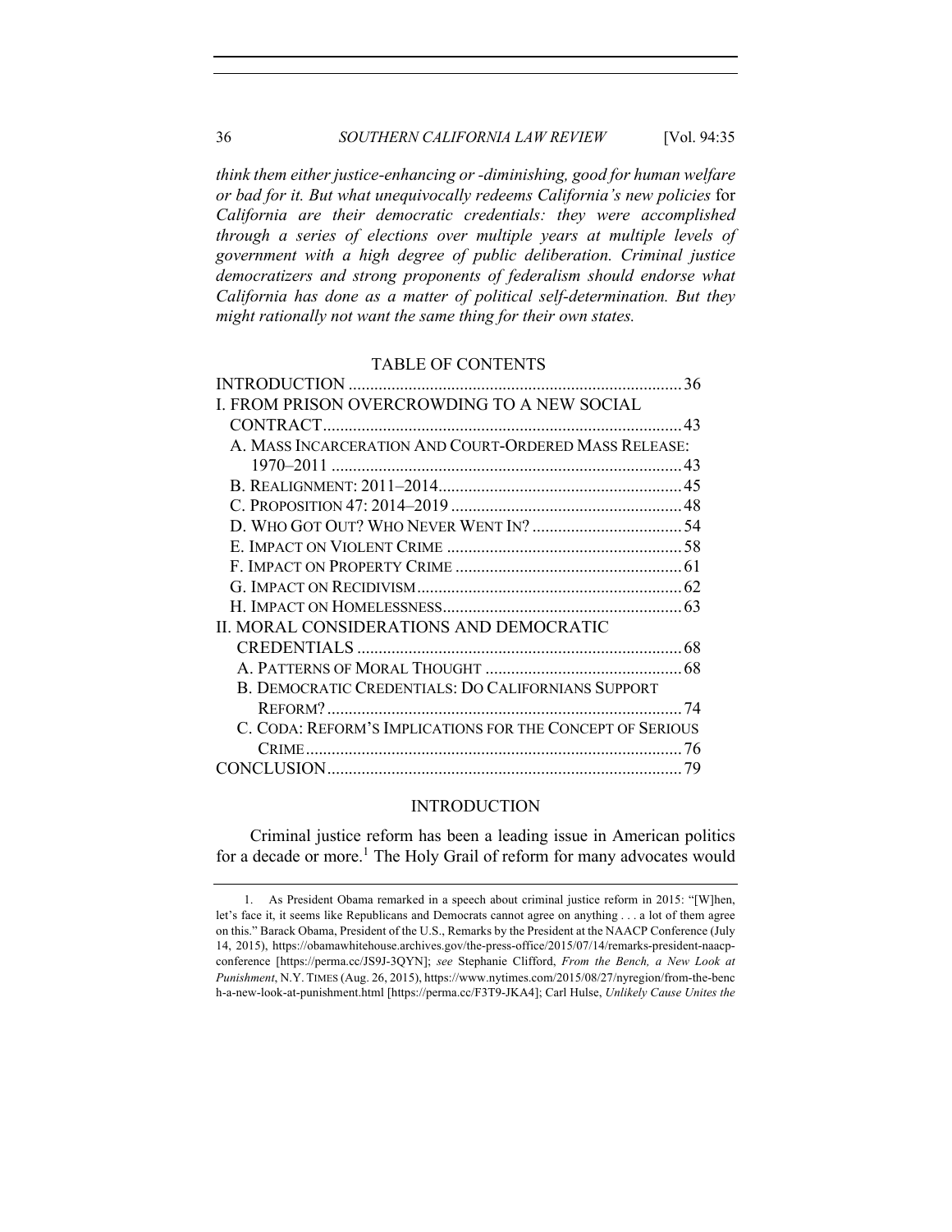*think them either justice-enhancing or -diminishing, good for human welfare or bad for it. But what unequivocally redeems California's new policies* for *California are their democratic credentials: they were accomplished through a series of elections over multiple years at multiple levels of government with a high degree of public deliberation. Criminal justice democratizers and strong proponents of federalism should endorse what California has done as a matter of political self-determination. But they might rationally not want the same thing for their own states.*

TABLE OF CONTENTS

INTRODUCTION .......... 36
I. FROM PRISON OVERCROWDING TO A NEW SOCIAL CONTRACT .......... 43
  A. MASS INCARCERATION AND COURT-ORDERED MASS RELEASE: 1970–2011 .......... 43
  B. REALIGNMENT: 2011–2014 .......... 45
  C. PROPOSITION 47: 2014–2019 .......... 48
  D. WHO GOT OUT? WHO NEVER WENT IN? .......... 54
  E. IMPACT ON VIOLENT CRIME .......... 58
  F. IMPACT ON PROPERTY CRIME .......... 61
  G. IMPACT ON RECIDIVISM .......... 62
  H. IMPACT ON HOMELESSNESS .......... 63
II. MORAL CONSIDERATIONS AND DEMOCRATIC CREDENTIALS .......... 68
  A. PATTERNS OF MORAL THOUGHT .......... 68
  B. DEMOCRATIC CREDENTIALS: DO CALIFORNIANS SUPPORT REFORM? .......... 74
  C. CODA: REFORM'S IMPLICATIONS FOR THE CONCEPT OF SERIOUS CRIME .......... 76
CONCLUSION .......... 79

## INTRODUCTION

Criminal justice reform has been a leading issue in American politics for a decade or more.[1] The Holy Grail of reform for many advocates would

1. As President Obama remarked in a speech about criminal justice reform in 2015: "[W]hen, let's face it, it seems like Republicans and Democrats cannot agree on anything . . . a lot of them agree on this." Barack Obama, President of the U.S., Remarks by the President at the NAACP Conference (July 14, 2015), https://obamawhitehouse.archives.gov/the-press-office/2015/07/14/remarks-president-naacp-conference [https://perma.cc/JS9J-3QYN]; *see* Stephanie Clifford, *From the Bench, a New Look at Punishment*, N.Y. TIMES (Aug. 26, 2015), https://www.nytimes.com/2015/08/27/nyregion/from-the-bench-a-new-look-at-punishment.html [https://perma.cc/F3T9-JKA4]; Carl Hulse, *Unlikely Cause Unites the*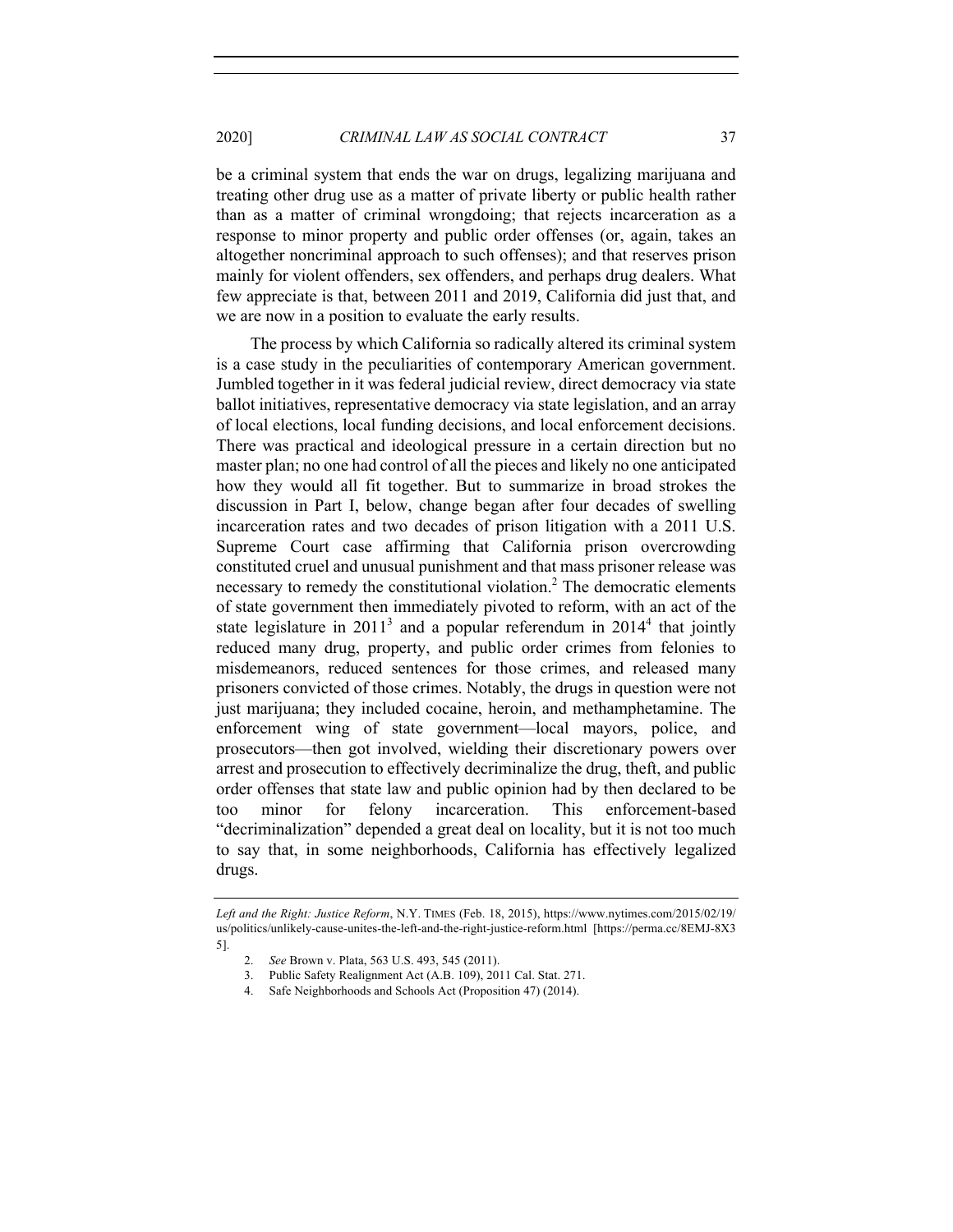be a criminal system that ends the war on drugs, legalizing marijuana and treating other drug use as a matter of private liberty or public health rather than as a matter of criminal wrongdoing; that rejects incarceration as a response to minor property and public order offenses (or, again, takes an altogether noncriminal approach to such offenses); and that reserves prison mainly for violent offenders, sex offenders, and perhaps drug dealers. What few appreciate is that, between 2011 and 2019, California did just that, and we are now in a position to evaluate the early results.

The process by which California so radically altered its criminal system is a case study in the peculiarities of contemporary American government. Jumbled together in it was federal judicial review, direct democracy via state ballot initiatives, representative democracy via state legislation, and an array of local elections, local funding decisions, and local enforcement decisions. There was practical and ideological pressure in a certain direction but no master plan; no one had control of all the pieces and likely no one anticipated how they would all fit together. But to summarize in broad strokes the discussion in Part I, below, change began after four decades of swelling incarceration rates and two decades of prison litigation with a 2011 U.S. Supreme Court case affirming that California prison overcrowding constituted cruel and unusual punishment and that mass prisoner release was necessary to remedy the constitutional violation.[2] The democratic elements of state government then immediately pivoted to reform, with an act of the state legislature in 2011[3] and a popular referendum in 2014[4] that jointly reduced many drug, property, and public order crimes from felonies to misdemeanors, reduced sentences for those crimes, and released many prisoners convicted of those crimes. Notably, the drugs in question were not just marijuana; they included cocaine, heroin, and methamphetamine. The enforcement wing of state government—local mayors, police, and prosecutors—then got involved, wielding their discretionary powers over arrest and prosecution to effectively decriminalize the drug, theft, and public order offenses that state law and public opinion had by then declared to be too minor for felony incarceration. This enforcement-based "decriminalization" depended a great deal on locality, but it is not too much to say that, in some neighborhoods, California has effectively legalized drugs.

---

*Left and the Right: Justice Reform*, N.Y. TIMES (Feb. 18, 2015), https://www.nytimes.com/2015/02/19/us/politics/unlikely-cause-unites-the-left-and-the-right-justice-reform.html [https://perma.cc/8EMJ-8X35].

2. *See* Brown v. Plata, 563 U.S. 493, 545 (2011).

3. Public Safety Realignment Act (A.B. 109), 2011 Cal. Stat. 271.

4. Safe Neighborhoods and Schools Act (Proposition 47) (2014).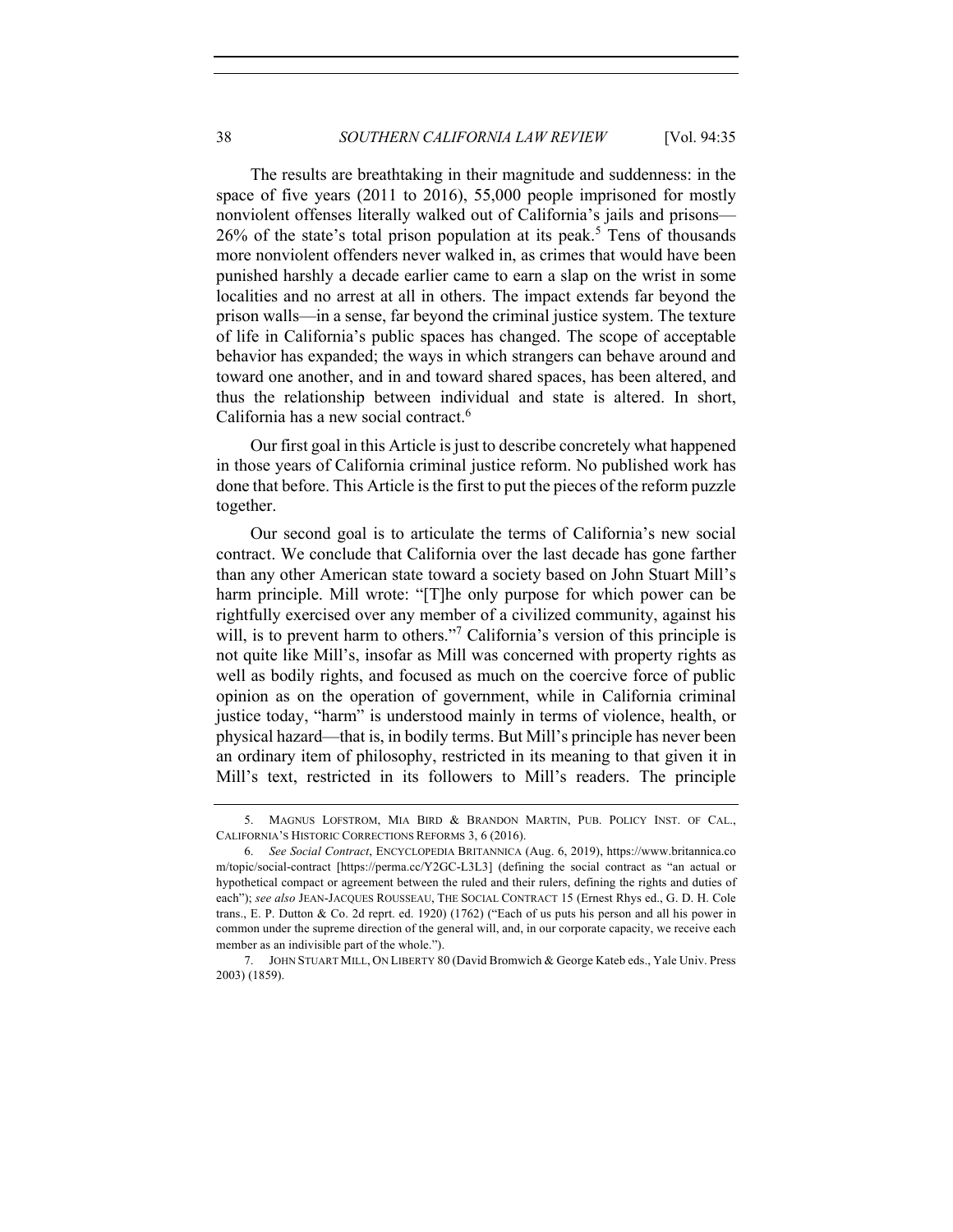The results are breathtaking in their magnitude and suddenness: in the space of five years (2011 to 2016), 55,000 people imprisoned for mostly nonviolent offenses literally walked out of California's jails and prisons—26% of the state's total prison population at its peak.[5] Tens of thousands more nonviolent offenders never walked in, as crimes that would have been punished harshly a decade earlier came to earn a slap on the wrist in some localities and no arrest at all in others. The impact extends far beyond the prison walls—in a sense, far beyond the criminal justice system. The texture of life in California's public spaces has changed. The scope of acceptable behavior has expanded; the ways in which strangers can behave around and toward one another, and in and toward shared spaces, has been altered, and thus the relationship between individual and state is altered. In short, California has a new social contract.[6]

Our first goal in this Article is just to describe concretely what happened in those years of California criminal justice reform. No published work has done that before. This Article is the first to put the pieces of the reform puzzle together.

Our second goal is to articulate the terms of California's new social contract. We conclude that California over the last decade has gone farther than any other American state toward a society based on John Stuart Mill's harm principle. Mill wrote: "[T]he only purpose for which power can be rightfully exercised over any member of a civilized community, against his will, is to prevent harm to others."[7] California's version of this principle is not quite like Mill's, insofar as Mill was concerned with property rights as well as bodily rights, and focused as much on the coercive force of public opinion as on the operation of government, while in California criminal justice today, "harm" is understood mainly in terms of violence, health, or physical hazard—that is, in bodily terms. But Mill's principle has never been an ordinary item of philosophy, restricted in its meaning to that given it in Mill's text, restricted in its followers to Mill's readers. The principle

---

5. MAGNUS LOFSTROM, MIA BIRD & BRANDON MARTIN, PUB. POLICY INST. OF CAL., CALIFORNIA'S HISTORIC CORRECTIONS REFORMS 3, 6 (2016).

6. *See Social Contract*, ENCYCLOPEDIA BRITANNICA (Aug. 6, 2019), https://www.britannica.com/topic/social-contract [https://perma.cc/Y2GC-L3L3] (defining the social contract as "an actual or hypothetical compact or agreement between the ruled and their rulers, defining the rights and duties of each"); *see also* JEAN-JACQUES ROUSSEAU, THE SOCIAL CONTRACT 15 (Ernest Rhys ed., G. D. H. Cole trans., E. P. Dutton & Co. 2d reprt. ed. 1920) (1762) ("Each of us puts his person and all his power in common under the supreme direction of the general will, and, in our corporate capacity, we receive each member as an indivisible part of the whole.").

7. JOHN STUART MILL, ON LIBERTY 80 (David Bromwich & George Kateb eds., Yale Univ. Press 2003) (1859).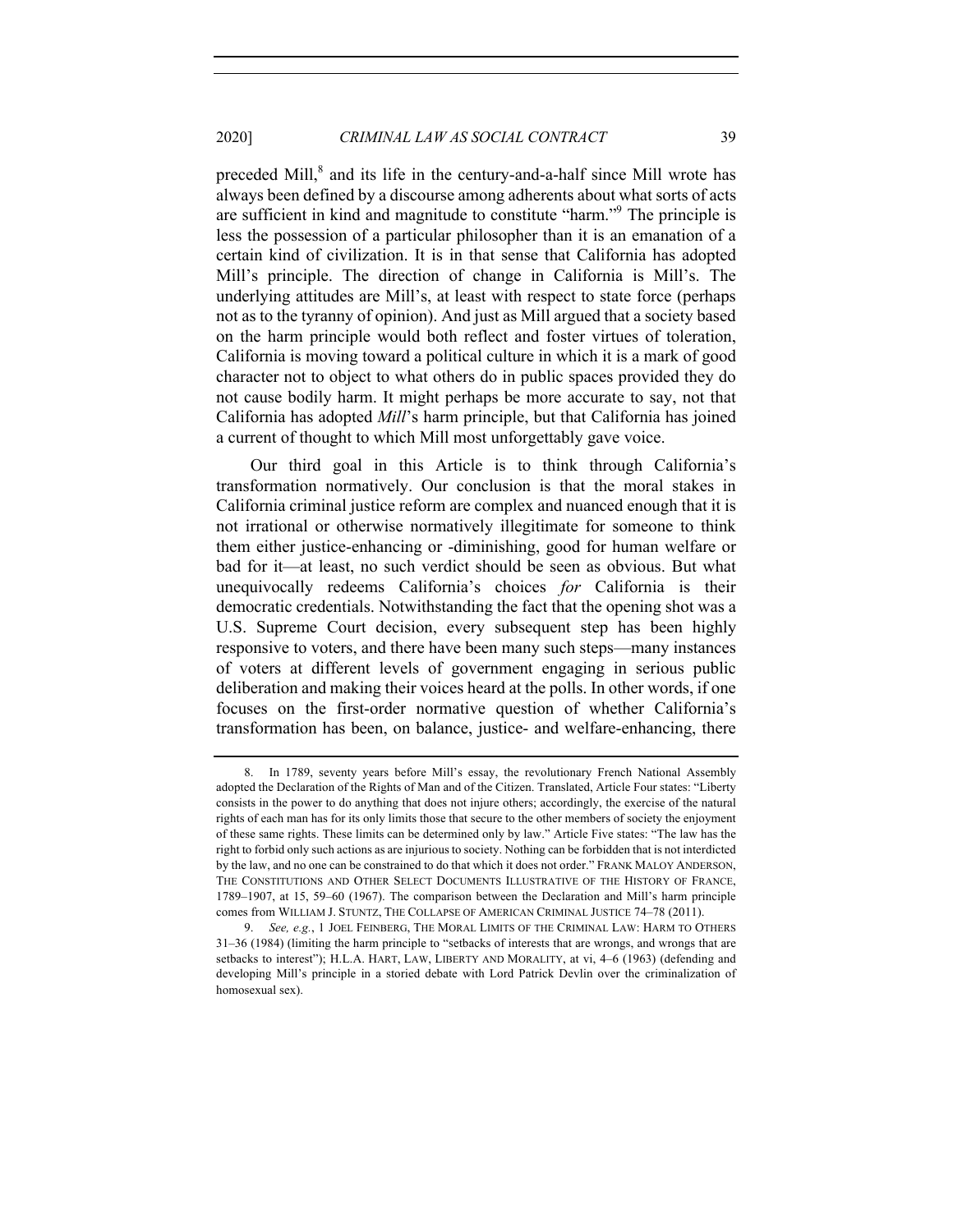preceded Mill,[8] and its life in the century-and-a-half since Mill wrote has always been defined by a discourse among adherents about what sorts of acts are sufficient in kind and magnitude to constitute "harm."[9] The principle is less the possession of a particular philosopher than it is an emanation of a certain kind of civilization. It is in that sense that California has adopted Mill's principle. The direction of change in California is Mill's. The underlying attitudes are Mill's, at least with respect to state force (perhaps not as to the tyranny of opinion). And just as Mill argued that a society based on the harm principle would both reflect and foster virtues of toleration, California is moving toward a political culture in which it is a mark of good character not to object to what others do in public spaces provided they do not cause bodily harm. It might perhaps be more accurate to say, not that California has adopted *Mill*'s harm principle, but that California has joined a current of thought to which Mill most unforgettably gave voice.

Our third goal in this Article is to think through California's transformation normatively. Our conclusion is that the moral stakes in California criminal justice reform are complex and nuanced enough that it is not irrational or otherwise normatively illegitimate for someone to think them either justice-enhancing or -diminishing, good for human welfare or bad for it—at least, no such verdict should be seen as obvious. But what unequivocally redeems California's choices *for* California is their democratic credentials. Notwithstanding the fact that the opening shot was a U.S. Supreme Court decision, every subsequent step has been highly responsive to voters, and there have been many such steps—many instances of voters at different levels of government engaging in serious public deliberation and making their voices heard at the polls. In other words, if one focuses on the first-order normative question of whether California's transformation has been, on balance, justice- and welfare-enhancing, there

---

8. In 1789, seventy years before Mill's essay, the revolutionary French National Assembly adopted the Declaration of the Rights of Man and of the Citizen. Translated, Article Four states: "Liberty consists in the power to do anything that does not injure others; accordingly, the exercise of the natural rights of each man has for its only limits those that secure to the other members of society the enjoyment of these same rights. These limits can be determined only by law." Article Five states: "The law has the right to forbid only such actions as are injurious to society. Nothing can be forbidden that is not interdicted by the law, and no one can be constrained to do that which it does not order." FRANK MALOY ANDERSON, THE CONSTITUTIONS AND OTHER SELECT DOCUMENTS ILLUSTRATIVE OF THE HISTORY OF FRANCE, 1789–1907, at 15, 59–60 (1967). The comparison between the Declaration and Mill's harm principle comes from WILLIAM J. STUNTZ, THE COLLAPSE OF AMERICAN CRIMINAL JUSTICE 74–78 (2011).

9. *See, e.g.*, 1 JOEL FEINBERG, THE MORAL LIMITS OF THE CRIMINAL LAW: HARM TO OTHERS 31–36 (1984) (limiting the harm principle to "setbacks of interests that are wrongs, and wrongs that are setbacks to interest"); H.L.A. HART, LAW, LIBERTY AND MORALITY, at vi, 4–6 (1963) (defending and developing Mill's principle in a storied debate with Lord Patrick Devlin over the criminalization of homosexual sex).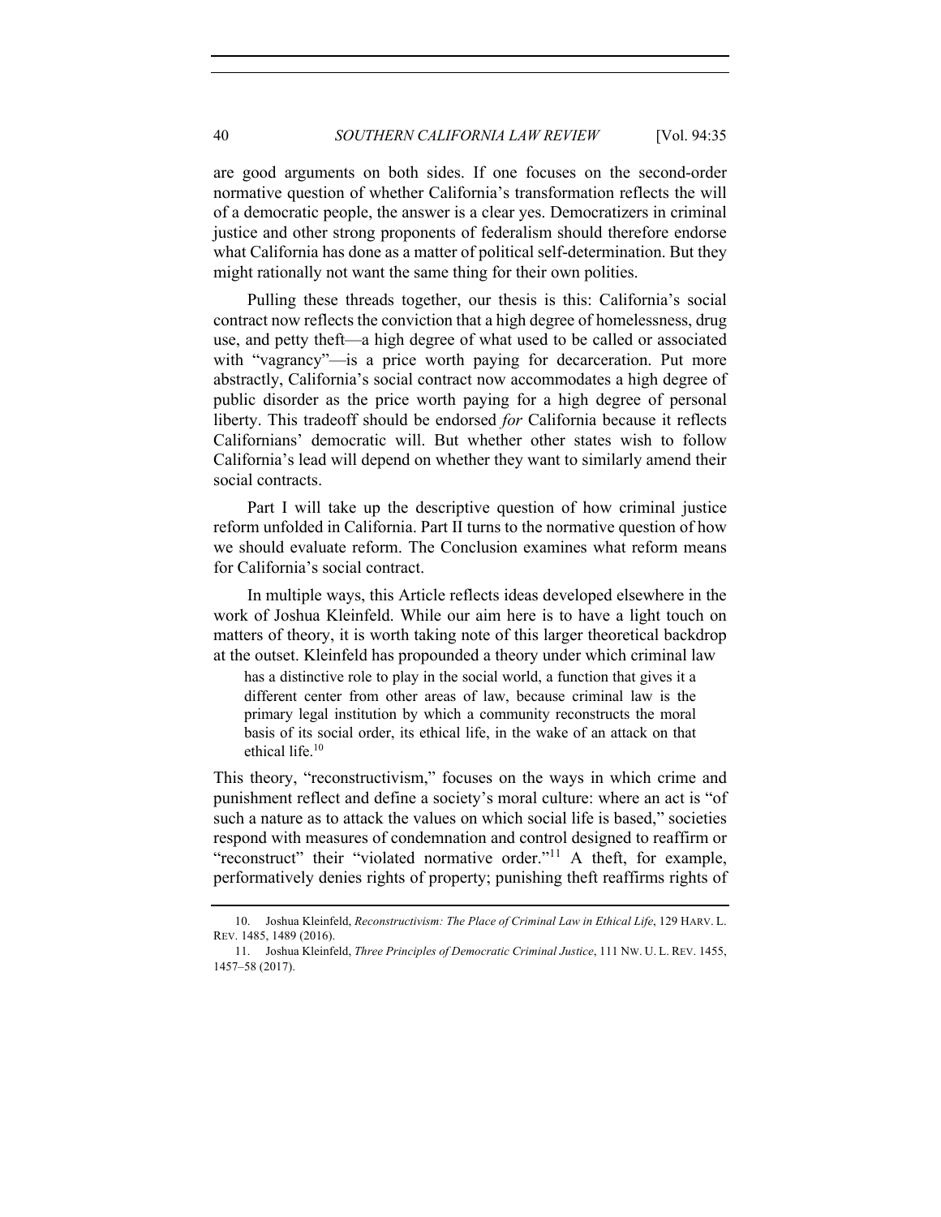are good arguments on both sides. If one focuses on the second-order normative question of whether California's transformation reflects the will of a democratic people, the answer is a clear yes. Democratizers in criminal justice and other strong proponents of federalism should therefore endorse what California has done as a matter of political self-determination. But they might rationally not want the same thing for their own polities.

Pulling these threads together, our thesis is this: California's social contract now reflects the conviction that a high degree of homelessness, drug use, and petty theft—a high degree of what used to be called or associated with "vagrancy"—is a price worth paying for decarceration. Put more abstractly, California's social contract now accommodates a high degree of public disorder as the price worth paying for a high degree of personal liberty. This tradeoff should be endorsed *for* California because it reflects Californians' democratic will. But whether other states wish to follow California's lead will depend on whether they want to similarly amend their social contracts.

Part I will take up the descriptive question of how criminal justice reform unfolded in California. Part II turns to the normative question of how we should evaluate reform. The Conclusion examines what reform means for California's social contract.

In multiple ways, this Article reflects ideas developed elsewhere in the work of Joshua Kleinfeld. While our aim here is to have a light touch on matters of theory, it is worth taking note of this larger theoretical backdrop at the outset. Kleinfeld has propounded a theory under which criminal law

> has a distinctive role to play in the social world, a function that gives it a different center from other areas of law, because criminal law is the primary legal institution by which a community reconstructs the moral basis of its social order, its ethical life, in the wake of an attack on that ethical life.[10]

This theory, "reconstructivism," focuses on the ways in which crime and punishment reflect and define a society's moral culture: where an act is "of such a nature as to attack the values on which social life is based," societies respond with measures of condemnation and control designed to reaffirm or "reconstruct" their "violated normative order."[11] A theft, for example, performatively denies rights of property; punishing theft reaffirms rights of

---

10. Joshua Kleinfeld, *Reconstructivism: The Place of Criminal Law in Ethical Life*, 129 HARV. L. REV. 1485, 1489 (2016).

11. Joshua Kleinfeld, *Three Principles of Democratic Criminal Justice*, 111 NW. U. L. REV. 1455, 1457–58 (2017).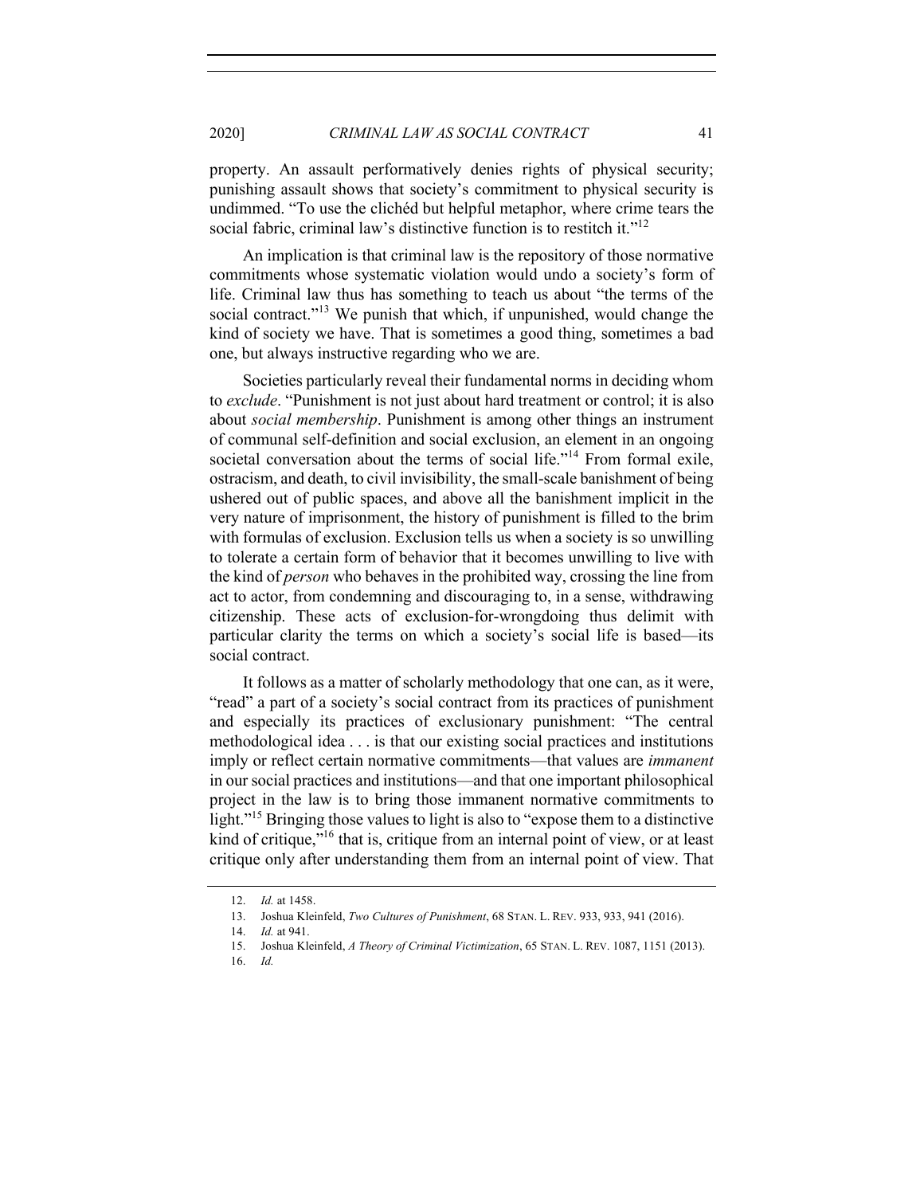property. An assault performatively denies rights of physical security; punishing assault shows that society's commitment to physical security is undimmed. "To use the clichéd but helpful metaphor, where crime tears the social fabric, criminal law's distinctive function is to restitch it."[12]

An implication is that criminal law is the repository of those normative commitments whose systematic violation would undo a society's form of life. Criminal law thus has something to teach us about "the terms of the social contract."[13] We punish that which, if unpunished, would change the kind of society we have. That is sometimes a good thing, sometimes a bad one, but always instructive regarding who we are.

Societies particularly reveal their fundamental norms in deciding whom to *exclude*. "Punishment is not just about hard treatment or control; it is also about *social membership*. Punishment is among other things an instrument of communal self-definition and social exclusion, an element in an ongoing societal conversation about the terms of social life."[14] From formal exile, ostracism, and death, to civil invisibility, the small-scale banishment of being ushered out of public spaces, and above all the banishment implicit in the very nature of imprisonment, the history of punishment is filled to the brim with formulas of exclusion. Exclusion tells us when a society is so unwilling to tolerate a certain form of behavior that it becomes unwilling to live with the kind of *person* who behaves in the prohibited way, crossing the line from act to actor, from condemning and discouraging to, in a sense, withdrawing citizenship. These acts of exclusion-for-wrongdoing thus delimit with particular clarity the terms on which a society's social life is based—its social contract.

It follows as a matter of scholarly methodology that one can, as it were, "read" a part of a society's social contract from its practices of punishment and especially its practices of exclusionary punishment: "The central methodological idea . . . is that our existing social practices and institutions imply or reflect certain normative commitments—that values are *immanent* in our social practices and institutions—and that one important philosophical project in the law is to bring those immanent normative commitments to light."[15] Bringing those values to light is also to "expose them to a distinctive kind of critique,"[16] that is, critique from an internal point of view, or at least critique only after understanding them from an internal point of view. That

---

12. *Id.* at 1458.

13. Joshua Kleinfeld, *Two Cultures of Punishment*, 68 STAN. L. REV. 933, 933, 941 (2016).

14. *Id.* at 941.

15. Joshua Kleinfeld, *A Theory of Criminal Victimization*, 65 STAN. L. REV. 1087, 1151 (2013).

16. *Id.*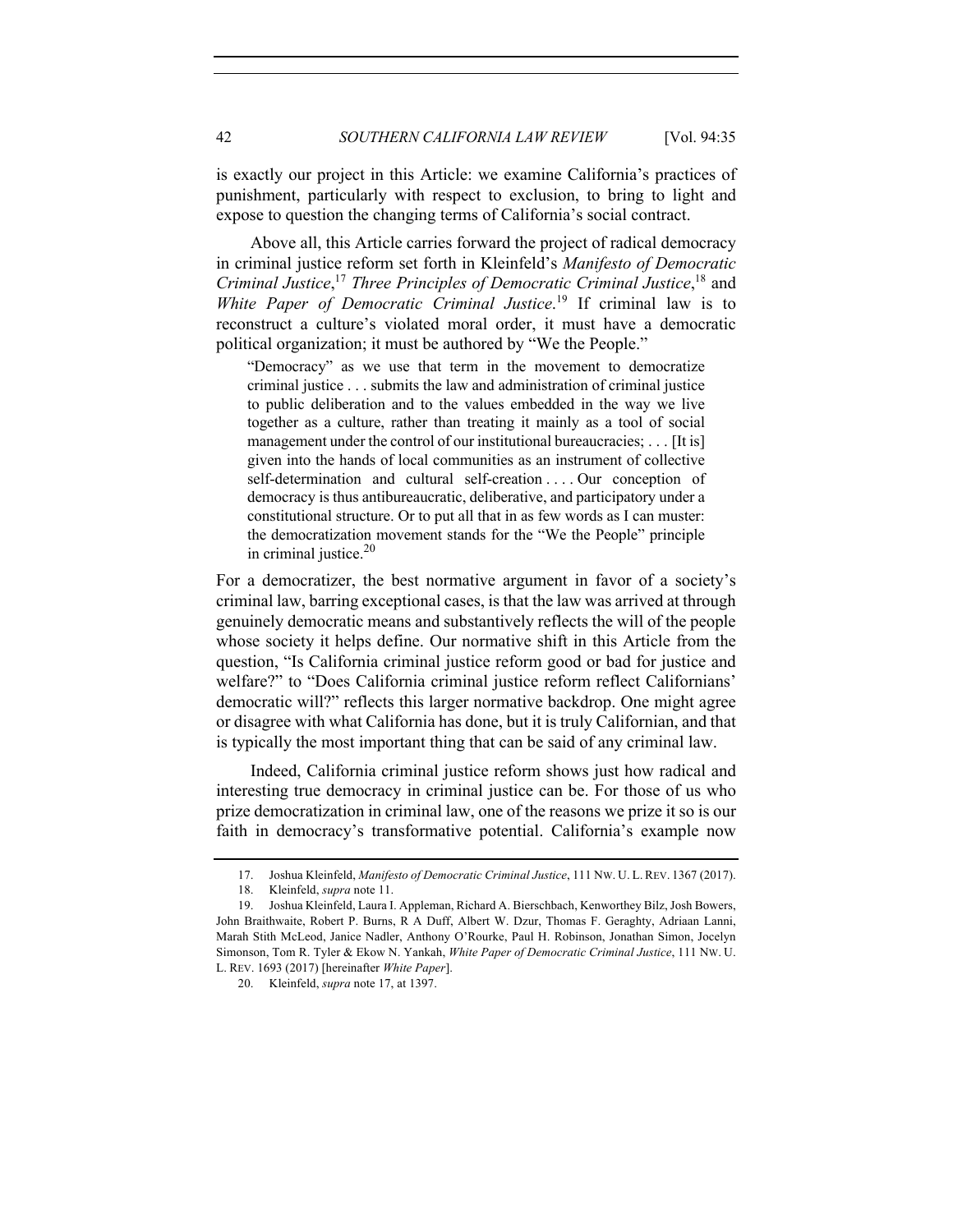is exactly our project in this Article: we examine California's practices of punishment, particularly with respect to exclusion, to bring to light and expose to question the changing terms of California's social contract.

Above all, this Article carries forward the project of radical democracy in criminal justice reform set forth in Kleinfeld's *Manifesto of Democratic Criminal Justice*,[17] *Three Principles of Democratic Criminal Justice*,[18] and *White Paper of Democratic Criminal Justice*.[19] If criminal law is to reconstruct a culture's violated moral order, it must have a democratic political organization; it must be authored by "We the People."

> "Democracy" as we use that term in the movement to democratize criminal justice . . . submits the law and administration of criminal justice to public deliberation and to the values embedded in the way we live together as a culture, rather than treating it mainly as a tool of social management under the control of our institutional bureaucracies; . . . [It is] given into the hands of local communities as an instrument of collective self-determination and cultural self-creation . . . . Our conception of democracy is thus antibureaucratic, deliberative, and participatory under a constitutional structure. Or to put all that in as few words as I can muster: the democratization movement stands for the "We the People" principle in criminal justice.[20]

For a democratizer, the best normative argument in favor of a society's criminal law, barring exceptional cases, is that the law was arrived at through genuinely democratic means and substantively reflects the will of the people whose society it helps define. Our normative shift in this Article from the question, "Is California criminal justice reform good or bad for justice and welfare?" to "Does California criminal justice reform reflect Californians' democratic will?" reflects this larger normative backdrop. One might agree or disagree with what California has done, but it is truly Californian, and that is typically the most important thing that can be said of any criminal law.

Indeed, California criminal justice reform shows just how radical and interesting true democracy in criminal justice can be. For those of us who prize democratization in criminal law, one of the reasons we prize it so is our faith in democracy's transformative potential. California's example now

---

17. Joshua Kleinfeld, *Manifesto of Democratic Criminal Justice*, 111 NW. U. L. REV. 1367 (2017).

18. Kleinfeld, *supra* note 11.

19. Joshua Kleinfeld, Laura I. Appleman, Richard A. Bierschbach, Kenworthey Bilz, Josh Bowers, John Braithwaite, Robert P. Burns, R A Duff, Albert W. Dzur, Thomas F. Geraghty, Adriaan Lanni, Marah Stith McLeod, Janice Nadler, Anthony O'Rourke, Paul H. Robinson, Jonathan Simon, Jocelyn Simonson, Tom R. Tyler & Ekow N. Yankah, *White Paper of Democratic Criminal Justice*, 111 NW. U. L. REV. 1693 (2017) [hereinafter *White Paper*].

20. Kleinfeld, *supra* note 17, at 1397.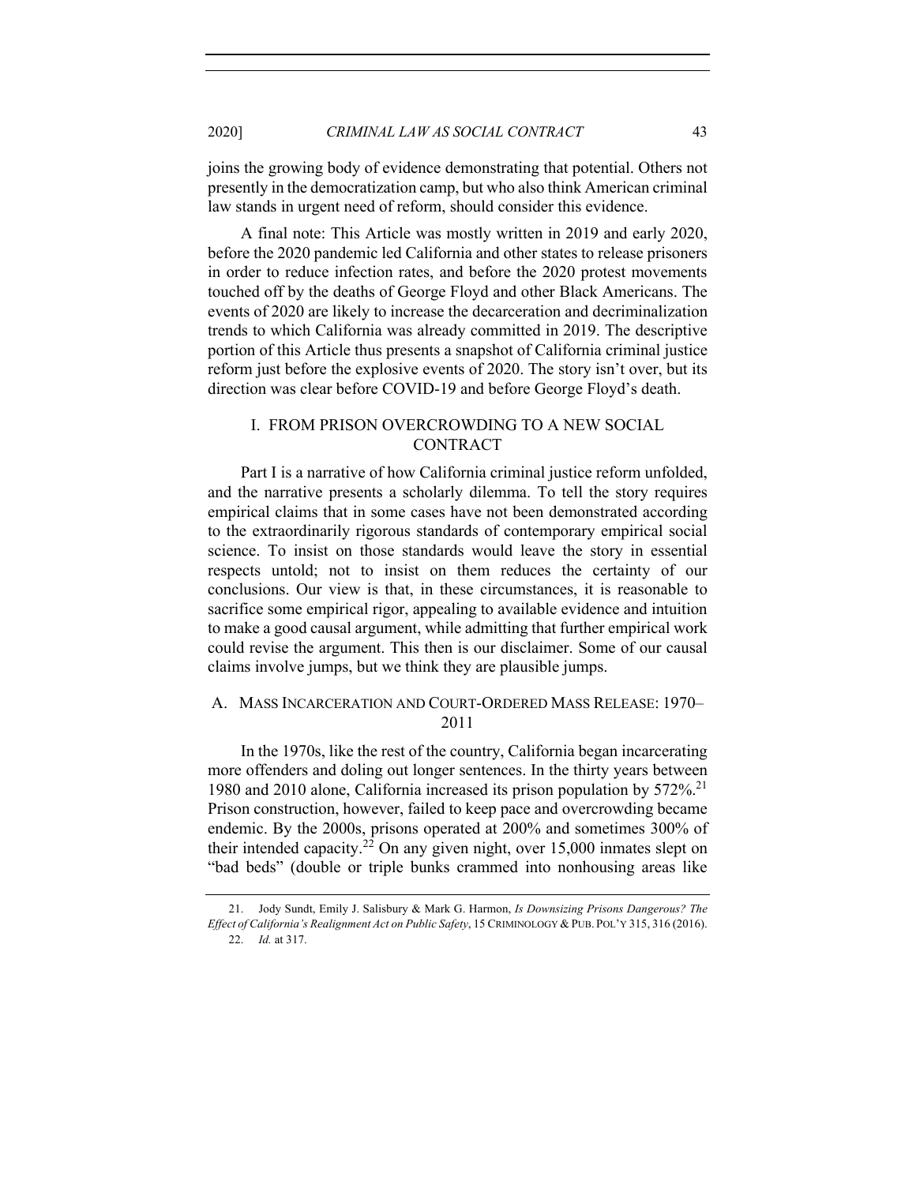joins the growing body of evidence demonstrating that potential. Others not presently in the democratization camp, but who also think American criminal law stands in urgent need of reform, should consider this evidence.

A final note: This Article was mostly written in 2019 and early 2020, before the 2020 pandemic led California and other states to release prisoners in order to reduce infection rates, and before the 2020 protest movements touched off by the deaths of George Floyd and other Black Americans. The events of 2020 are likely to increase the decarceration and decriminalization trends to which California was already committed in 2019. The descriptive portion of this Article thus presents a snapshot of California criminal justice reform just before the explosive events of 2020. The story isn't over, but its direction was clear before COVID-19 and before George Floyd's death.

## I. FROM PRISON OVERCROWDING TO A NEW SOCIAL CONTRACT

Part I is a narrative of how California criminal justice reform unfolded, and the narrative presents a scholarly dilemma. To tell the story requires empirical claims that in some cases have not been demonstrated according to the extraordinarily rigorous standards of contemporary empirical social science. To insist on those standards would leave the story in essential respects untold; not to insist on them reduces the certainty of our conclusions. Our view is that, in these circumstances, it is reasonable to sacrifice some empirical rigor, appealing to available evidence and intuition to make a good causal argument, while admitting that further empirical work could revise the argument. This then is our disclaimer. Some of our causal claims involve jumps, but we think they are plausible jumps.

### A. MASS INCARCERATION AND COURT-ORDERED MASS RELEASE: 1970–2011

In the 1970s, like the rest of the country, California began incarcerating more offenders and doling out longer sentences. In the thirty years between 1980 and 2010 alone, California increased its prison population by 572%.[21] Prison construction, however, failed to keep pace and overcrowding became endemic. By the 2000s, prisons operated at 200% and sometimes 300% of their intended capacity.[22] On any given night, over 15,000 inmates slept on "bad beds" (double or triple bunks crammed into nonhousing areas like

---

21. Jody Sundt, Emily J. Salisbury & Mark G. Harmon, *Is Downsizing Prisons Dangerous? The Effect of California's Realignment Act on Public Safety*, 15 CRIMINOLOGY & PUB. POL'Y 315, 316 (2016).

22. *Id.* at 317.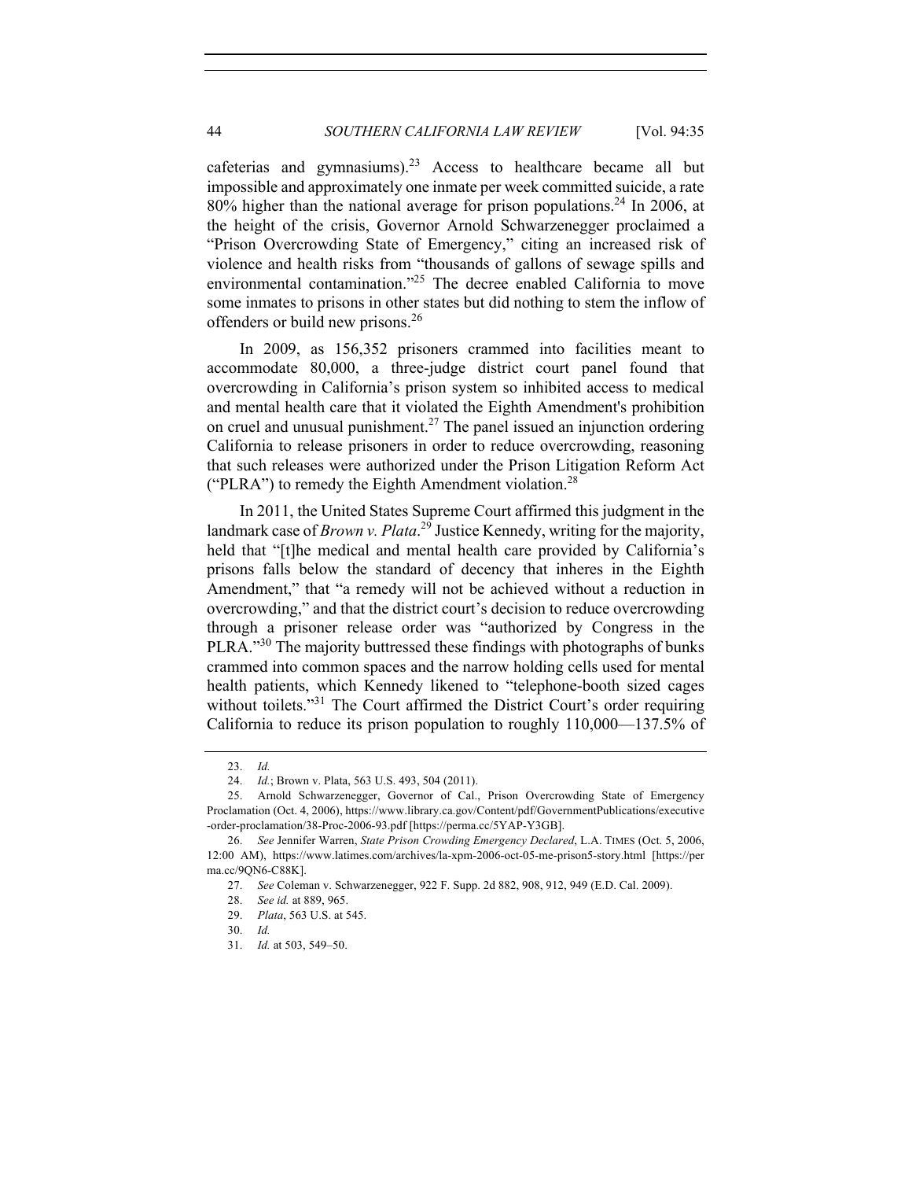cafeterias and gymnasiums).[23] Access to healthcare became all but impossible and approximately one inmate per week committed suicide, a rate 80% higher than the national average for prison populations.[24] In 2006, at the height of the crisis, Governor Arnold Schwarzenegger proclaimed a "Prison Overcrowding State of Emergency," citing an increased risk of violence and health risks from "thousands of gallons of sewage spills and environmental contamination."[25] The decree enabled California to move some inmates to prisons in other states but did nothing to stem the inflow of offenders or build new prisons.[26]

In 2009, as 156,352 prisoners crammed into facilities meant to accommodate 80,000, a three-judge district court panel found that overcrowding in California's prison system so inhibited access to medical and mental health care that it violated the Eighth Amendment's prohibition on cruel and unusual punishment.[27] The panel issued an injunction ordering California to release prisoners in order to reduce overcrowding, reasoning that such releases were authorized under the Prison Litigation Reform Act ("PLRA") to remedy the Eighth Amendment violation.[28]

In 2011, the United States Supreme Court affirmed this judgment in the landmark case of *Brown v. Plata*.[29] Justice Kennedy, writing for the majority, held that "[t]he medical and mental health care provided by California's prisons falls below the standard of decency that inheres in the Eighth Amendment," that "a remedy will not be achieved without a reduction in overcrowding," and that the district court's decision to reduce overcrowding through a prisoner release order was "authorized by Congress in the PLRA."[30] The majority buttressed these findings with photographs of bunks crammed into common spaces and the narrow holding cells used for mental health patients, which Kennedy likened to "telephone-booth sized cages without toilets."[31] The Court affirmed the District Court's order requiring California to reduce its prison population to roughly 110,000—137.5% of

---

23. *Id.*

24. *Id.*; Brown v. Plata, 563 U.S. 493, 504 (2011).

25. Arnold Schwarzenegger, Governor of Cal., Prison Overcrowding State of Emergency Proclamation (Oct. 4, 2006), https://www.library.ca.gov/Content/pdf/GovernmentPublications/executive-order-proclamation/38-Proc-2006-93.pdf [https://perma.cc/5YAP-Y3GB].

26. *See* Jennifer Warren, *State Prison Crowding Emergency Declared*, L.A. TIMES (Oct. 5, 2006, 12:00 AM), https://www.latimes.com/archives/la-xpm-2006-oct-05-me-prison5-story.html [https://perma.cc/9QN6-C88K].

27. *See* Coleman v. Schwarzenegger, 922 F. Supp. 2d 882, 908, 912, 949 (E.D. Cal. 2009).

28. *See id.* at 889, 965.

29. *Plata*, 563 U.S. at 545.

30. *Id.*

31. *Id.* at 503, 549–50.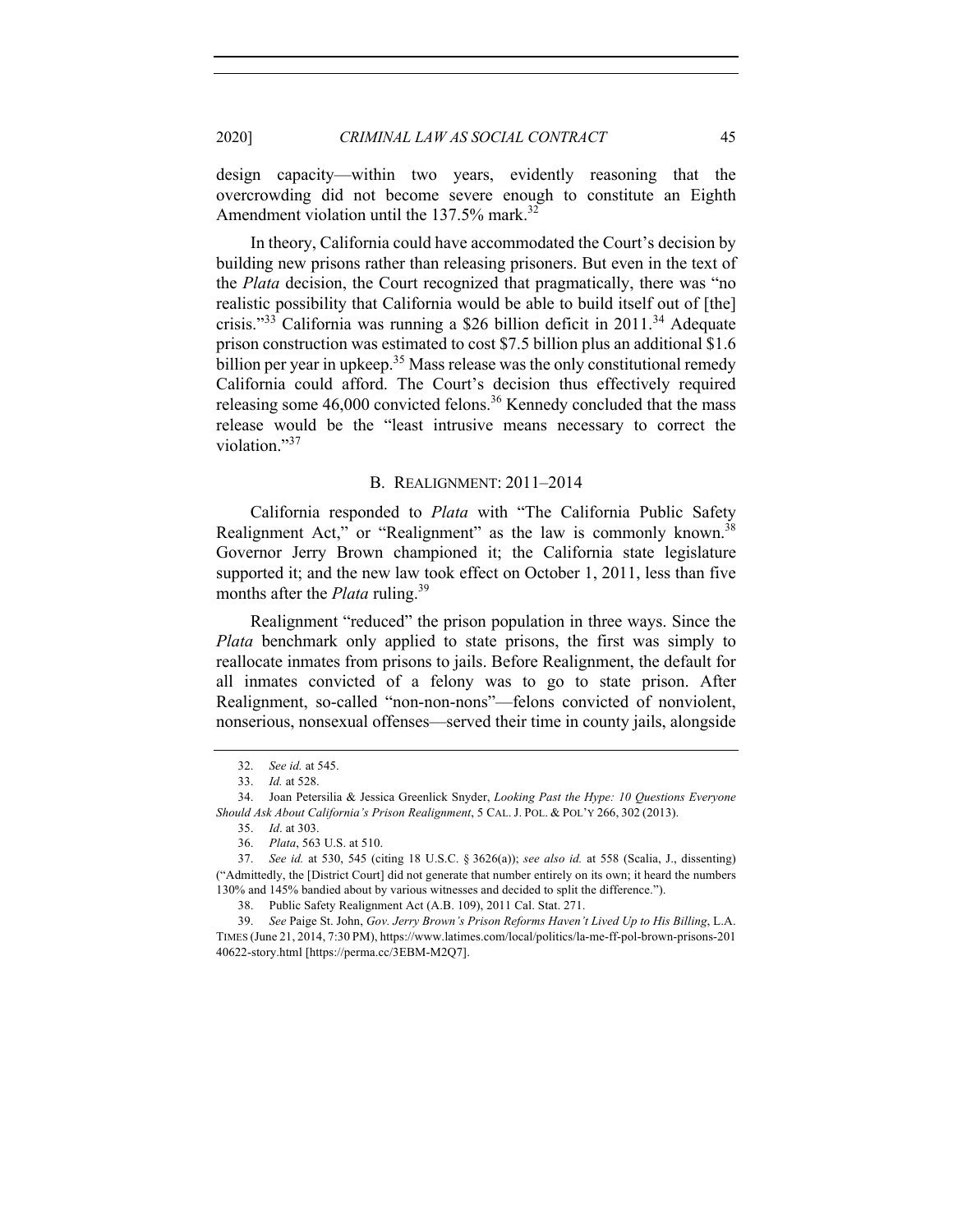design capacity—within two years, evidently reasoning that the overcrowding did not become severe enough to constitute an Eighth Amendment violation until the 137.5% mark.[32]

In theory, California could have accommodated the Court's decision by building new prisons rather than releasing prisoners. But even in the text of the *Plata* decision, the Court recognized that pragmatically, there was "no realistic possibility that California would be able to build itself out of [the] crisis."[33] California was running a $26 billion deficit in 2011.[34] Adequate prison construction was estimated to cost $7.5 billion plus an additional $1.6 billion per year in upkeep.[35] Mass release was the only constitutional remedy California could afford. The Court's decision thus effectively required releasing some 46,000 convicted felons.[36] Kennedy concluded that the mass release would be the "least intrusive means necessary to correct the violation."[37]

## B. Realignment: 2011–2014

California responded to *Plata* with "The California Public Safety Realignment Act," or "Realignment" as the law is commonly known.[38] Governor Jerry Brown championed it; the California state legislature supported it; and the new law took effect on October 1, 2011, less than five months after the *Plata* ruling.[39]

Realignment "reduced" the prison population in three ways. Since the *Plata* benchmark only applied to state prisons, the first was simply to reallocate inmates from prisons to jails. Before Realignment, the default for all inmates convicted of a felony was to go to state prison. After Realignment, so-called "non-non-nons"—felons convicted of nonviolent, nonserious, nonsexual offenses—served their time in county jails, alongside

---

32. *See id.* at 545.

33. *Id.* at 528.

34. Joan Petersilia & Jessica Greenlick Snyder, *Looking Past the Hype: 10 Questions Everyone Should Ask About California's Prison Realignment*, 5 CAL. J. POL. & POL'Y 266, 302 (2013).

35. *Id*. at 303.

36. *Plata*, 563 U.S. at 510.

37. *See id.* at 530, 545 (citing 18 U.S.C. § 3626(a)); *see also id.* at 558 (Scalia, J., dissenting) ("Admittedly, the [District Court] did not generate that number entirely on its own; it heard the numbers 130% and 145% bandied about by various witnesses and decided to split the difference.").

38. Public Safety Realignment Act (A.B. 109), 2011 Cal. Stat. 271.

39. *See* Paige St. John, *Gov. Jerry Brown's Prison Reforms Haven't Lived Up to His Billing*, L.A. TIMES (June 21, 2014, 7:30 PM), https://www.latimes.com/local/politics/la-me-ff-pol-brown-prisons-20140622-story.html [https://perma.cc/3EBM-M2Q7].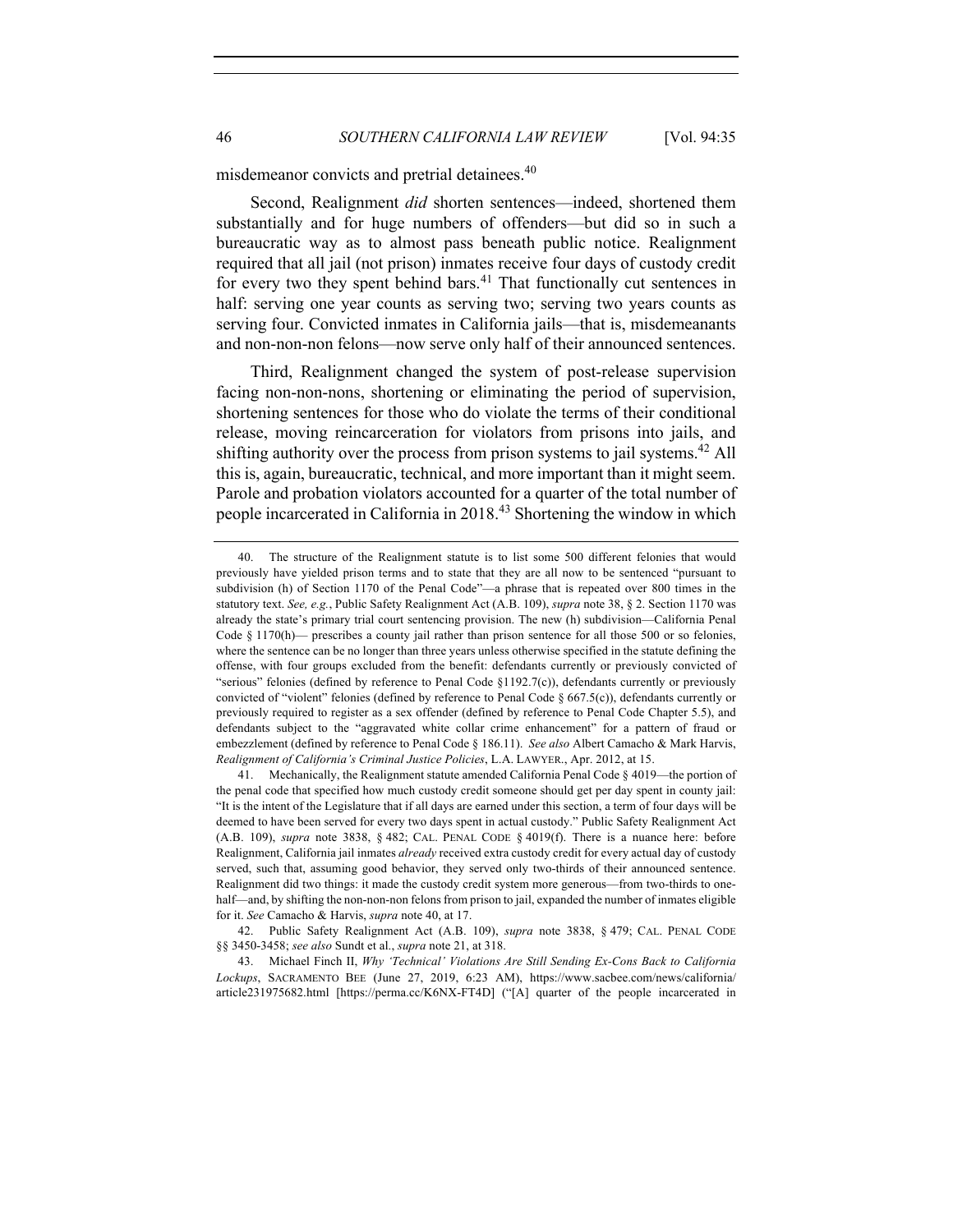misdemeanor convicts and pretrial detainees.[40]

Second, Realignment *did* shorten sentences—indeed, shortened them substantially and for huge numbers of offenders—but did so in such a bureaucratic way as to almost pass beneath public notice. Realignment required that all jail (not prison) inmates receive four days of custody credit for every two they spent behind bars.[41] That functionally cut sentences in half: serving one year counts as serving two; serving two years counts as serving four. Convicted inmates in California jails—that is, misdemeanants and non-non-non felons—now serve only half of their announced sentences.

Third, Realignment changed the system of post-release supervision facing non-non-nons, shortening or eliminating the period of supervision, shortening sentences for those who do violate the terms of their conditional release, moving reincarceration for violators from prisons into jails, and shifting authority over the process from prison systems to jail systems.[42] All this is, again, bureaucratic, technical, and more important than it might seem. Parole and probation violators accounted for a quarter of the total number of people incarcerated in California in 2018.[43] Shortening the window in which

---

40. The structure of the Realignment statute is to list some 500 different felonies that would previously have yielded prison terms and to state that they are all now to be sentenced "pursuant to subdivision (h) of Section 1170 of the Penal Code"—a phrase that is repeated over 800 times in the statutory text. *See, e.g.*, Public Safety Realignment Act (A.B. 109), *supra* note 38, § 2. Section 1170 was already the state's primary trial court sentencing provision. The new (h) subdivision—California Penal Code § 1170(h)— prescribes a county jail rather than prison sentence for all those 500 or so felonies, where the sentence can be no longer than three years unless otherwise specified in the statute defining the offense, with four groups excluded from the benefit: defendants currently or previously convicted of "serious" felonies (defined by reference to Penal Code §1192.7(c)), defendants currently or previously convicted of "violent" felonies (defined by reference to Penal Code § 667.5(c)), defendants currently or previously required to register as a sex offender (defined by reference to Penal Code Chapter 5.5), and defendants subject to the "aggravated white collar crime enhancement" for a pattern of fraud or embezzlement (defined by reference to Penal Code § 186.11). *See also* Albert Camacho & Mark Harvis, *Realignment of California's Criminal Justice Policies*, L.A. LAWYER., Apr. 2012, at 15.

41. Mechanically, the Realignment statute amended California Penal Code § 4019—the portion of the penal code that specified how much custody credit someone should get per day spent in county jail: "It is the intent of the Legislature that if all days are earned under this section, a term of four days will be deemed to have been served for every two days spent in actual custody." Public Safety Realignment Act (A.B. 109), *supra* note 3838, § 482; CAL. PENAL CODE § 4019(f). There is a nuance here: before Realignment, California jail inmates *already* received extra custody credit for every actual day of custody served, such that, assuming good behavior, they served only two-thirds of their announced sentence. Realignment did two things: it made the custody credit system more generous—from two-thirds to one-half—and, by shifting the non-non-non felons from prison to jail, expanded the number of inmates eligible for it. *See* Camacho & Harvis, *supra* note 40, at 17.

42. Public Safety Realignment Act (A.B. 109), *supra* note 3838, § 479; CAL. PENAL CODE §§ 3450-3458; *see also* Sundt et al., *supra* note 21, at 318.

43. Michael Finch II, *Why 'Technical' Violations Are Still Sending Ex-Cons Back to California Lockups*, SACRAMENTO BEE (June 27, 2019, 6:23 AM), https://www.sacbee.com/news/california/article231975682.html [https://perma.cc/K6NX-FT4D] ("[A] quarter of the people incarcerated in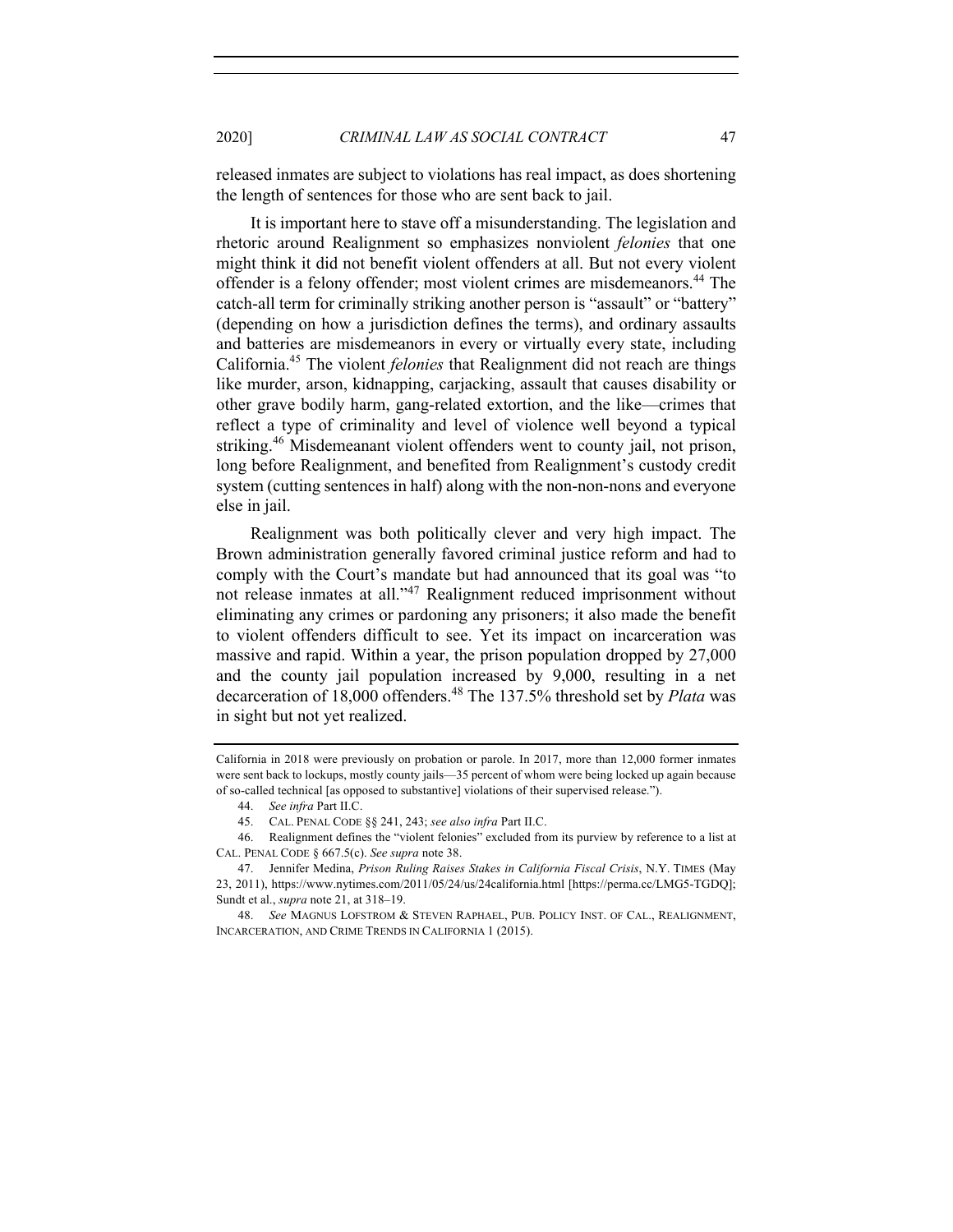released inmates are subject to violations has real impact, as does shortening the length of sentences for those who are sent back to jail.

It is important here to stave off a misunderstanding. The legislation and rhetoric around Realignment so emphasizes nonviolent *felonies* that one might think it did not benefit violent offenders at all. But not every violent offender is a felony offender; most violent crimes are misdemeanors.[44] The catch-all term for criminally striking another person is "assault" or "battery" (depending on how a jurisdiction defines the terms), and ordinary assaults and batteries are misdemeanors in every or virtually every state, including California.[45] The violent *felonies* that Realignment did not reach are things like murder, arson, kidnapping, carjacking, assault that causes disability or other grave bodily harm, gang-related extortion, and the like—crimes that reflect a type of criminality and level of violence well beyond a typical striking.[46] Misdemeanant violent offenders went to county jail, not prison, long before Realignment, and benefited from Realignment's custody credit system (cutting sentences in half) along with the non-non-nons and everyone else in jail.

Realignment was both politically clever and very high impact. The Brown administration generally favored criminal justice reform and had to comply with the Court's mandate but had announced that its goal was "to not release inmates at all."[47] Realignment reduced imprisonment without eliminating any crimes or pardoning any prisoners; it also made the benefit to violent offenders difficult to see. Yet its impact on incarceration was massive and rapid. Within a year, the prison population dropped by 27,000 and the county jail population increased by 9,000, resulting in a net decarceration of 18,000 offenders.[48] The 137.5% threshold set by *Plata* was in sight but not yet realized.

---

California in 2018 were previously on probation or parole. In 2017, more than 12,000 former inmates were sent back to lockups, mostly county jails—35 percent of whom were being locked up again because of so-called technical [as opposed to substantive] violations of their supervised release.").

44. *See infra* Part II.C.

45. CAL. PENAL CODE §§ 241, 243; *see also infra* Part II.C.

46. Realignment defines the "violent felonies" excluded from its purview by reference to a list at CAL. PENAL CODE § 667.5(c). *See supra* note 38.

47. Jennifer Medina, *Prison Ruling Raises Stakes in California Fiscal Crisis*, N.Y. TIMES (May 23, 2011), https://www.nytimes.com/2011/05/24/us/24california.html [https://perma.cc/LMG5-TGDQ]; Sundt et al., *supra* note 21, at 318–19.

48. *See* MAGNUS LOFSTROM & STEVEN RAPHAEL, PUB. POLICY INST. OF CAL., REALIGNMENT, INCARCERATION, AND CRIME TRENDS IN CALIFORNIA 1 (2015).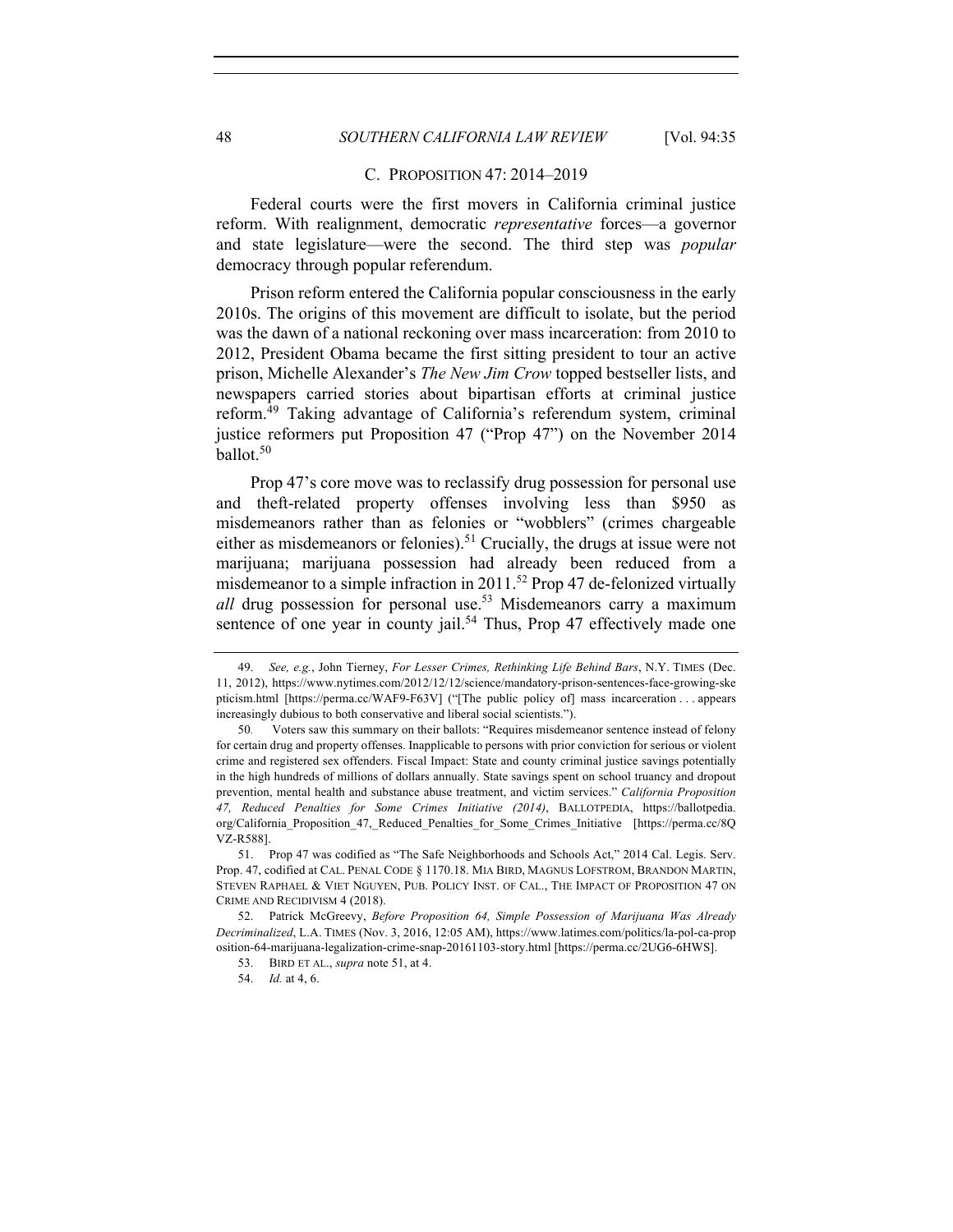### C. PROPOSITION 47: 2014–2019

Federal courts were the first movers in California criminal justice reform. With realignment, democratic *representative* forces—a governor and state legislature—were the second. The third step was *popular* democracy through popular referendum.

Prison reform entered the California popular consciousness in the early 2010s. The origins of this movement are difficult to isolate, but the period was the dawn of a national reckoning over mass incarceration: from 2010 to 2012, President Obama became the first sitting president to tour an active prison, Michelle Alexander's *The New Jim Crow* topped bestseller lists, and newspapers carried stories about bipartisan efforts at criminal justice reform.[49] Taking advantage of California's referendum system, criminal justice reformers put Proposition 47 ("Prop 47") on the November 2014 ballot.[50]

Prop 47's core move was to reclassify drug possession for personal use and theft-related property offenses involving less than $950 as misdemeanors rather than as felonies or "wobblers" (crimes chargeable either as misdemeanors or felonies).[51] Crucially, the drugs at issue were not marijuana; marijuana possession had already been reduced from a misdemeanor to a simple infraction in 2011.[52] Prop 47 de-felonized virtually *all* drug possession for personal use.[53] Misdemeanors carry a maximum sentence of one year in county jail.[54] Thus, Prop 47 effectively made one

---

49. *See, e.g.*, John Tierney, *For Lesser Crimes, Rethinking Life Behind Bars*, N.Y. TIMES (Dec. 11, 2012), https://www.nytimes.com/2012/12/12/science/mandatory-prison-sentences-face-growing-skepticism.html [https://perma.cc/WAF9-F63V] ("[The public policy of] mass incarceration . . . appears increasingly dubious to both conservative and liberal social scientists.").

50. Voters saw this summary on their ballots: "Requires misdemeanor sentence instead of felony for certain drug and property offenses. Inapplicable to persons with prior conviction for serious or violent crime and registered sex offenders. Fiscal Impact: State and county criminal justice savings potentially in the high hundreds of millions of dollars annually. State savings spent on school truancy and dropout prevention, mental health and substance abuse treatment, and victim services." *California Proposition 47, Reduced Penalties for Some Crimes Initiative (2014)*, BALLOTPEDIA, https://ballotpedia.org/California_Proposition_47,_Reduced_Penalties_for_Some_Crimes_Initiative [https://perma.cc/8QVZ-R588].

51. Prop 47 was codified as "The Safe Neighborhoods and Schools Act," 2014 Cal. Legis. Serv. Prop. 47, codified at CAL. PENAL CODE § 1170.18. MIA BIRD, MAGNUS LOFSTROM, BRANDON MARTIN, STEVEN RAPHAEL & VIET NGUYEN, PUB. POLICY INST. OF CAL., THE IMPACT OF PROPOSITION 47 ON CRIME AND RECIDIVISM 4 (2018).

52. Patrick McGreevy, *Before Proposition 64, Simple Possession of Marijuana Was Already Decriminalized*, L.A. TIMES (Nov. 3, 2016, 12:05 AM), https://www.latimes.com/politics/la-pol-ca-proposition-64-marijuana-legalization-crime-snap-20161103-story.html [https://perma.cc/2UG6-6HWS].

53. BIRD ET AL., *supra* note 51, at 4.

54. *Id.* at 4, 6.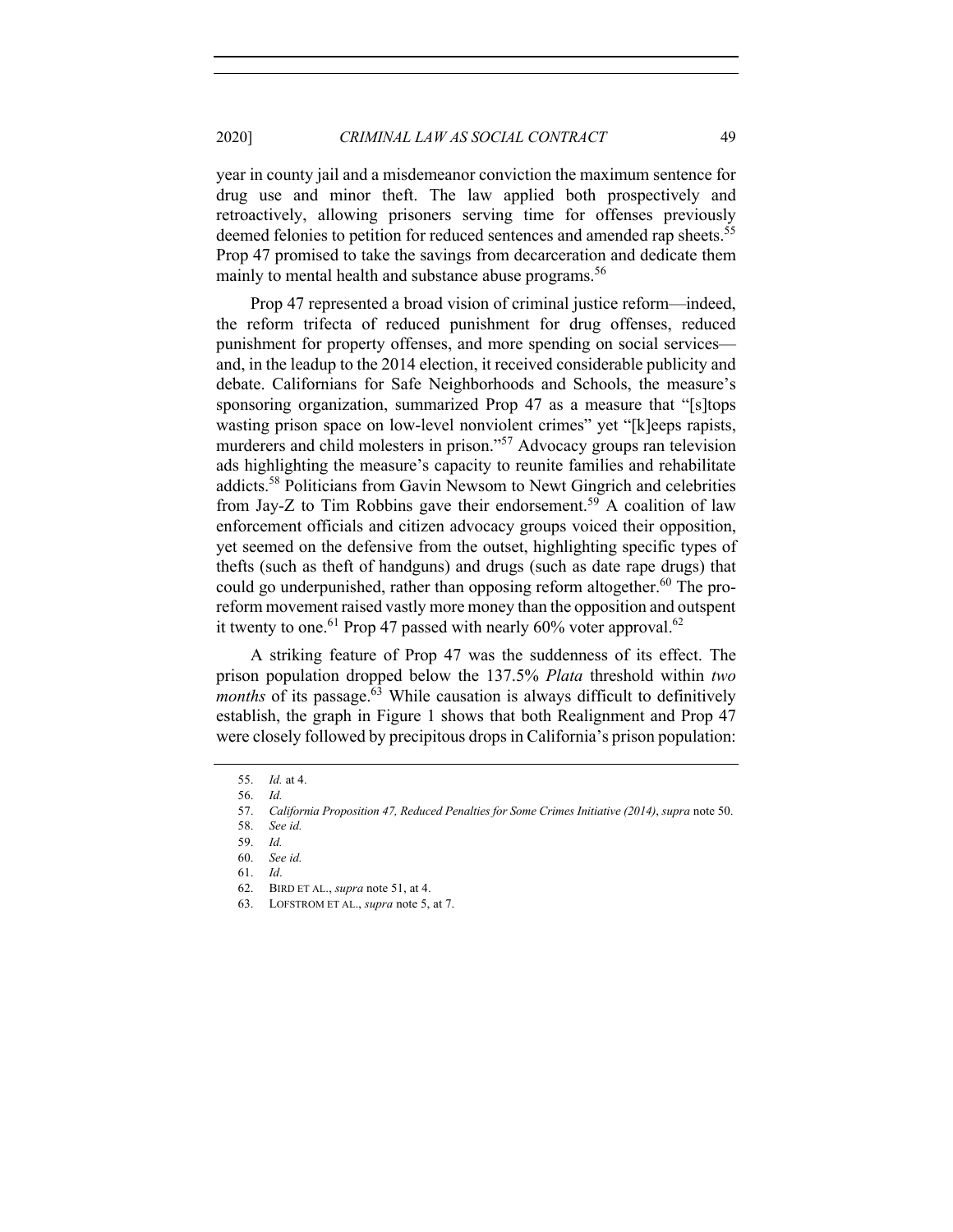year in county jail and a misdemeanor conviction the maximum sentence for drug use and minor theft. The law applied both prospectively and retroactively, allowing prisoners serving time for offenses previously deemed felonies to petition for reduced sentences and amended rap sheets.[55] Prop 47 promised to take the savings from decarceration and dedicate them mainly to mental health and substance abuse programs.[56]

Prop 47 represented a broad vision of criminal justice reform—indeed, the reform trifecta of reduced punishment for drug offenses, reduced punishment for property offenses, and more spending on social services—and, in the leadup to the 2014 election, it received considerable publicity and debate. Californians for Safe Neighborhoods and Schools, the measure's sponsoring organization, summarized Prop 47 as a measure that "[s]tops wasting prison space on low-level nonviolent crimes" yet "[k]eeps rapists, murderers and child molesters in prison."[57] Advocacy groups ran television ads highlighting the measure's capacity to reunite families and rehabilitate addicts.[58] Politicians from Gavin Newsom to Newt Gingrich and celebrities from Jay-Z to Tim Robbins gave their endorsement.[59] A coalition of law enforcement officials and citizen advocacy groups voiced their opposition, yet seemed on the defensive from the outset, highlighting specific types of thefts (such as theft of handguns) and drugs (such as date rape drugs) that could go underpunished, rather than opposing reform altogether.[60] The pro-reform movement raised vastly more money than the opposition and outspent it twenty to one.[61] Prop 47 passed with nearly 60% voter approval.[62]

A striking feature of Prop 47 was the suddenness of its effect. The prison population dropped below the 137.5% *Plata* threshold within *two months* of its passage.[63] While causation is always difficult to definitively establish, the graph in Figure 1 shows that both Realignment and Prop 47 were closely followed by precipitous drops in California's prison population:

55. *Id.* at 4.

56. *Id.*

57. *California Proposition 47, Reduced Penalties for Some Crimes Initiative (2014)*, *supra* note 50.

58. *See id.*

59. *Id.*

60. *See id.*

61. *Id*.

62. BIRD ET AL., *supra* note 51, at 4.

63. LOFSTROM ET AL., *supra* note 5, at 7.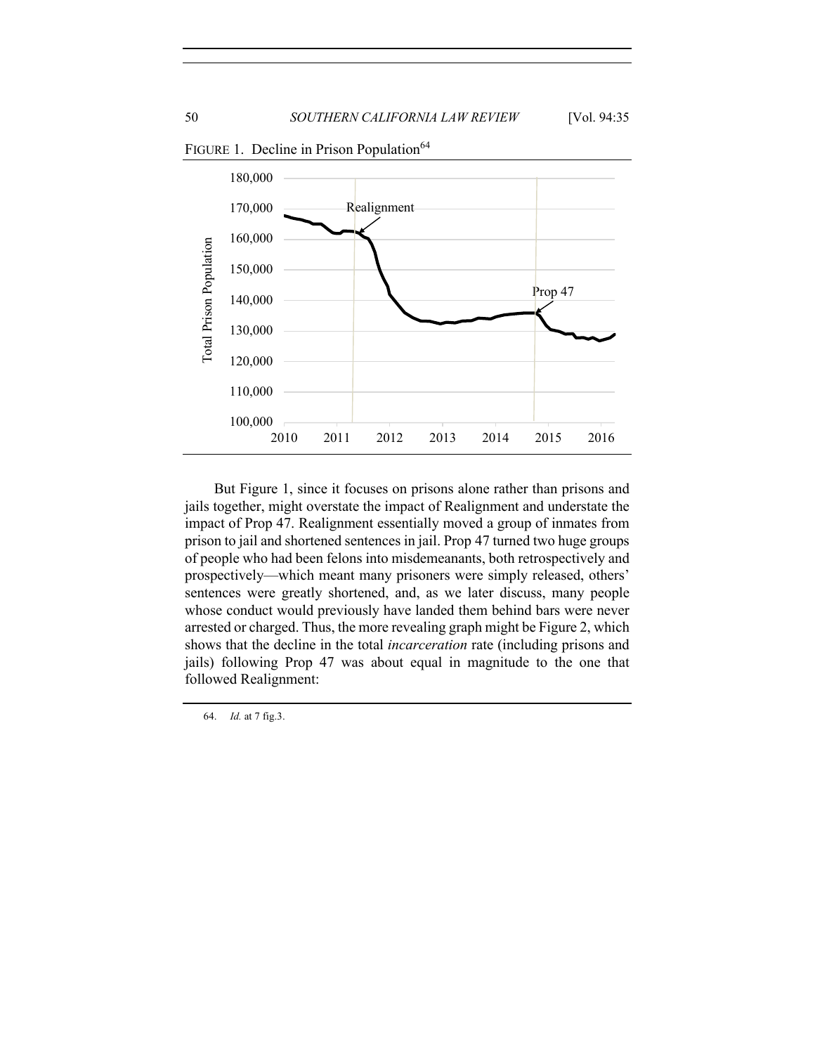FIGURE 1. Decline in Prison Population[64]

But Figure 1, since it focuses on prisons alone rather than prisons and jails together, might overstate the impact of Realignment and understate the impact of Prop 47. Realignment essentially moved a group of inmates from prison to jail and shortened sentences in jail. Prop 47 turned two huge groups of people who had been felons into misdemeanants, both retrospectively and prospectively—which meant many prisoners were simply released, others' sentences were greatly shortened, and, as we later discuss, many people whose conduct would previously have landed them behind bars were never arrested or charged. Thus, the more revealing graph might be Figure 2, which shows that the decline in the total *incarceration* rate (including prisons and jails) following Prop 47 was about equal in magnitude to the one that followed Realignment:

64. *Id.* at 7 fig.3.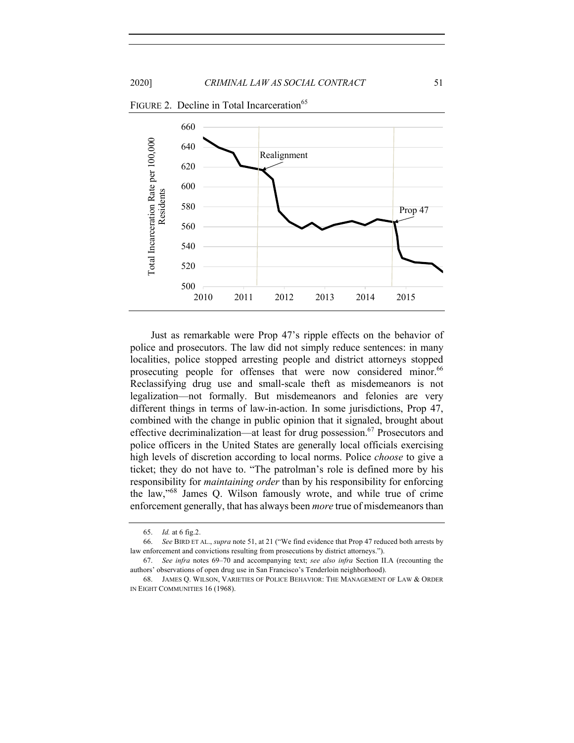FIGURE 2. Decline in Total Incarceration[65]

Just as remarkable were Prop 47's ripple effects on the behavior of police and prosecutors. The law did not simply reduce sentences: in many localities, police stopped arresting people and district attorneys stopped prosecuting people for offenses that were now considered minor.[66] Reclassifying drug use and small-scale theft as misdemeanors is not legalization—not formally. But misdemeanors and felonies are very different things in terms of law-in-action. In some jurisdictions, Prop 47, combined with the change in public opinion that it signaled, brought about effective decriminalization—at least for drug possession.[67] Prosecutors and police officers in the United States are generally local officials exercising high levels of discretion according to local norms. Police *choose* to give a ticket; they do not have to. "The patrolman's role is defined more by his responsibility for *maintaining order* than by his responsibility for enforcing the law,"[68] James Q. Wilson famously wrote, and while true of crime enforcement generally, that has always been *more* true of misdemeanors than

---

65. *Id.* at 6 fig.2.

66. *See* BIRD ET AL., *supra* note 51, at 21 ("We find evidence that Prop 47 reduced both arrests by law enforcement and convictions resulting from prosecutions by district attorneys.").

67. *See infra* notes 69–70 and accompanying text; *see also infra* Section II.A (recounting the authors' observations of open drug use in San Francisco's Tenderloin neighborhood).

68. JAMES Q. WILSON, VARIETIES OF POLICE BEHAVIOR: THE MANAGEMENT OF LAW & ORDER IN EIGHT COMMUNITIES 16 (1968).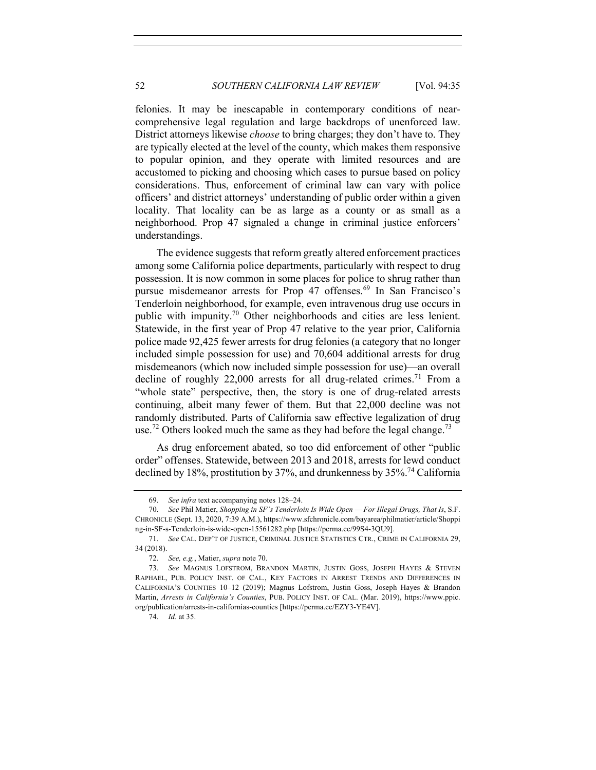felonies. It may be inescapable in contemporary conditions of near-comprehensive legal regulation and large backdrops of unenforced law. District attorneys likewise *choose* to bring charges; they don't have to. They are typically elected at the level of the county, which makes them responsive to popular opinion, and they operate with limited resources and are accustomed to picking and choosing which cases to pursue based on policy considerations. Thus, enforcement of criminal law can vary with police officers' and district attorneys' understanding of public order within a given locality. That locality can be as large as a county or as small as a neighborhood. Prop 47 signaled a change in criminal justice enforcers' understandings.

The evidence suggests that reform greatly altered enforcement practices among some California police departments, particularly with respect to drug possession. It is now common in some places for police to shrug rather than pursue misdemeanor arrests for Prop 47 offenses.[69] In San Francisco's Tenderloin neighborhood, for example, even intravenous drug use occurs in public with impunity.[70] Other neighborhoods and cities are less lenient. Statewide, in the first year of Prop 47 relative to the year prior, California police made 92,425 fewer arrests for drug felonies (a category that no longer included simple possession for use) and 70,604 additional arrests for drug misdemeanors (which now included simple possession for use)—an overall decline of roughly 22,000 arrests for all drug-related crimes.[71] From a "whole state" perspective, then, the story is one of drug-related arrests continuing, albeit many fewer of them. But that 22,000 decline was not randomly distributed. Parts of California saw effective legalization of drug use.[72] Others looked much the same as they had before the legal change.[73]

As drug enforcement abated, so too did enforcement of other "public order" offenses. Statewide, between 2013 and 2018, arrests for lewd conduct declined by 18%, prostitution by 37%, and drunkenness by 35%.[74] California

---

69. *See infra* text accompanying notes 128–24.

70. *See* Phil Matier, *Shopping in SF's Tenderloin Is Wide Open — For Illegal Drugs, That Is*, S.F. CHRONICLE (Sept. 13, 2020, 7:39 A.M.), https://www.sfchronicle.com/bayarea/philmatier/article/Shopping-in-SF-s-Tenderloin-is-wide-open-15561282.php [https://perma.cc/99S4-3QU9].

71. *See* CAL. DEP'T OF JUSTICE, CRIMINAL JUSTICE STATISTICS CTR., CRIME IN CALIFORNIA 29, 34 (2018).

72. *See, e.g.*, Matier, *supra* note 70.

73. *See* MAGNUS LOFSTROM, BRANDON MARTIN, JUSTIN GOSS, JOSEPH HAYES & STEVEN RAPHAEL, PUB. POLICY INST. OF CAL., KEY FACTORS IN ARREST TRENDS AND DIFFERENCES IN CALIFORNIA'S COUNTIES 10–12 (2019); Magnus Lofstrom, Justin Goss, Joseph Hayes & Brandon Martin, *Arrests in California's Counties*, PUB. POLICY INST. OF CAL. (Mar. 2019), https://www.ppic.org/publication/arrests-in-californias-counties [https://perma.cc/EZY3-YE4V].

74. *Id.* at 35.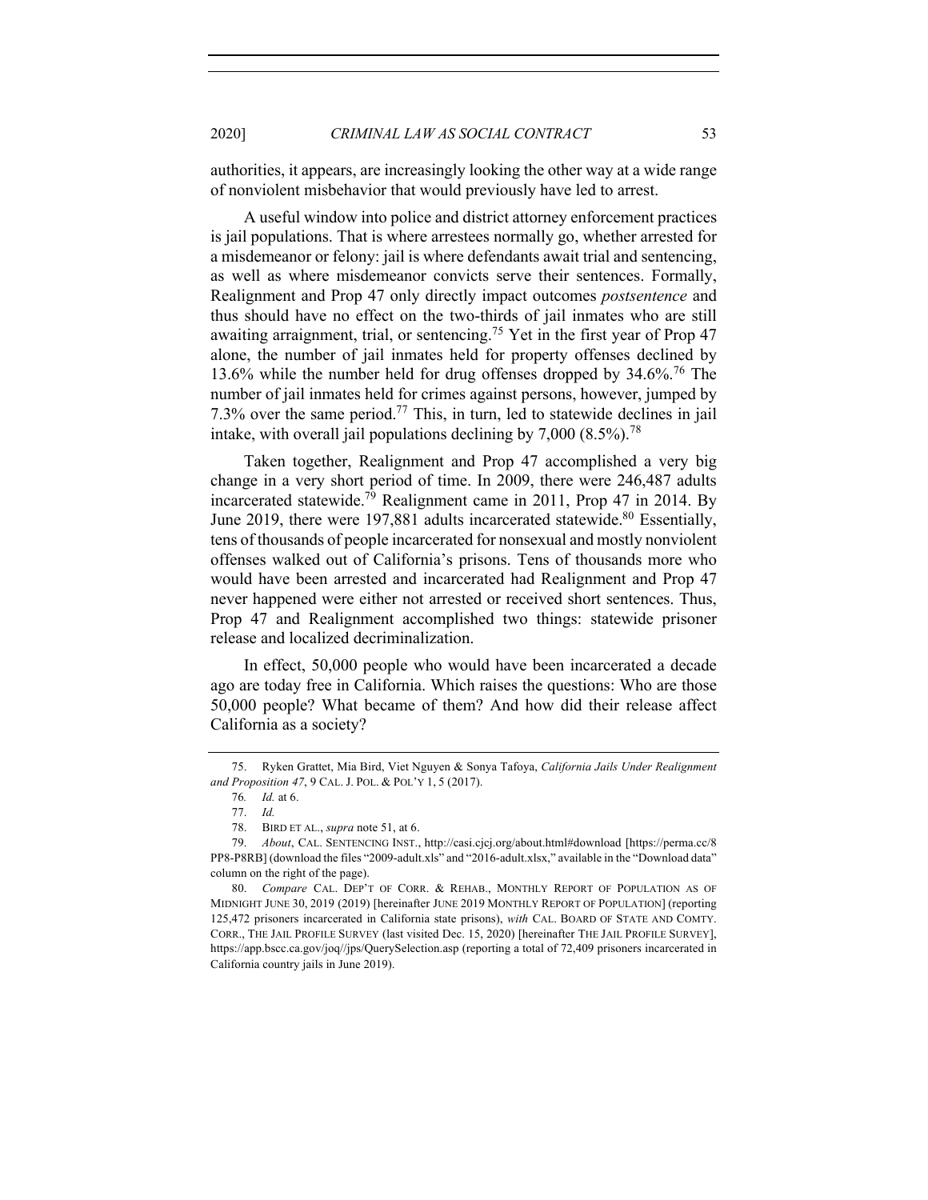authorities, it appears, are increasingly looking the other way at a wide range of nonviolent misbehavior that would previously have led to arrest.

A useful window into police and district attorney enforcement practices is jail populations. That is where arrestees normally go, whether arrested for a misdemeanor or felony: jail is where defendants await trial and sentencing, as well as where misdemeanor convicts serve their sentences. Formally, Realignment and Prop 47 only directly impact outcomes *postsentence* and thus should have no effect on the two-thirds of jail inmates who are still awaiting arraignment, trial, or sentencing.[75] Yet in the first year of Prop 47 alone, the number of jail inmates held for property offenses declined by 13.6% while the number held for drug offenses dropped by 34.6%.[76] The number of jail inmates held for crimes against persons, however, jumped by 7.3% over the same period.[77] This, in turn, led to statewide declines in jail intake, with overall jail populations declining by 7,000 (8.5%).[78]

Taken together, Realignment and Prop 47 accomplished a very big change in a very short period of time. In 2009, there were 246,487 adults incarcerated statewide.[79] Realignment came in 2011, Prop 47 in 2014. By June 2019, there were 197,881 adults incarcerated statewide.[80] Essentially, tens of thousands of people incarcerated for nonsexual and mostly nonviolent offenses walked out of California's prisons. Tens of thousands more who would have been arrested and incarcerated had Realignment and Prop 47 never happened were either not arrested or received short sentences. Thus, Prop 47 and Realignment accomplished two things: statewide prisoner release and localized decriminalization.

In effect, 50,000 people who would have been incarcerated a decade ago are today free in California. Which raises the questions: Who are those 50,000 people? What became of them? And how did their release affect California as a society?

---

75. Ryken Grattet, Mia Bird, Viet Nguyen & Sonya Tafoya, *California Jails Under Realignment and Proposition 47*, 9 CAL. J. POL. & POL'Y 1, 5 (2017).

76. *Id.* at 6.

77. *Id.*

78. BIRD ET AL., *supra* note 51, at 6.

79. *About*, CAL. SENTENCING INST., http://casi.cjcj.org/about.html#download [https://perma.cc/8PP8-P8RB] (download the files "2009-adult.xls" and "2016-adult.xlsx," available in the "Download data" column on the right of the page).

80. *Compare* CAL. DEP'T OF CORR. & REHAB., MONTHLY REPORT OF POPULATION AS OF MIDNIGHT JUNE 30, 2019 (2019) [hereinafter JUNE 2019 MONTHLY REPORT OF POPULATION] (reporting 125,472 prisoners incarcerated in California state prisons), *with* CAL. BOARD OF STATE AND COMTY. CORR., THE JAIL PROFILE SURVEY (last visited Dec. 15, 2020) [hereinafter THE JAIL PROFILE SURVEY], https://app.bscc.ca.gov/joq//jps/QuerySelection.asp (reporting a total of 72,409 prisoners incarcerated in California country jails in June 2019).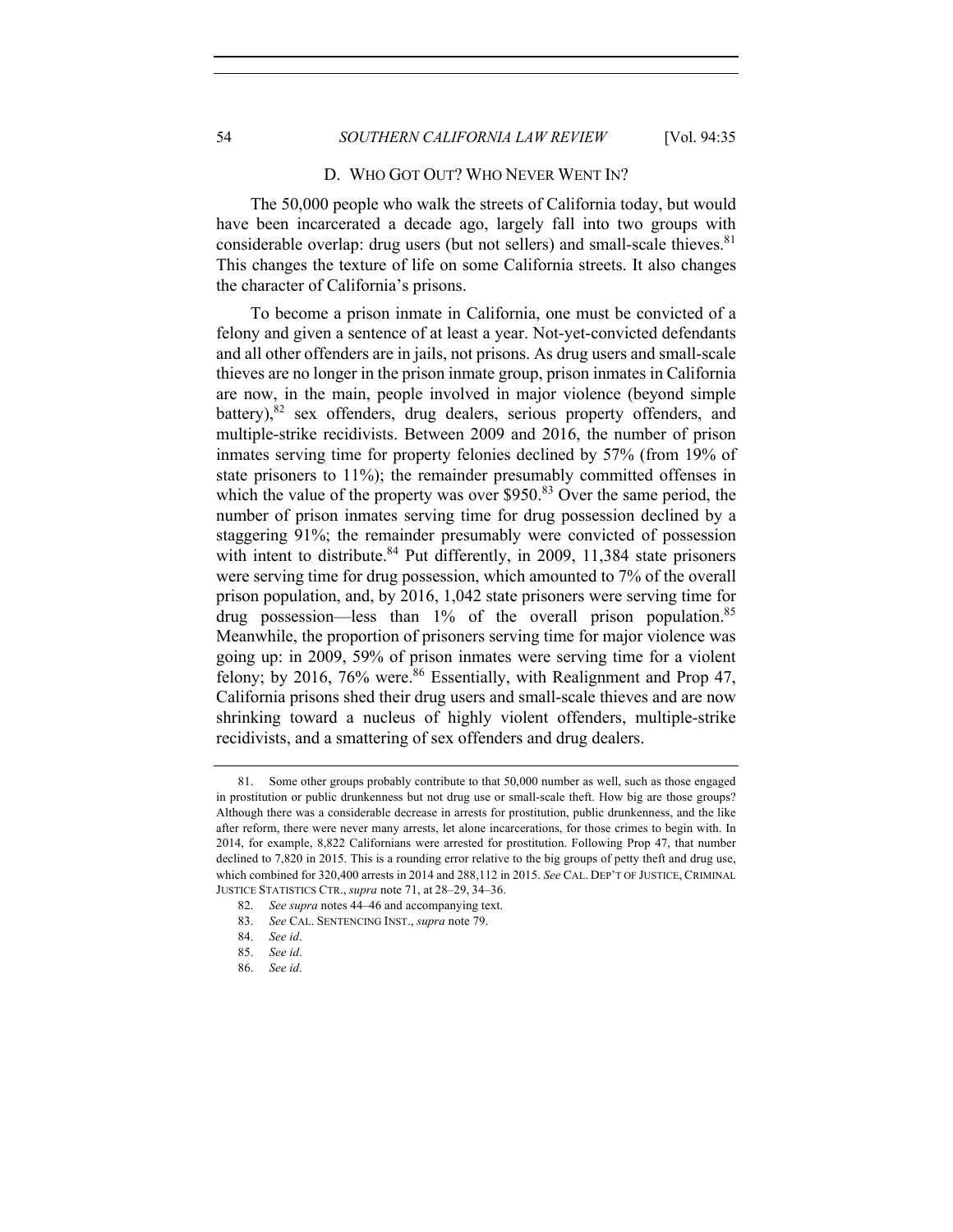### D. WHO GOT OUT? WHO NEVER WENT IN?

The 50,000 people who walk the streets of California today, but would have been incarcerated a decade ago, largely fall into two groups with considerable overlap: drug users (but not sellers) and small-scale thieves.[81] This changes the texture of life on some California streets. It also changes the character of California's prisons.

To become a prison inmate in California, one must be convicted of a felony and given a sentence of at least a year. Not-yet-convicted defendants and all other offenders are in jails, not prisons. As drug users and small-scale thieves are no longer in the prison inmate group, prison inmates in California are now, in the main, people involved in major violence (beyond simple battery),[82] sex offenders, drug dealers, serious property offenders, and multiple-strike recidivists. Between 2009 and 2016, the number of prison inmates serving time for property felonies declined by 57% (from 19% of state prisoners to 11%); the remainder presumably committed offenses in which the value of the property was over $950.[83] Over the same period, the number of prison inmates serving time for drug possession declined by a staggering 91%; the remainder presumably were convicted of possession with intent to distribute.[84] Put differently, in 2009, 11,384 state prisoners were serving time for drug possession, which amounted to 7% of the overall prison population, and, by 2016, 1,042 state prisoners were serving time for drug possession—less than 1% of the overall prison population.[85] Meanwhile, the proportion of prisoners serving time for major violence was going up: in 2009, 59% of prison inmates were serving time for a violent felony; by 2016, 76% were.[86] Essentially, with Realignment and Prop 47, California prisons shed their drug users and small-scale thieves and are now shrinking toward a nucleus of highly violent offenders, multiple-strike recidivists, and a smattering of sex offenders and drug dealers.

---

81. Some other groups probably contribute to that 50,000 number as well, such as those engaged in prostitution or public drunkenness but not drug use or small-scale theft. How big are those groups? Although there was a considerable decrease in arrests for prostitution, public drunkenness, and the like after reform, there were never many arrests, let alone incarcerations, for those crimes to begin with. In 2014, for example, 8,822 Californians were arrested for prostitution. Following Prop 47, that number declined to 7,820 in 2015. This is a rounding error relative to the big groups of petty theft and drug use, which combined for 320,400 arrests in 2014 and 288,112 in 2015. *See* CAL. DEP'T OF JUSTICE, CRIMINAL JUSTICE STATISTICS CTR., *supra* note 71, at 28–29, 34–36.

82. *See supra* notes 44–46 and accompanying text.

83. *See* CAL. SENTENCING INST., *supra* note 79.

84. *See id*.

85. *See id*.

86. *See id*.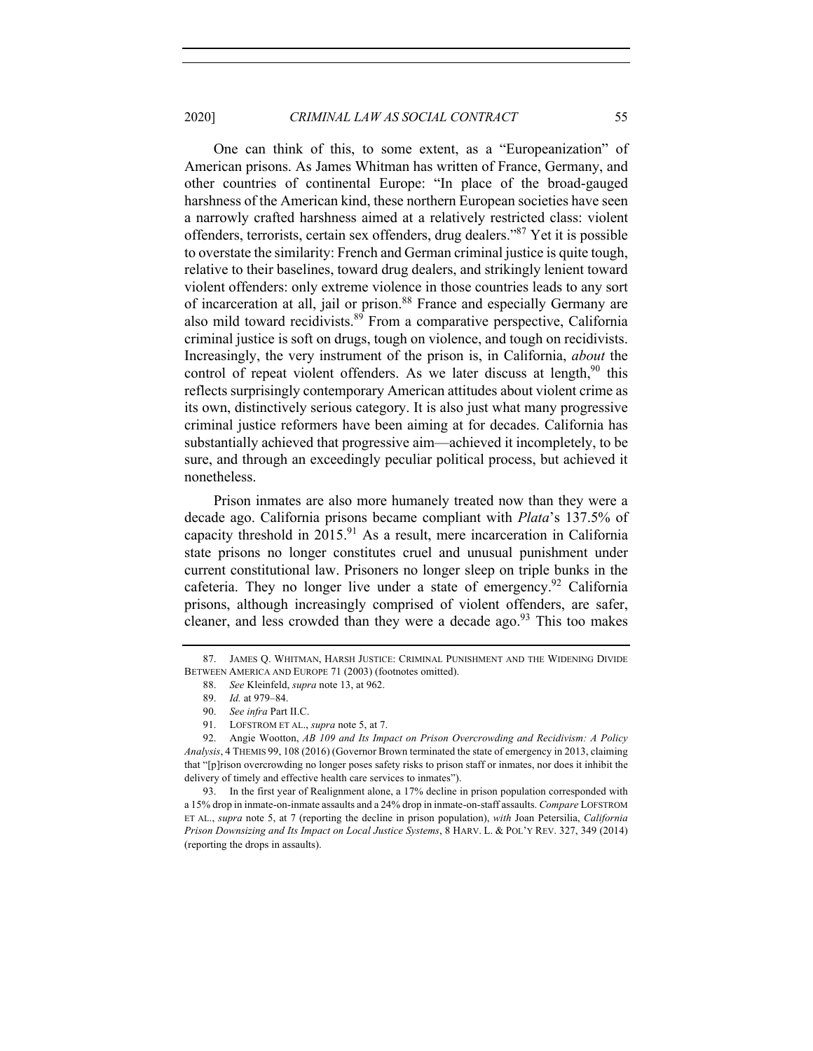One can think of this, to some extent, as a "Europeanization" of American prisons. As James Whitman has written of France, Germany, and other countries of continental Europe: "In place of the broad-gauged harshness of the American kind, these northern European societies have seen a narrowly crafted harshness aimed at a relatively restricted class: violent offenders, terrorists, certain sex offenders, drug dealers."[87] Yet it is possible to overstate the similarity: French and German criminal justice is quite tough, relative to their baselines, toward drug dealers, and strikingly lenient toward violent offenders: only extreme violence in those countries leads to any sort of incarceration at all, jail or prison.[88] France and especially Germany are also mild toward recidivists.[89] From a comparative perspective, California criminal justice is soft on drugs, tough on violence, and tough on recidivists. Increasingly, the very instrument of the prison is, in California, *about* the control of repeat violent offenders. As we later discuss at length,[90] this reflects surprisingly contemporary American attitudes about violent crime as its own, distinctively serious category. It is also just what many progressive criminal justice reformers have been aiming at for decades. California has substantially achieved that progressive aim—achieved it incompletely, to be sure, and through an exceedingly peculiar political process, but achieved it nonetheless.

Prison inmates are also more humanely treated now than they were a decade ago. California prisons became compliant with *Plata*'s 137.5% of capacity threshold in 2015.[91] As a result, mere incarceration in California state prisons no longer constitutes cruel and unusual punishment under current constitutional law. Prisoners no longer sleep on triple bunks in the cafeteria. They no longer live under a state of emergency.[92] California prisons, although increasingly comprised of violent offenders, are safer, cleaner, and less crowded than they were a decade ago.[93] This too makes

87. JAMES Q. WHITMAN, HARSH JUSTICE: CRIMINAL PUNISHMENT AND THE WIDENING DIVIDE BETWEEN AMERICA AND EUROPE 71 (2003) (footnotes omitted).

88. *See* Kleinfeld, *supra* note 13, at 962.

89. *Id.* at 979–84.

90. *See infra* Part II.C.

91. LOFSTROM ET AL., *supra* note 5, at 7.

92. Angie Wootton, *AB 109 and Its Impact on Prison Overcrowding and Recidivism: A Policy Analysis*, 4 THEMIS 99, 108 (2016) (Governor Brown terminated the state of emergency in 2013, claiming that "[p]rison overcrowding no longer poses safety risks to prison staff or inmates, nor does it inhibit the delivery of timely and effective health care services to inmates").

93. In the first year of Realignment alone, a 17% decline in prison population corresponded with a 15% drop in inmate-on-inmate assaults and a 24% drop in inmate-on-staff assaults. *Compare* LOFSTROM ET AL., *supra* note 5, at 7 (reporting the decline in prison population), *with* Joan Petersilia, *California Prison Downsizing and Its Impact on Local Justice Systems*, 8 HARV. L. & POL'Y REV. 327, 349 (2014) (reporting the drops in assaults).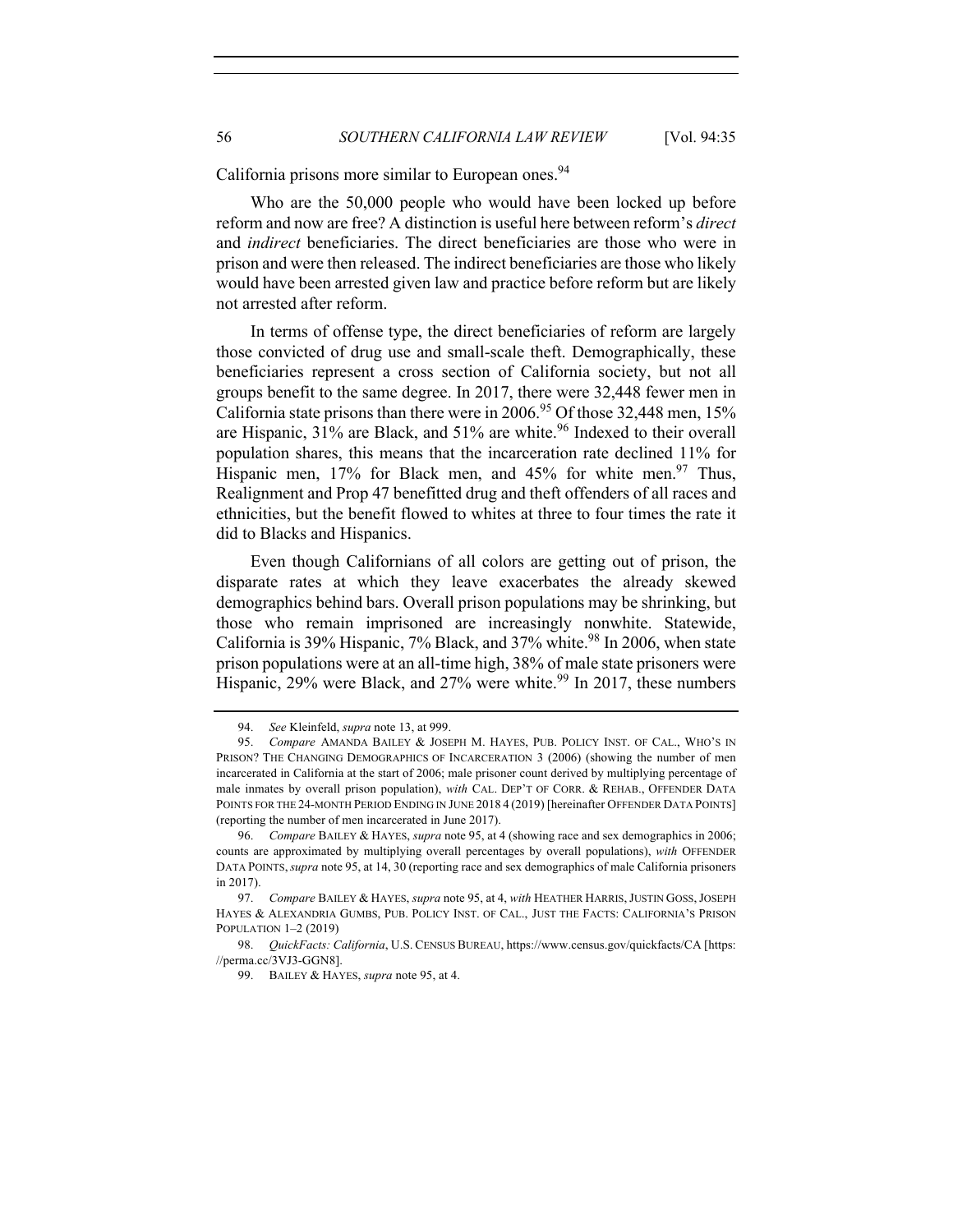California prisons more similar to European ones.[94]

Who are the 50,000 people who would have been locked up before reform and now are free? A distinction is useful here between reform's *direct* and *indirect* beneficiaries. The direct beneficiaries are those who were in prison and were then released. The indirect beneficiaries are those who likely would have been arrested given law and practice before reform but are likely not arrested after reform.

In terms of offense type, the direct beneficiaries of reform are largely those convicted of drug use and small-scale theft. Demographically, these beneficiaries represent a cross section of California society, but not all groups benefit to the same degree. In 2017, there were 32,448 fewer men in California state prisons than there were in 2006.[95] Of those 32,448 men, 15% are Hispanic, 31% are Black, and 51% are white.[96] Indexed to their overall population shares, this means that the incarceration rate declined 11% for Hispanic men, 17% for Black men, and 45% for white men.[97] Thus, Realignment and Prop 47 benefitted drug and theft offenders of all races and ethnicities, but the benefit flowed to whites at three to four times the rate it did to Blacks and Hispanics.

Even though Californians of all colors are getting out of prison, the disparate rates at which they leave exacerbates the already skewed demographics behind bars. Overall prison populations may be shrinking, but those who remain imprisoned are increasingly nonwhite. Statewide, California is 39% Hispanic, 7% Black, and 37% white.[98] In 2006, when state prison populations were at an all-time high, 38% of male state prisoners were Hispanic, 29% were Black, and 27% were white.[99] In 2017, these numbers

---

94. *See* Kleinfeld, *supra* note 13, at 999.

95. *Compare* AMANDA BAILEY & JOSEPH M. HAYES, PUB. POLICY INST. OF CAL., WHO'S IN PRISON? THE CHANGING DEMOGRAPHICS OF INCARCERATION 3 (2006) (showing the number of men incarcerated in California at the start of 2006; male prisoner count derived by multiplying percentage of male inmates by overall prison population), *with* CAL. DEP'T OF CORR. & REHAB., OFFENDER DATA POINTS FOR THE 24-MONTH PERIOD ENDING IN JUNE 2018 4 (2019) [hereinafter OFFENDER DATA POINTS] (reporting the number of men incarcerated in June 2017).

96. *Compare* BAILEY & HAYES, *supra* note 95, at 4 (showing race and sex demographics in 2006; counts are approximated by multiplying overall percentages by overall populations), *with* OFFENDER DATA POINTS, *supra* note 95, at 14, 30 (reporting race and sex demographics of male California prisoners in 2017).

97. *Compare* BAILEY & HAYES, *supra* note 95, at 4, *with* HEATHER HARRIS, JUSTIN GOSS, JOSEPH HAYES & ALEXANDRIA GUMBS, PUB. POLICY INST. OF CAL., JUST THE FACTS: CALIFORNIA'S PRISON POPULATION 1–2 (2019)

98. *QuickFacts: California*, U.S. CENSUS BUREAU, https://www.census.gov/quickfacts/CA [https://perma.cc/3VJ3-GGN8].

99. BAILEY & HAYES, *supra* note 95, at 4.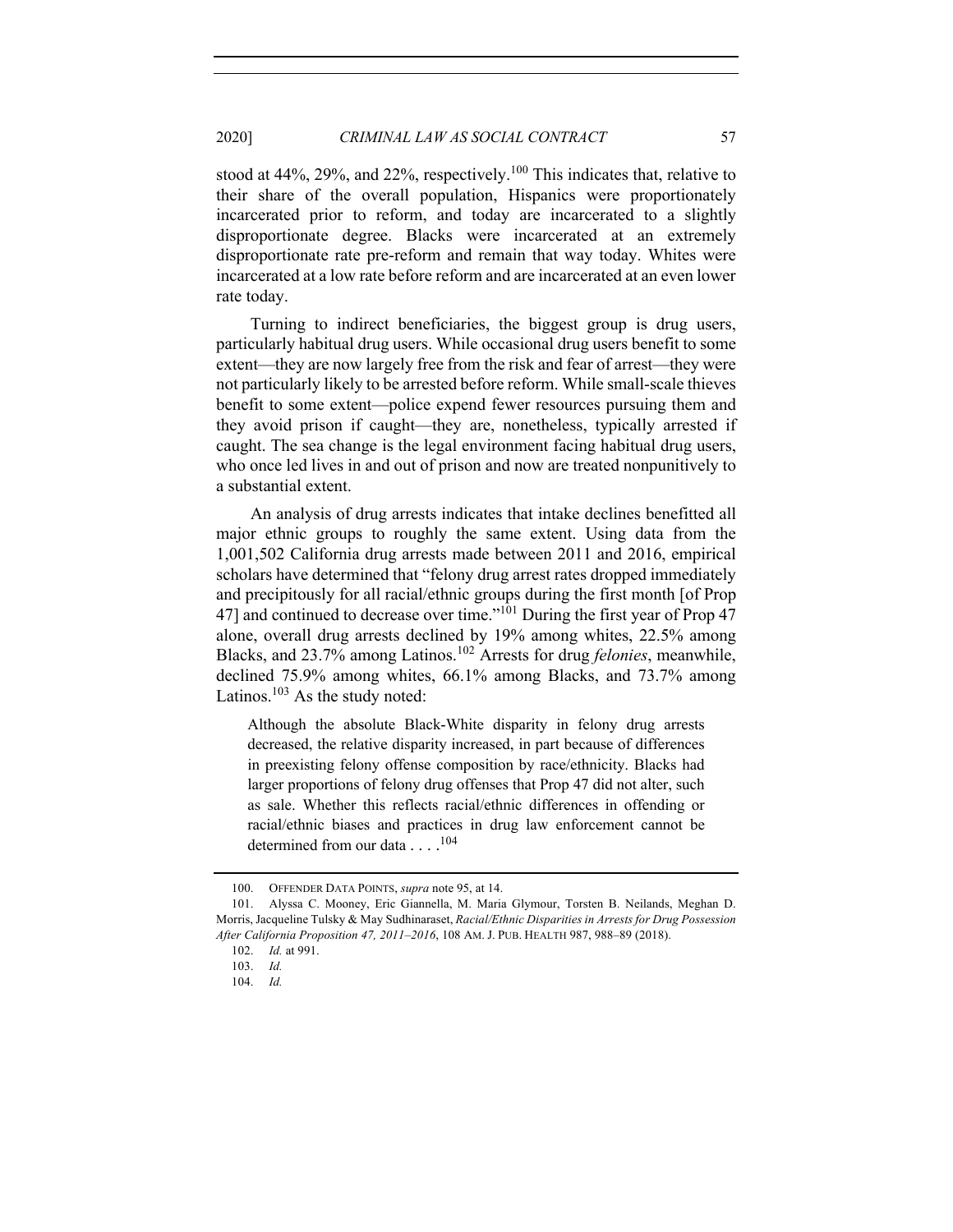stood at 44%, 29%, and 22%, respectively.[100] This indicates that, relative to their share of the overall population, Hispanics were proportionately incarcerated prior to reform, and today are incarcerated to a slightly disproportionate degree. Blacks were incarcerated at an extremely disproportionate rate pre-reform and remain that way today. Whites were incarcerated at a low rate before reform and are incarcerated at an even lower rate today.

Turning to indirect beneficiaries, the biggest group is drug users, particularly habitual drug users. While occasional drug users benefit to some extent—they are now largely free from the risk and fear of arrest—they were not particularly likely to be arrested before reform. While small-scale thieves benefit to some extent—police expend fewer resources pursuing them and they avoid prison if caught—they are, nonetheless, typically arrested if caught. The sea change is the legal environment facing habitual drug users, who once led lives in and out of prison and now are treated nonpunitively to a substantial extent.

An analysis of drug arrests indicates that intake declines benefitted all major ethnic groups to roughly the same extent. Using data from the 1,001,502 California drug arrests made between 2011 and 2016, empirical scholars have determined that "felony drug arrest rates dropped immediately and precipitously for all racial/ethnic groups during the first month [of Prop 47] and continued to decrease over time."[101] During the first year of Prop 47 alone, overall drug arrests declined by 19% among whites, 22.5% among Blacks, and 23.7% among Latinos.[102] Arrests for drug *felonies*, meanwhile, declined 75.9% among whites, 66.1% among Blacks, and 73.7% among Latinos.[103] As the study noted:

> Although the absolute Black-White disparity in felony drug arrests decreased, the relative disparity increased, in part because of differences in preexisting felony offense composition by race/ethnicity. Blacks had larger proportions of felony drug offenses that Prop 47 did not alter, such as sale. Whether this reflects racial/ethnic differences in offending or racial/ethnic biases and practices in drug law enforcement cannot be determined from our data . . . .[104]

---

100. OFFENDER DATA POINTS, *supra* note 95, at 14.

101. Alyssa C. Mooney, Eric Giannella, M. Maria Glymour, Torsten B. Neilands, Meghan D. Morris, Jacqueline Tulsky & May Sudhinaraset, *Racial/Ethnic Disparities in Arrests for Drug Possession After California Proposition 47, 2011–2016*, 108 AM. J. PUB. HEALTH 987, 988–89 (2018).

102. *Id.* at 991.

103. *Id.*

104. *Id.*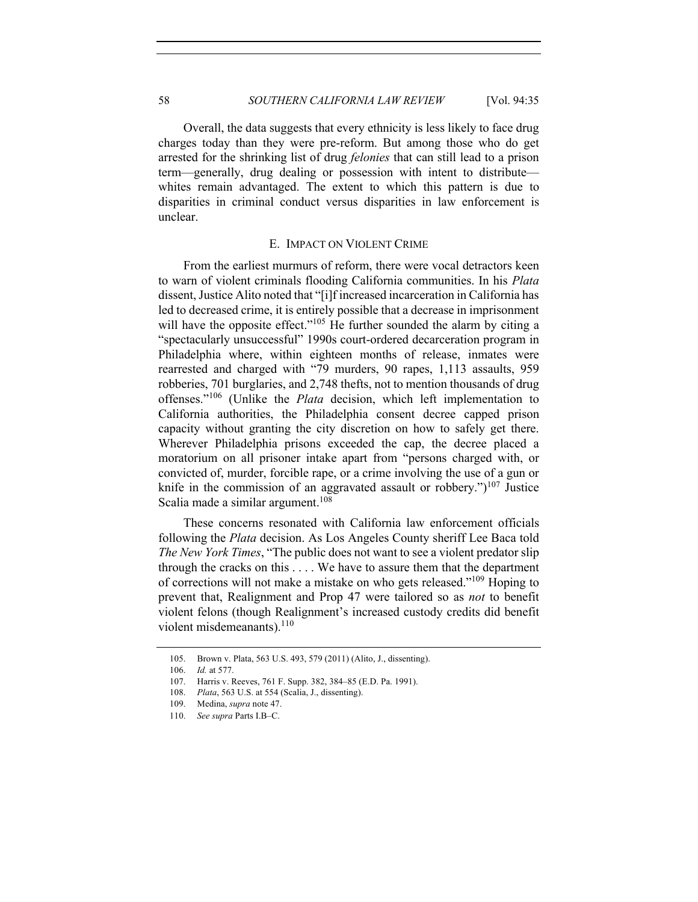Overall, the data suggests that every ethnicity is less likely to face drug charges today than they were pre-reform. But among those who do get arrested for the shrinking list of drug *felonies* that can still lead to a prison term—generally, drug dealing or possession with intent to distribute—whites remain advantaged. The extent to which this pattern is due to disparities in criminal conduct versus disparities in law enforcement is unclear.

### E. IMPACT ON VIOLENT CRIME

From the earliest murmurs of reform, there were vocal detractors keen to warn of violent criminals flooding California communities. In his *Plata* dissent, Justice Alito noted that "[i]f increased incarceration in California has led to decreased crime, it is entirely possible that a decrease in imprisonment will have the opposite effect."[105] He further sounded the alarm by citing a "spectacularly unsuccessful" 1990s court-ordered decarceration program in Philadelphia where, within eighteen months of release, inmates were rearrested and charged with "79 murders, 90 rapes, 1,113 assaults, 959 robberies, 701 burglaries, and 2,748 thefts, not to mention thousands of drug offenses."[106] (Unlike the *Plata* decision, which left implementation to California authorities, the Philadelphia consent decree capped prison capacity without granting the city discretion on how to safely get there. Wherever Philadelphia prisons exceeded the cap, the decree placed a moratorium on all prisoner intake apart from "persons charged with, or convicted of, murder, forcible rape, or a crime involving the use of a gun or knife in the commission of an aggravated assault or robbery.")[107] Justice Scalia made a similar argument.[108]

These concerns resonated with California law enforcement officials following the *Plata* decision. As Los Angeles County sheriff Lee Baca told *The New York Times*, "The public does not want to see a violent predator slip through the cracks on this . . . . We have to assure them that the department of corrections will not make a mistake on who gets released."[109] Hoping to prevent that, Realignment and Prop 47 were tailored so as *not* to benefit violent felons (though Realignment's increased custody credits did benefit violent misdemeanants).[110]

---

105. Brown v. Plata, 563 U.S. 493, 579 (2011) (Alito, J., dissenting).

106. *Id.* at 577.

107. Harris v. Reeves, 761 F. Supp. 382, 384–85 (E.D. Pa. 1991).

108. *Plata*, 563 U.S. at 554 (Scalia, J., dissenting).

109. Medina, *supra* note 47.

110. *See supra* Parts I.B–C.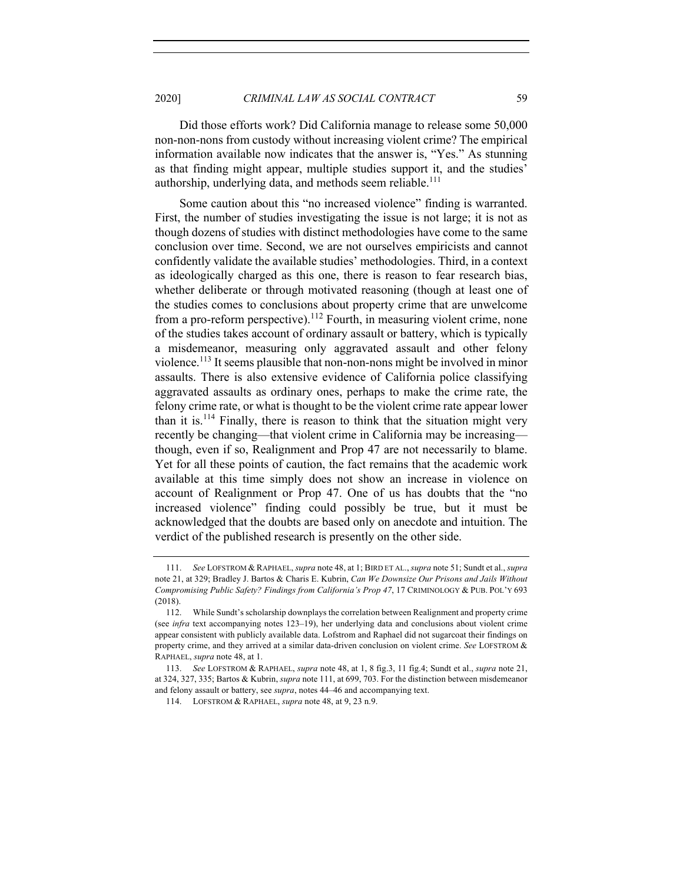Did those efforts work? Did California manage to release some 50,000 non-non-nons from custody without increasing violent crime? The empirical information available now indicates that the answer is, "Yes." As stunning as that finding might appear, multiple studies support it, and the studies' authorship, underlying data, and methods seem reliable.[111]

Some caution about this "no increased violence" finding is warranted. First, the number of studies investigating the issue is not large; it is not as though dozens of studies with distinct methodologies have come to the same conclusion over time. Second, we are not ourselves empiricists and cannot confidently validate the available studies' methodologies. Third, in a context as ideologically charged as this one, there is reason to fear research bias, whether deliberate or through motivated reasoning (though at least one of the studies comes to conclusions about property crime that are unwelcome from a pro-reform perspective).[112] Fourth, in measuring violent crime, none of the studies takes account of ordinary assault or battery, which is typically a misdemeanor, measuring only aggravated assault and other felony violence.[113] It seems plausible that non-non-nons might be involved in minor assaults. There is also extensive evidence of California police classifying aggravated assaults as ordinary ones, perhaps to make the crime rate, the felony crime rate, or what is thought to be the violent crime rate appear lower than it is.[114] Finally, there is reason to think that the situation might very recently be changing—that violent crime in California may be increasing—though, even if so, Realignment and Prop 47 are not necessarily to blame. Yet for all these points of caution, the fact remains that the academic work available at this time simply does not show an increase in violence on account of Realignment or Prop 47. One of us has doubts that the "no increased violence" finding could possibly be true, but it must be acknowledged that the doubts are based only on anecdote and intuition. The verdict of the published research is presently on the other side.

---

111. *See* LOFSTROM & RAPHAEL, *supra* note 48, at 1; BIRD ET AL., *supra* note 51; Sundt et al., *supra* note 21, at 329; Bradley J. Bartos & Charis E. Kubrin, *Can We Downsize Our Prisons and Jails Without Compromising Public Safety? Findings from California's Prop 47*, 17 CRIMINOLOGY & PUB. POL'Y 693 (2018).

112. While Sundt's scholarship downplays the correlation between Realignment and property crime (see *infra* text accompanying notes 123–19), her underlying data and conclusions about violent crime appear consistent with publicly available data. Lofstrom and Raphael did not sugarcoat their findings on property crime, and they arrived at a similar data-driven conclusion on violent crime. *See* LOFSTROM & RAPHAEL, *supra* note 48, at 1.

113. *See* LOFSTROM & RAPHAEL, *supra* note 48, at 1, 8 fig.3, 11 fig.4; Sundt et al., *supra* note 21, at 324, 327, 335; Bartos & Kubrin, *supra* note 111, at 699, 703. For the distinction between misdemeanor and felony assault or battery, see *supra*, notes 44–46 and accompanying text.

114. LOFSTROM & RAPHAEL, *supra* note 48, at 9, 23 n.9.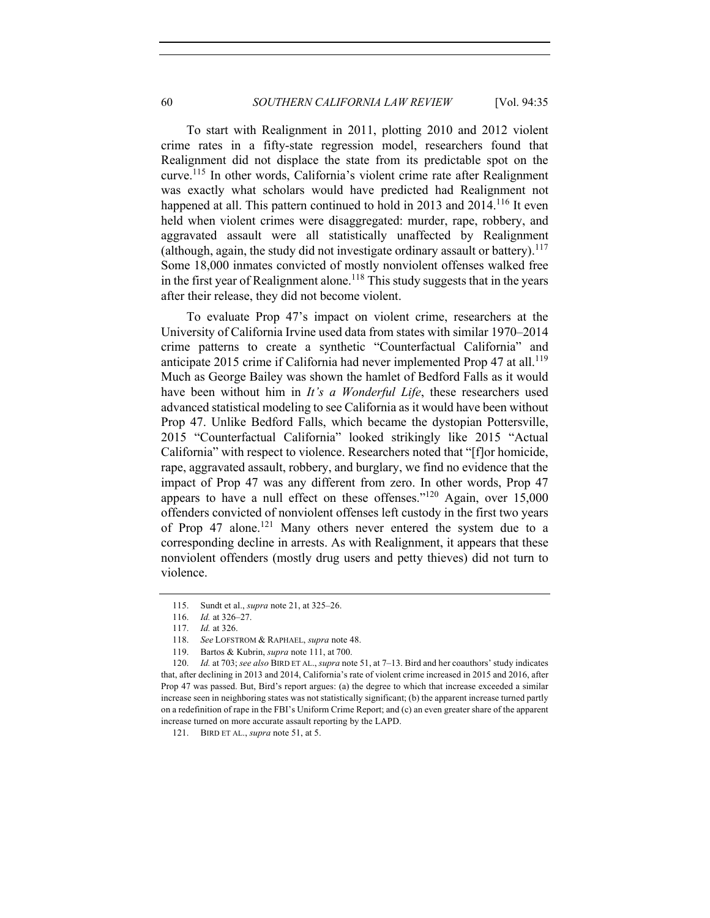To start with Realignment in 2011, plotting 2010 and 2012 violent crime rates in a fifty-state regression model, researchers found that Realignment did not displace the state from its predictable spot on the curve.[115] In other words, California's violent crime rate after Realignment was exactly what scholars would have predicted had Realignment not happened at all. This pattern continued to hold in 2013 and 2014.[116] It even held when violent crimes were disaggregated: murder, rape, robbery, and aggravated assault were all statistically unaffected by Realignment (although, again, the study did not investigate ordinary assault or battery).[117] Some 18,000 inmates convicted of mostly nonviolent offenses walked free in the first year of Realignment alone.[118] This study suggests that in the years after their release, they did not become violent.

To evaluate Prop 47's impact on violent crime, researchers at the University of California Irvine used data from states with similar 1970–2014 crime patterns to create a synthetic "Counterfactual California" and anticipate 2015 crime if California had never implemented Prop 47 at all.[119] Much as George Bailey was shown the hamlet of Bedford Falls as it would have been without him in *It's a Wonderful Life*, these researchers used advanced statistical modeling to see California as it would have been without Prop 47. Unlike Bedford Falls, which became the dystopian Pottersville, 2015 "Counterfactual California" looked strikingly like 2015 "Actual California" with respect to violence. Researchers noted that "[f]or homicide, rape, aggravated assault, robbery, and burglary, we find no evidence that the impact of Prop 47 was any different from zero. In other words, Prop 47 appears to have a null effect on these offenses."[120] Again, over 15,000 offenders convicted of nonviolent offenses left custody in the first two years of Prop 47 alone.[121] Many others never entered the system due to a corresponding decline in arrests. As with Realignment, it appears that these nonviolent offenders (mostly drug users and petty thieves) did not turn to violence.

---

115. Sundt et al., *supra* note 21, at 325–26.

116. *Id.* at 326–27.

117. *Id.* at 326.

118. *See* LOFSTROM & RAPHAEL, *supra* note 48.

119. Bartos & Kubrin, *supra* note 111, at 700.

120. *Id.* at 703; *see also* BIRD ET AL., *supra* note 51, at 7–13. Bird and her coauthors' study indicates that, after declining in 2013 and 2014, California's rate of violent crime increased in 2015 and 2016, after Prop 47 was passed. But, Bird's report argues: (a) the degree to which that increase exceeded a similar increase seen in neighboring states was not statistically significant; (b) the apparent increase turned partly on a redefinition of rape in the FBI's Uniform Crime Report; and (c) an even greater share of the apparent increase turned on more accurate assault reporting by the LAPD.

121. BIRD ET AL., *supra* note 51, at 5.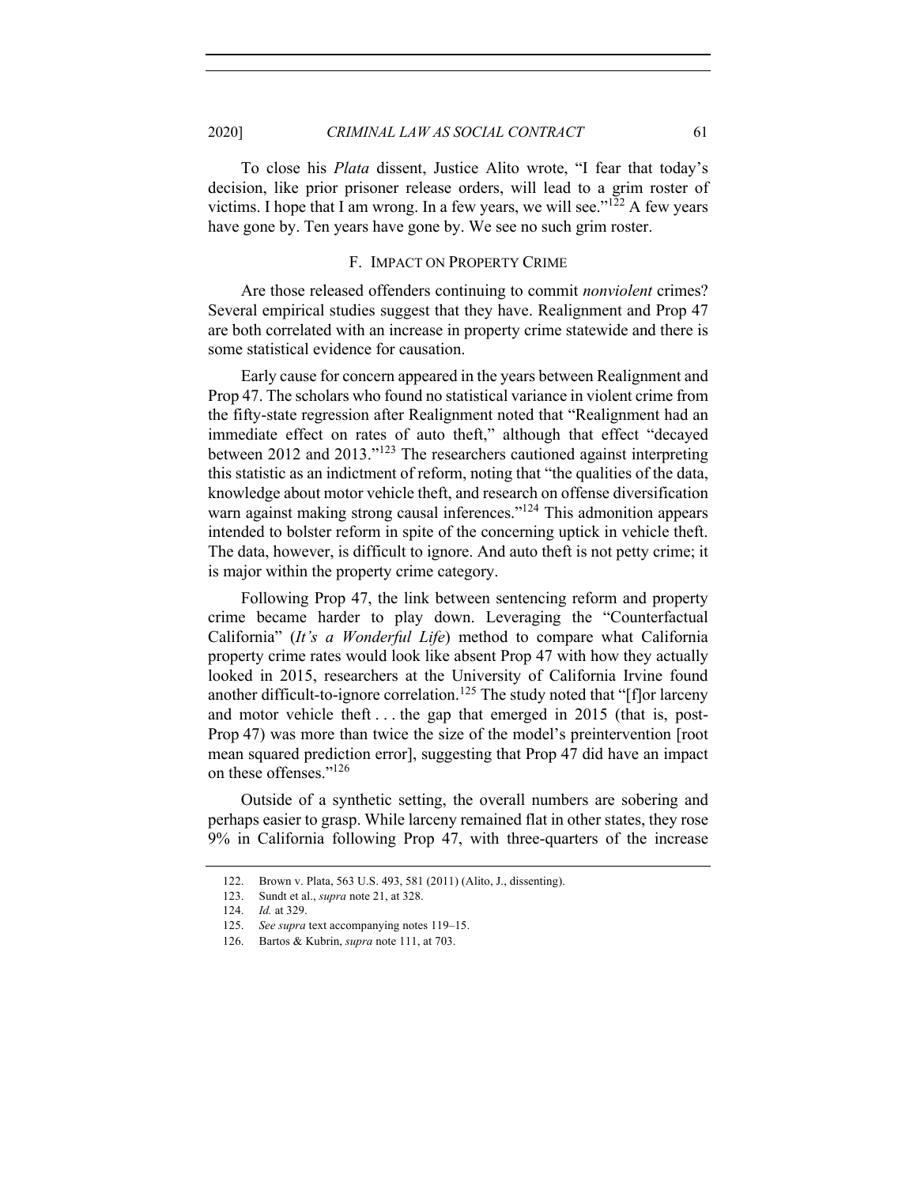To close his *Plata* dissent, Justice Alito wrote, "I fear that today's decision, like prior prisoner release orders, will lead to a grim roster of victims. I hope that I am wrong. In a few years, we will see."[122] A few years have gone by. Ten years have gone by. We see no such grim roster.

### F. IMPACT ON PROPERTY CRIME

Are those released offenders continuing to commit *nonviolent* crimes? Several empirical studies suggest that they have. Realignment and Prop 47 are both correlated with an increase in property crime statewide and there is some statistical evidence for causation.

Early cause for concern appeared in the years between Realignment and Prop 47. The scholars who found no statistical variance in violent crime from the fifty-state regression after Realignment noted that "Realignment had an immediate effect on rates of auto theft," although that effect "decayed between 2012 and 2013."[123] The researchers cautioned against interpreting this statistic as an indictment of reform, noting that "the qualities of the data, knowledge about motor vehicle theft, and research on offense diversification warn against making strong causal inferences."[124] This admonition appears intended to bolster reform in spite of the concerning uptick in vehicle theft. The data, however, is difficult to ignore. And auto theft is not petty crime; it is major within the property crime category.

Following Prop 47, the link between sentencing reform and property crime became harder to play down. Leveraging the "Counterfactual California" (*It's a Wonderful Life*) method to compare what California property crime rates would look like absent Prop 47 with how they actually looked in 2015, researchers at the University of California Irvine found another difficult-to-ignore correlation.[125] The study noted that "[f]or larceny and motor vehicle theft . . . the gap that emerged in 2015 (that is, post-Prop 47) was more than twice the size of the model's preintervention [root mean squared prediction error], suggesting that Prop 47 did have an impact on these offenses."[126]

Outside of a synthetic setting, the overall numbers are sobering and perhaps easier to grasp. While larceny remained flat in other states, they rose 9% in California following Prop 47, with three-quarters of the increase

---

122. Brown v. Plata, 563 U.S. 493, 581 (2011) (Alito, J., dissenting).

123. Sundt et al., *supra* note 21, at 328.

124. *Id.* at 329.

125. *See supra* text accompanying notes 119–15.

126. Bartos & Kubrin, *supra* note 111, at 703.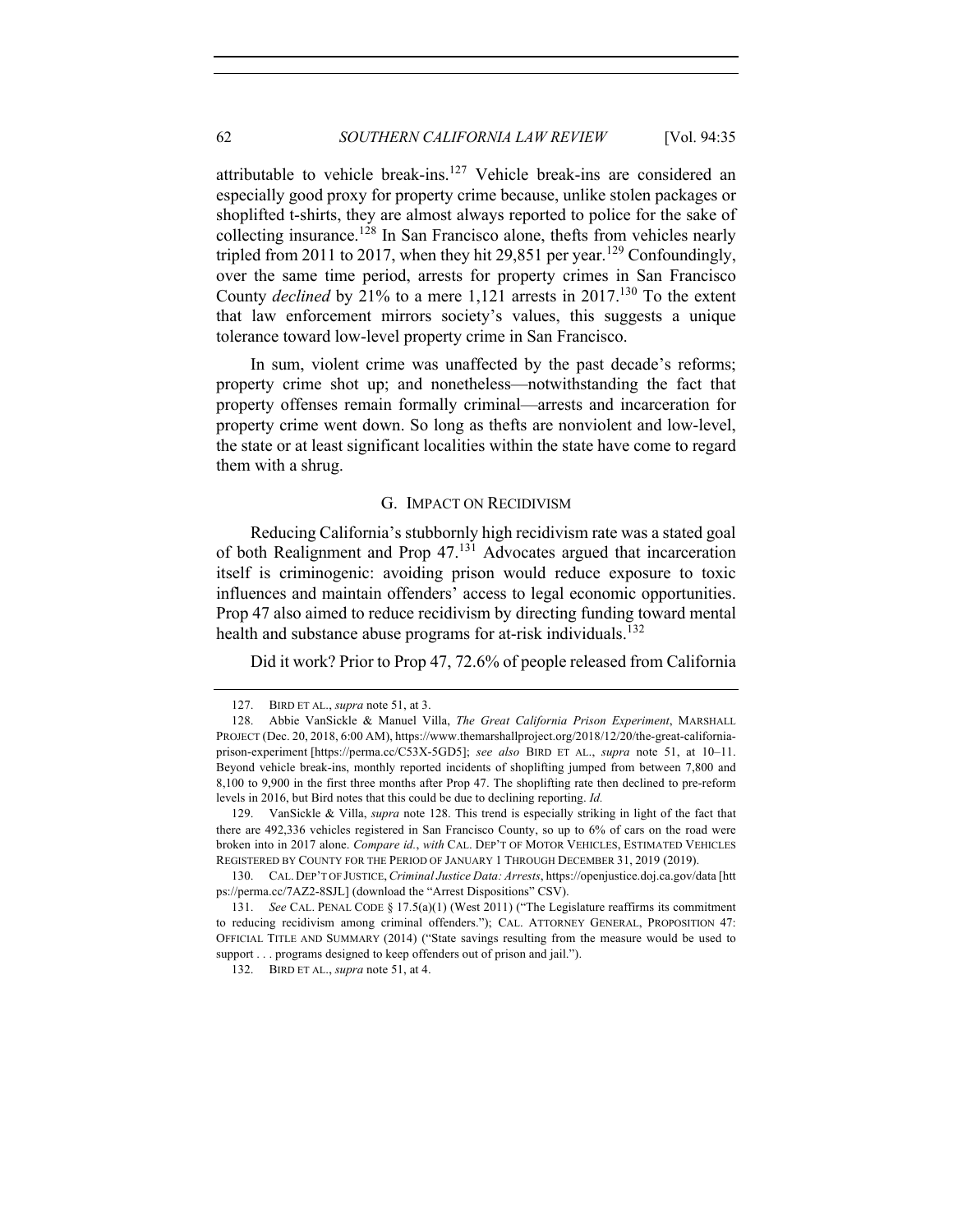attributable to vehicle break-ins.[127] Vehicle break-ins are considered an especially good proxy for property crime because, unlike stolen packages or shoplifted t-shirts, they are almost always reported to police for the sake of collecting insurance.[128] In San Francisco alone, thefts from vehicles nearly tripled from 2011 to 2017, when they hit 29,851 per year.[129] Confoundingly, over the same time period, arrests for property crimes in San Francisco County *declined* by 21% to a mere 1,121 arrests in 2017.[130] To the extent that law enforcement mirrors society's values, this suggests a unique tolerance toward low-level property crime in San Francisco.

In sum, violent crime was unaffected by the past decade's reforms; property crime shot up; and nonetheless—notwithstanding the fact that property offenses remain formally criminal—arrests and incarceration for property crime went down. So long as thefts are nonviolent and low-level, the state or at least significant localities within the state have come to regard them with a shrug.

### G. IMPACT ON RECIDIVISM

Reducing California's stubbornly high recidivism rate was a stated goal of both Realignment and Prop 47.[131] Advocates argued that incarceration itself is criminogenic: avoiding prison would reduce exposure to toxic influences and maintain offenders' access to legal economic opportunities. Prop 47 also aimed to reduce recidivism by directing funding toward mental health and substance abuse programs for at-risk individuals.[132]

Did it work? Prior to Prop 47, 72.6% of people released from California

---

127. BIRD ET AL., *supra* note 51, at 3.

128. Abbie VanSickle & Manuel Villa, *The Great California Prison Experiment*, MARSHALL PROJECT (Dec. 20, 2018, 6:00 AM), https://www.themarshallproject.org/2018/12/20/the-great-california-prison-experiment [https://perma.cc/C53X-5GD5]; *see also* BIRD ET AL., *supra* note 51, at 10–11. Beyond vehicle break-ins, monthly reported incidents of shoplifting jumped from between 7,800 and 8,100 to 9,900 in the first three months after Prop 47. The shoplifting rate then declined to pre-reform levels in 2016, but Bird notes that this could be due to declining reporting. *Id.*

129. VanSickle & Villa, *supra* note 128. This trend is especially striking in light of the fact that there are 492,336 vehicles registered in San Francisco County, so up to 6% of cars on the road were broken into in 2017 alone. *Compare id.*, *with* CAL. DEP'T OF MOTOR VEHICLES, ESTIMATED VEHICLES REGISTERED BY COUNTY FOR THE PERIOD OF JANUARY 1 THROUGH DECEMBER 31, 2019 (2019).

130. CAL. DEP'T OF JUSTICE, *Criminal Justice Data: Arrests*, https://openjustice.doj.ca.gov/data [https://perma.cc/7AZ2-8SJL] (download the "Arrest Dispositions" CSV).

131. *See* CAL. PENAL CODE § 17.5(a)(1) (West 2011) ("The Legislature reaffirms its commitment to reducing recidivism among criminal offenders."); CAL. ATTORNEY GENERAL, PROPOSITION 47: OFFICIAL TITLE AND SUMMARY (2014) ("State savings resulting from the measure would be used to support . . . programs designed to keep offenders out of prison and jail.").

132. BIRD ET AL., *supra* note 51, at 4.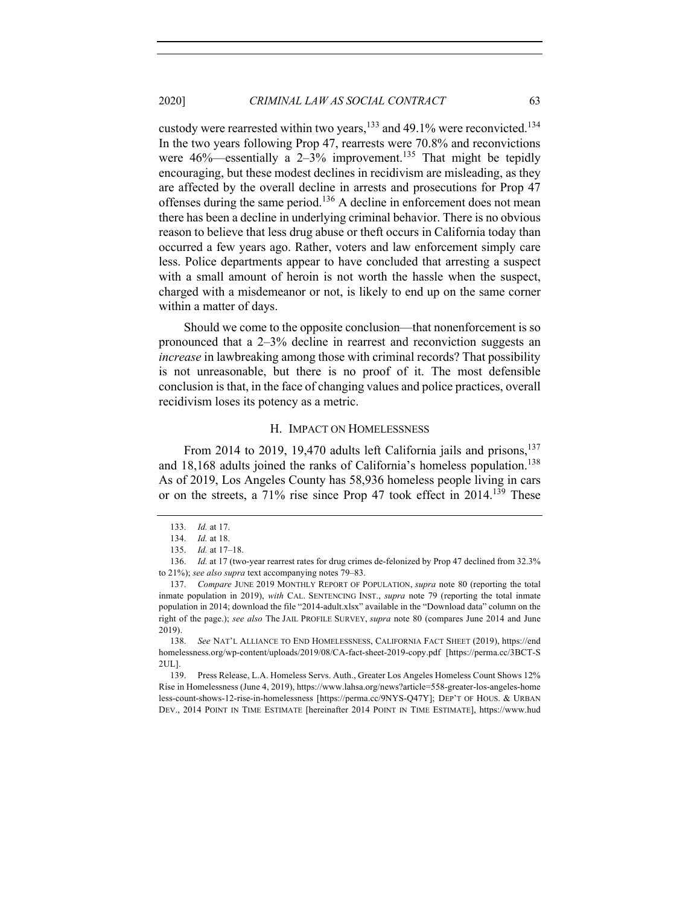custody were rearrested within two years,[133] and 49.1% were reconvicted.[134] In the two years following Prop 47, rearrests were 70.8% and reconvictions were 46%—essentially a 2–3% improvement.[135] That might be tepidly encouraging, but these modest declines in recidivism are misleading, as they are affected by the overall decline in arrests and prosecutions for Prop 47 offenses during the same period.[136] A decline in enforcement does not mean there has been a decline in underlying criminal behavior. There is no obvious reason to believe that less drug abuse or theft occurs in California today than occurred a few years ago. Rather, voters and law enforcement simply care less. Police departments appear to have concluded that arresting a suspect with a small amount of heroin is not worth the hassle when the suspect, charged with a misdemeanor or not, is likely to end up on the same corner within a matter of days.

Should we come to the opposite conclusion—that nonenforcement is so pronounced that a 2–3% decline in rearrest and reconviction suggests an *increase* in lawbreaking among those with criminal records? That possibility is not unreasonable, but there is no proof of it. The most defensible conclusion is that, in the face of changing values and police practices, overall recidivism loses its potency as a metric.

### H. Impact on Homelessness

From 2014 to 2019, 19,470 adults left California jails and prisons,[137] and 18,168 adults joined the ranks of California's homeless population.[138] As of 2019, Los Angeles County has 58,936 homeless people living in cars or on the streets, a 71% rise since Prop 47 took effect in 2014.[139] These

---

133. *Id.* at 17.

134. *Id.* at 18.

135. *Id.* at 17–18.

136. *Id.* at 17 (two-year rearrest rates for drug crimes de-felonized by Prop 47 declined from 32.3% to 21%); *see also supra* text accompanying notes 79–83.

137. *Compare* June 2019 Monthly Report of Population, *supra* note 80 (reporting the total inmate population in 2019), *with* Cal. Sentencing Inst., *supra* note 79 (reporting the total inmate population in 2014; download the file "2014-adult.xlsx" available in the "Download data" column on the right of the page.); *see also* The Jail Profile Survey, *supra* note 80 (compares June 2014 and June 2019).

138. *See* Nat'l Alliance to End Homelessness, California Fact Sheet (2019), https://endhomelessness.org/wp-content/uploads/2019/08/CA-fact-sheet-2019-copy.pdf [https://perma.cc/3BCT-S2UL].

139. Press Release, L.A. Homeless Servs. Auth., Greater Los Angeles Homeless Count Shows 12% Rise in Homelessness (June 4, 2019), https://www.lahsa.org/news?article=558-greater-los-angeles-homeless-count-shows-12-rise-in-homelessness [https://perma.cc/9NYS-Q47Y]; Dep't of Hous. & Urban Dev., 2014 Point in Time Estimate [hereinafter 2014 Point in Time Estimate], https://www.hud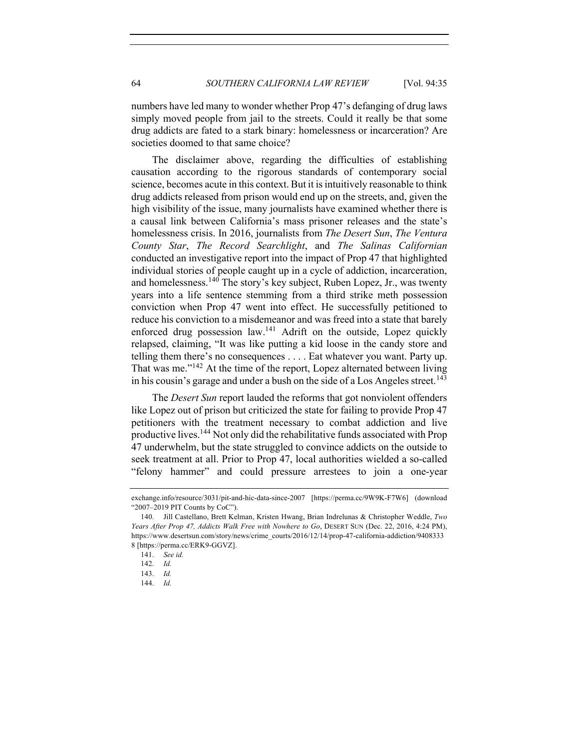numbers have led many to wonder whether Prop 47's defanging of drug laws simply moved people from jail to the streets. Could it really be that some drug addicts are fated to a stark binary: homelessness or incarceration? Are societies doomed to that same choice?

The disclaimer above, regarding the difficulties of establishing causation according to the rigorous standards of contemporary social science, becomes acute in this context. But it is intuitively reasonable to think drug addicts released from prison would end up on the streets, and, given the high visibility of the issue, many journalists have examined whether there is a causal link between California's mass prisoner releases and the state's homelessness crisis. In 2016, journalists from *The Desert Sun*, *The Ventura County Star*, *The Record Searchlight*, and *The Salinas Californian* conducted an investigative report into the impact of Prop 47 that highlighted individual stories of people caught up in a cycle of addiction, incarceration, and homelessness.[140] The story's key subject, Ruben Lopez, Jr., was twenty years into a life sentence stemming from a third strike meth possession conviction when Prop 47 went into effect. He successfully petitioned to reduce his conviction to a misdemeanor and was freed into a state that barely enforced drug possession law.[141] Adrift on the outside, Lopez quickly relapsed, claiming, "It was like putting a kid loose in the candy store and telling them there's no consequences . . . . Eat whatever you want. Party up. That was me."[142] At the time of the report, Lopez alternated between living in his cousin's garage and under a bush on the side of a Los Angeles street.[143]

The *Desert Sun* report lauded the reforms that got nonviolent offenders like Lopez out of prison but criticized the state for failing to provide Prop 47 petitioners with the treatment necessary to combat addiction and live productive lives.[144] Not only did the rehabilitative funds associated with Prop 47 underwhelm, but the state struggled to convince addicts on the outside to seek treatment at all. Prior to Prop 47, local authorities wielded a so-called "felony hammer" and could pressure arrestees to join a one-year

---

exchange.info/resource/3031/pit-and-hic-data-since-2007 [https://perma.cc/9W9K-F7W6] (download "2007–2019 PIT Counts by CoC").

140. Jill Castellano, Brett Kelman, Kristen Hwang, Brian Indrelunas & Christopher Weddle, *Two Years After Prop 47, Addicts Walk Free with Nowhere to Go*, DESERT SUN (Dec. 22, 2016, 4:24 PM), https://www.desertsun.com/story/news/crime_courts/2016/12/14/prop-47-california-addiction/94083338 [https://perma.cc/ERK9-GGVZ].

141. *See id.*

142. *Id.*

143. *Id.*

144. *Id.*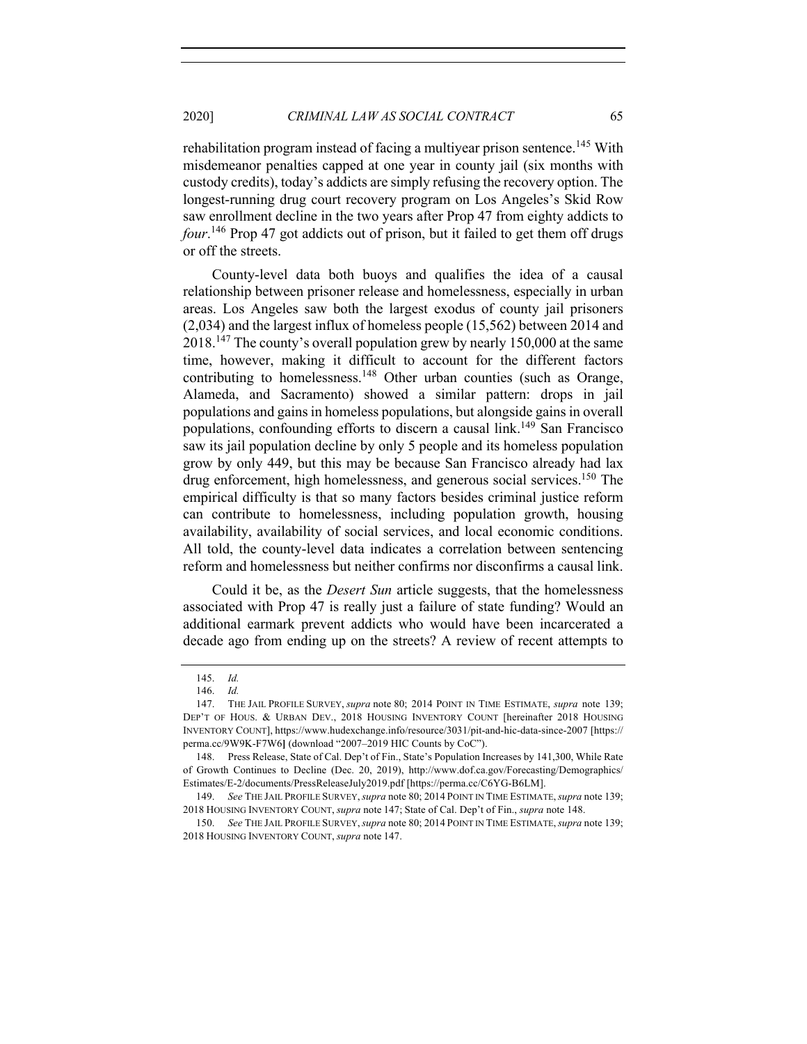rehabilitation program instead of facing a multiyear prison sentence.[145] With misdemeanor penalties capped at one year in county jail (six months with custody credits), today's addicts are simply refusing the recovery option. The longest-running drug court recovery program on Los Angeles's Skid Row saw enrollment decline in the two years after Prop 47 from eighty addicts to *four*.[146] Prop 47 got addicts out of prison, but it failed to get them off drugs or off the streets.

County-level data both buoys and qualifies the idea of a causal relationship between prisoner release and homelessness, especially in urban areas. Los Angeles saw both the largest exodus of county jail prisoners (2,034) and the largest influx of homeless people (15,562) between 2014 and 2018.[147] The county's overall population grew by nearly 150,000 at the same time, however, making it difficult to account for the different factors contributing to homelessness.[148] Other urban counties (such as Orange, Alameda, and Sacramento) showed a similar pattern: drops in jail populations and gains in homeless populations, but alongside gains in overall populations, confounding efforts to discern a causal link.[149] San Francisco saw its jail population decline by only 5 people and its homeless population grow by only 449, but this may be because San Francisco already had lax drug enforcement, high homelessness, and generous social services.[150] The empirical difficulty is that so many factors besides criminal justice reform can contribute to homelessness, including population growth, housing availability, availability of social services, and local economic conditions. All told, the county-level data indicates a correlation between sentencing reform and homelessness but neither confirms nor disconfirms a causal link.

Could it be, as the *Desert Sun* article suggests, that the homelessness associated with Prop 47 is really just a failure of state funding? Would an additional earmark prevent addicts who would have been incarcerated a decade ago from ending up on the streets? A review of recent attempts to

---

145. *Id.*

146. *Id.*

147. THE JAIL PROFILE SURVEY, *supra* note 80; 2014 POINT IN TIME ESTIMATE, *supra* note 139; DEP'T OF HOUS. & URBAN DEV., 2018 HOUSING INVENTORY COUNT [hereinafter 2018 HOUSING INVENTORY COUNT], https://www.hudexchange.info/resource/3031/pit-and-hic-data-since-2007 [https://perma.cc/9W9K-F7W6] (download "2007–2019 HIC Counts by CoC").

148. Press Release, State of Cal. Dep't of Fin., State's Population Increases by 141,300, While Rate of Growth Continues to Decline (Dec. 20, 2019), http://www.dof.ca.gov/Forecasting/Demographics/Estimates/E-2/documents/PressReleaseJuly2019.pdf [https://perma.cc/C6YG-B6LM].

149. *See* THE JAIL PROFILE SURVEY, *supra* note 80; 2014 POINT IN TIME ESTIMATE, *supra* note 139; 2018 HOUSING INVENTORY COUNT, *supra* note 147; State of Cal. Dep't of Fin., *supra* note 148.

150. *See* THE JAIL PROFILE SURVEY, *supra* note 80; 2014 POINT IN TIME ESTIMATE, *supra* note 139; 2018 HOUSING INVENTORY COUNT, *supra* note 147.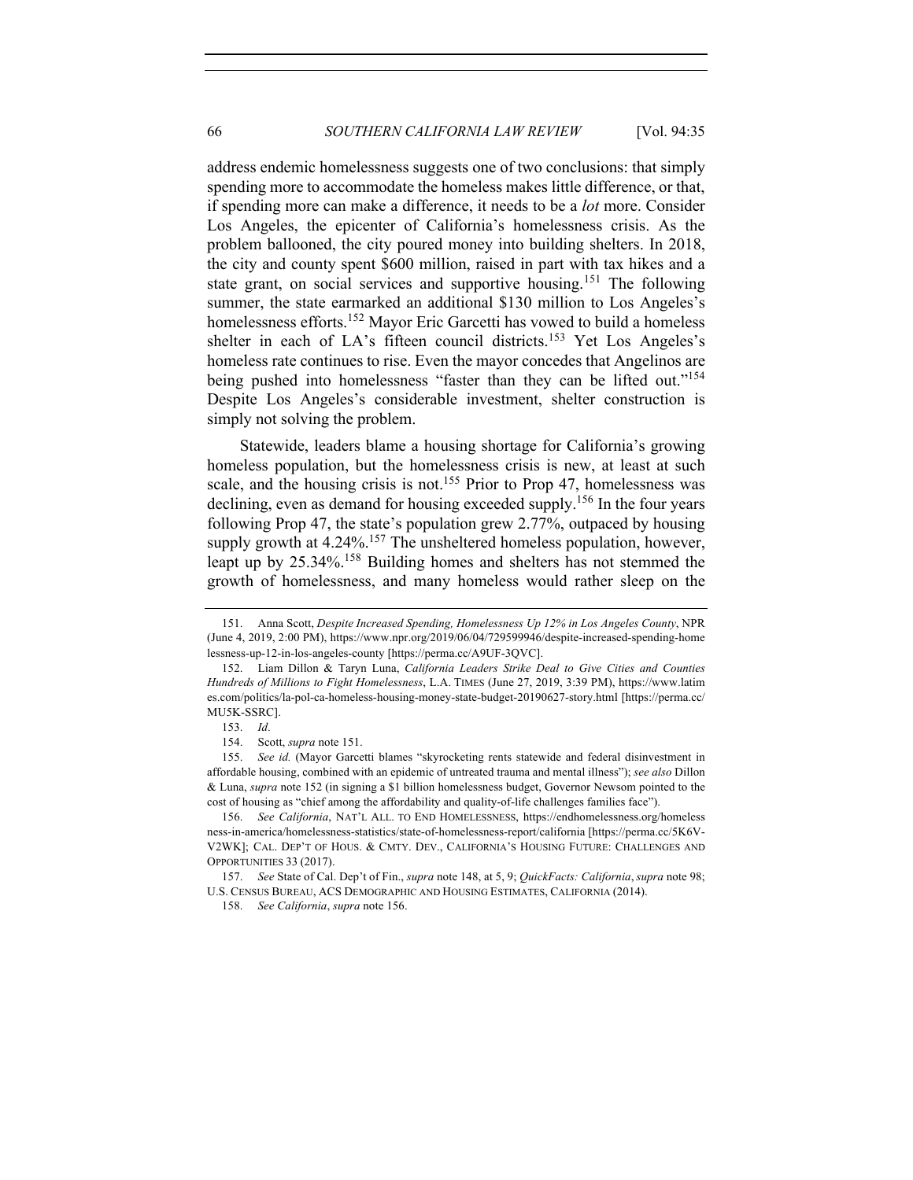address endemic homelessness suggests one of two conclusions: that simply spending more to accommodate the homeless makes little difference, or that, if spending more can make a difference, it needs to be a *lot* more. Consider Los Angeles, the epicenter of California's homelessness crisis. As the problem ballooned, the city poured money into building shelters. In 2018, the city and county spent $600 million, raised in part with tax hikes and a state grant, on social services and supportive housing.[151] The following summer, the state earmarked an additional $130 million to Los Angeles's homelessness efforts.[152] Mayor Eric Garcetti has vowed to build a homeless shelter in each of LA's fifteen council districts.[153] Yet Los Angeles's homeless rate continues to rise. Even the mayor concedes that Angelinos are being pushed into homelessness "faster than they can be lifted out."[154] Despite Los Angeles's considerable investment, shelter construction is simply not solving the problem.

Statewide, leaders blame a housing shortage for California's growing homeless population, but the homelessness crisis is new, at least at such scale, and the housing crisis is not.[155] Prior to Prop 47, homelessness was declining, even as demand for housing exceeded supply.[156] In the four years following Prop 47, the state's population grew 2.77%, outpaced by housing supply growth at 4.24%.[157] The unsheltered homeless population, however, leapt up by 25.34%.[158] Building homes and shelters has not stemmed the growth of homelessness, and many homeless would rather sleep on the

---

151. Anna Scott, *Despite Increased Spending, Homelessness Up 12% in Los Angeles County*, NPR (June 4, 2019, 2:00 PM), https://www.npr.org/2019/06/04/729599946/despite-increased-spending-homelessness-up-12-in-los-angeles-county [https://perma.cc/A9UF-3QVC].

152. Liam Dillon & Taryn Luna, *California Leaders Strike Deal to Give Cities and Counties Hundreds of Millions to Fight Homelessness*, L.A. TIMES (June 27, 2019, 3:39 PM), https://www.latimes.com/politics/la-pol-ca-homeless-housing-money-state-budget-20190627-story.html [https://perma.cc/MU5K-SSRC].

153. *Id*.

154. Scott, *supra* note 151.

155. *See id.* (Mayor Garcetti blames "skyrocketing rents statewide and federal disinvestment in affordable housing, combined with an epidemic of untreated trauma and mental illness"); *see also* Dillon & Luna, *supra* note 152 (in signing a $1 billion homelessness budget, Governor Newsom pointed to the cost of housing as "chief among the affordability and quality-of-life challenges families face").

156. *See California*, NAT'L ALL. TO END HOMELESSNESS, https://endhomelessness.org/homelessness-in-america/homelessness-statistics/state-of-homelessness-report/california [https://perma.cc/5K6V-V2WK]; CAL. DEP'T OF HOUS. & CMTY. DEV., CALIFORNIA'S HOUSING FUTURE: CHALLENGES AND OPPORTUNITIES 33 (2017).

157. *See* State of Cal. Dep't of Fin., *supra* note 148, at 5, 9; *QuickFacts: California*, *supra* note 98; U.S. CENSUS BUREAU, ACS DEMOGRAPHIC AND HOUSING ESTIMATES, CALIFORNIA (2014).

158. *See California*, *supra* note 156.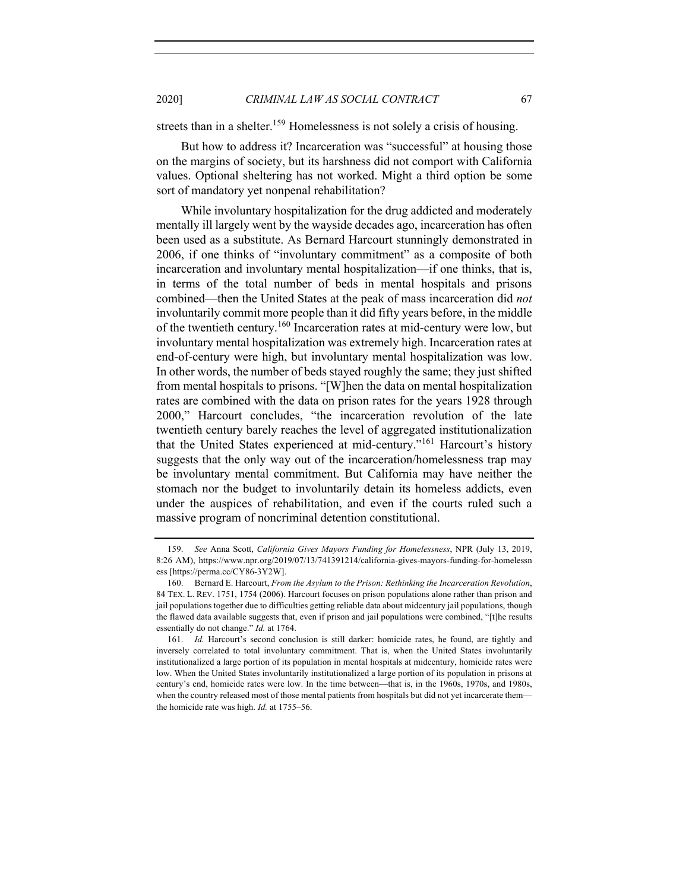streets than in a shelter.[159] Homelessness is not solely a crisis of housing.

But how to address it? Incarceration was "successful" at housing those on the margins of society, but its harshness did not comport with California values. Optional sheltering has not worked. Might a third option be some sort of mandatory yet nonpenal rehabilitation?

While involuntary hospitalization for the drug addicted and moderately mentally ill largely went by the wayside decades ago, incarceration has often been used as a substitute. As Bernard Harcourt stunningly demonstrated in 2006, if one thinks of "involuntary commitment" as a composite of both incarceration and involuntary mental hospitalization—if one thinks, that is, in terms of the total number of beds in mental hospitals and prisons combined—then the United States at the peak of mass incarceration did *not* involuntarily commit more people than it did fifty years before, in the middle of the twentieth century.[160] Incarceration rates at mid-century were low, but involuntary mental hospitalization was extremely high. Incarceration rates at end-of-century were high, but involuntary mental hospitalization was low. In other words, the number of beds stayed roughly the same; they just shifted from mental hospitals to prisons. "[W]hen the data on mental hospitalization rates are combined with the data on prison rates for the years 1928 through 2000," Harcourt concludes, "the incarceration revolution of the late twentieth century barely reaches the level of aggregated institutionalization that the United States experienced at mid-century."[161] Harcourt's history suggests that the only way out of the incarceration/homelessness trap may be involuntary mental commitment. But California may have neither the stomach nor the budget to involuntarily detain its homeless addicts, even under the auspices of rehabilitation, and even if the courts ruled such a massive program of noncriminal detention constitutional.

---

159. *See* Anna Scott, *California Gives Mayors Funding for Homelessness*, NPR (July 13, 2019, 8:26 AM), https://www.npr.org/2019/07/13/741391214/california-gives-mayors-funding-for-homelessness [https://perma.cc/CY86-3Y2W].

160. Bernard E. Harcourt, *From the Asylum to the Prison: Rethinking the Incarceration Revolution*, 84 TEX. L. REV. 1751, 1754 (2006). Harcourt focuses on prison populations alone rather than prison and jail populations together due to difficulties getting reliable data about midcentury jail populations, though the flawed data available suggests that, even if prison and jail populations were combined, "[t]he results essentially do not change." *Id.* at 1764.

161. *Id.* Harcourt's second conclusion is still darker: homicide rates, he found, are tightly and inversely correlated to total involuntary commitment. That is, when the United States involuntarily institutionalized a large portion of its population in mental hospitals at midcentury, homicide rates were low. When the United States involuntarily institutionalized a large portion of its population in prisons at century's end, homicide rates were low. In the time between—that is, in the 1960s, 1970s, and 1980s, when the country released most of those mental patients from hospitals but did not yet incarcerate them—the homicide rate was high. *Id.* at 1755–56.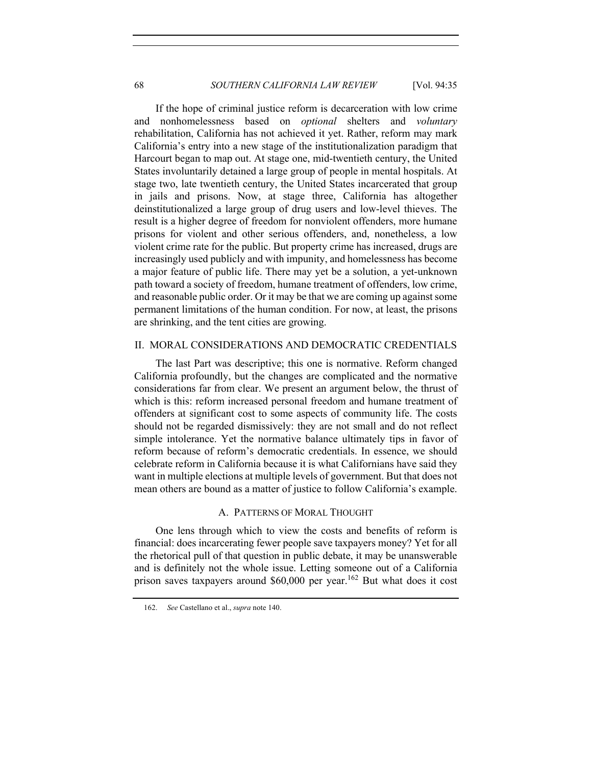If the hope of criminal justice reform is decarceration with low crime and nonhomelessness based on *optional* shelters and *voluntary* rehabilitation, California has not achieved it yet. Rather, reform may mark California's entry into a new stage of the institutionalization paradigm that Harcourt began to map out. At stage one, mid-twentieth century, the United States involuntarily detained a large group of people in mental hospitals. At stage two, late twentieth century, the United States incarcerated that group in jails and prisons. Now, at stage three, California has altogether deinstitutionalized a large group of drug users and low-level thieves. The result is a higher degree of freedom for nonviolent offenders, more humane prisons for violent and other serious offenders, and, nonetheless, a low violent crime rate for the public. But property crime has increased, drugs are increasingly used publicly and with impunity, and homelessness has become a major feature of public life. There may yet be a solution, a yet-unknown path toward a society of freedom, humane treatment of offenders, low crime, and reasonable public order. Or it may be that we are coming up against some permanent limitations of the human condition. For now, at least, the prisons are shrinking, and the tent cities are growing.

## II. MORAL CONSIDERATIONS AND DEMOCRATIC CREDENTIALS

The last Part was descriptive; this one is normative. Reform changed California profoundly, but the changes are complicated and the normative considerations far from clear. We present an argument below, the thrust of which is this: reform increased personal freedom and humane treatment of offenders at significant cost to some aspects of community life. The costs should not be regarded dismissively: they are not small and do not reflect simple intolerance. Yet the normative balance ultimately tips in favor of reform because of reform's democratic credentials. In essence, we should celebrate reform in California because it is what Californians have said they want in multiple elections at multiple levels of government. But that does not mean others are bound as a matter of justice to follow California's example.

### A. PATTERNS OF MORAL THOUGHT

One lens through which to view the costs and benefits of reform is financial: does incarcerating fewer people save taxpayers money? Yet for all the rhetorical pull of that question in public debate, it may be unanswerable and is definitely not the whole issue. Letting someone out of a California prison saves taxpayers around $60,000 per year.[162] But what does it cost

162. *See* Castellano et al., *supra* note 140.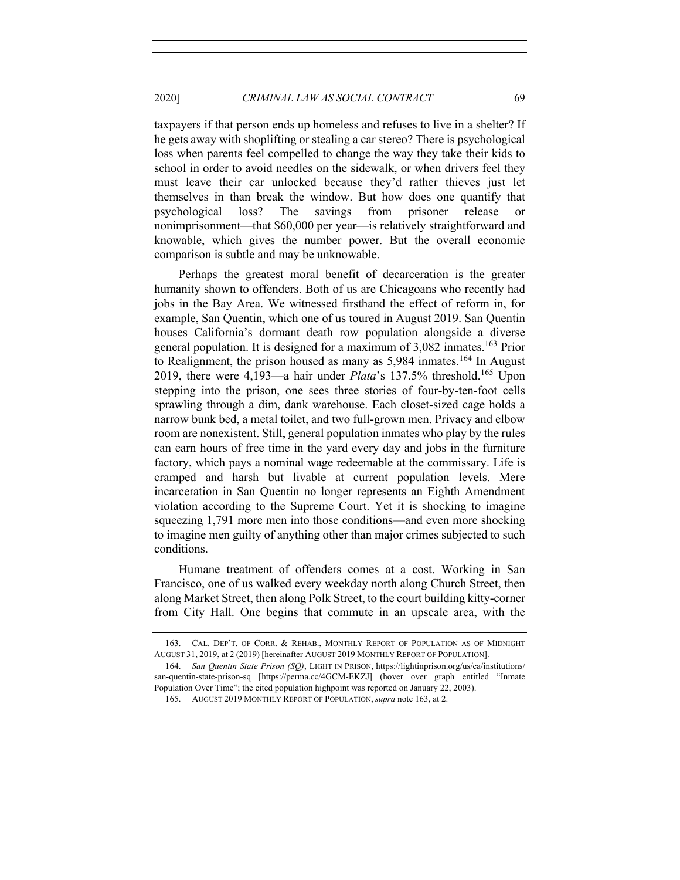taxpayers if that person ends up homeless and refuses to live in a shelter? If he gets away with shoplifting or stealing a car stereo? There is psychological loss when parents feel compelled to change the way they take their kids to school in order to avoid needles on the sidewalk, or when drivers feel they must leave their car unlocked because they'd rather thieves just let themselves in than break the window. But how does one quantify that psychological loss? The savings from prisoner release or nonimprisonment—that $60,000 per year—is relatively straightforward and knowable, which gives the number power. But the overall economic comparison is subtle and may be unknowable.

Perhaps the greatest moral benefit of decarceration is the greater humanity shown to offenders. Both of us are Chicagoans who recently had jobs in the Bay Area. We witnessed firsthand the effect of reform in, for example, San Quentin, which one of us toured in August 2019. San Quentin houses California's dormant death row population alongside a diverse general population. It is designed for a maximum of 3,082 inmates.[163] Prior to Realignment, the prison housed as many as 5,984 inmates.[164] In August 2019, there were 4,193—a hair under *Plata*'s 137.5% threshold.[165] Upon stepping into the prison, one sees three stories of four-by-ten-foot cells sprawling through a dim, dank warehouse. Each closet-sized cage holds a narrow bunk bed, a metal toilet, and two full-grown men. Privacy and elbow room are nonexistent. Still, general population inmates who play by the rules can earn hours of free time in the yard every day and jobs in the furniture factory, which pays a nominal wage redeemable at the commissary. Life is cramped and harsh but livable at current population levels. Mere incarceration in San Quentin no longer represents an Eighth Amendment violation according to the Supreme Court. Yet it is shocking to imagine squeezing 1,791 more men into those conditions—and even more shocking to imagine men guilty of anything other than major crimes subjected to such conditions.

Humane treatment of offenders comes at a cost. Working in San Francisco, one of us walked every weekday north along Church Street, then along Market Street, then along Polk Street, to the court building kitty-corner from City Hall. One begins that commute in an upscale area, with the

---

163. CAL. DEP'T. OF CORR. & REHAB., MONTHLY REPORT OF POPULATION AS OF MIDNIGHT AUGUST 31, 2019, at 2 (2019) [hereinafter AUGUST 2019 MONTHLY REPORT OF POPULATION].

164. *San Quentin State Prison (SQ)*, LIGHT IN PRISON, https://lightinprison.org/us/ca/institutions/san-quentin-state-prison-sq [https://perma.cc/4GCM-EKZJ] (hover over graph entitled "Inmate Population Over Time"; the cited population highpoint was reported on January 22, 2003).

165. AUGUST 2019 MONTHLY REPORT OF POPULATION, *supra* note 163, at 2.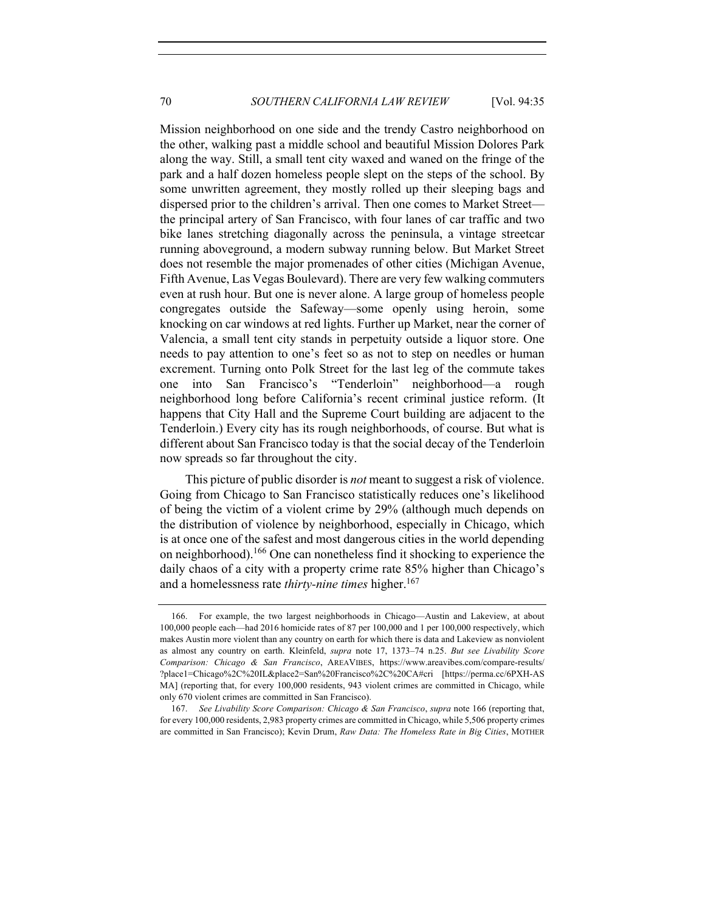Mission neighborhood on one side and the trendy Castro neighborhood on the other, walking past a middle school and beautiful Mission Dolores Park along the way. Still, a small tent city waxed and waned on the fringe of the park and a half dozen homeless people slept on the steps of the school. By some unwritten agreement, they mostly rolled up their sleeping bags and dispersed prior to the children's arrival. Then one comes to Market Street—the principal artery of San Francisco, with four lanes of car traffic and two bike lanes stretching diagonally across the peninsula, a vintage streetcar running aboveground, a modern subway running below. But Market Street does not resemble the major promenades of other cities (Michigan Avenue, Fifth Avenue, Las Vegas Boulevard). There are very few walking commuters even at rush hour. But one is never alone. A large group of homeless people congregates outside the Safeway—some openly using heroin, some knocking on car windows at red lights. Further up Market, near the corner of Valencia, a small tent city stands in perpetuity outside a liquor store. One needs to pay attention to one's feet so as not to step on needles or human excrement. Turning onto Polk Street for the last leg of the commute takes one into San Francisco's "Tenderloin" neighborhood—a rough neighborhood long before California's recent criminal justice reform. (It happens that City Hall and the Supreme Court building are adjacent to the Tenderloin.) Every city has its rough neighborhoods, of course. But what is different about San Francisco today is that the social decay of the Tenderloin now spreads so far throughout the city.

This picture of public disorder is *not* meant to suggest a risk of violence. Going from Chicago to San Francisco statistically reduces one's likelihood of being the victim of a violent crime by 29% (although much depends on the distribution of violence by neighborhood, especially in Chicago, which is at once one of the safest and most dangerous cities in the world depending on neighborhood).[166] One can nonetheless find it shocking to experience the daily chaos of a city with a property crime rate 85% higher than Chicago's and a homelessness rate *thirty-nine times* higher.[167]

---

166. For example, the two largest neighborhoods in Chicago—Austin and Lakeview, at about 100,000 people each—had 2016 homicide rates of 87 per 100,000 and 1 per 100,000 respectively, which makes Austin more violent than any country on earth for which there is data and Lakeview as nonviolent as almost any country on earth. Kleinfeld, *supra* note 17, 1373–74 n.25. *But see Livability Score Comparison: Chicago & San Francisco*, AREAVIBES, https://www.areavibes.com/compare-results/?place1=Chicago%2C%20IL&place2=San%20Francisco%2C%20CA#cri [https://perma.cc/6PXH-ASMA] (reporting that, for every 100,000 residents, 943 violent crimes are committed in Chicago, while only 670 violent crimes are committed in San Francisco).

167. *See Livability Score Comparison: Chicago & San Francisco*, *supra* note 166 (reporting that, for every 100,000 residents, 2,983 property crimes are committed in Chicago, while 5,506 property crimes are committed in San Francisco); Kevin Drum, *Raw Data: The Homeless Rate in Big Cities*, MOTHER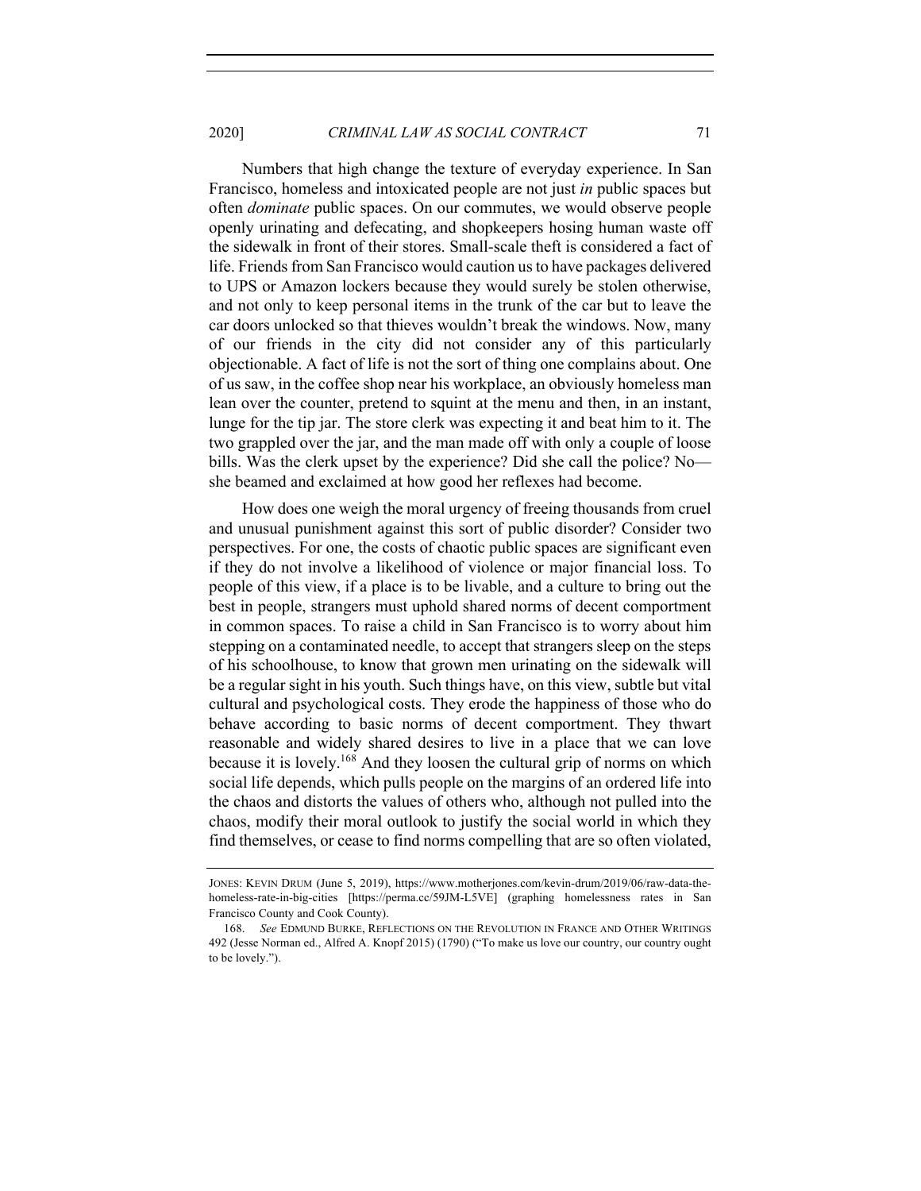Numbers that high change the texture of everyday experience. In San Francisco, homeless and intoxicated people are not just *in* public spaces but often *dominate* public spaces. On our commutes, we would observe people openly urinating and defecating, and shopkeepers hosing human waste off the sidewalk in front of their stores. Small-scale theft is considered a fact of life. Friends from San Francisco would caution us to have packages delivered to UPS or Amazon lockers because they would surely be stolen otherwise, and not only to keep personal items in the trunk of the car but to leave the car doors unlocked so that thieves wouldn't break the windows. Now, many of our friends in the city did not consider any of this particularly objectionable. A fact of life is not the sort of thing one complains about. One of us saw, in the coffee shop near his workplace, an obviously homeless man lean over the counter, pretend to squint at the menu and then, in an instant, lunge for the tip jar. The store clerk was expecting it and beat him to it. The two grappled over the jar, and the man made off with only a couple of loose bills. Was the clerk upset by the experience? Did she call the police? No—she beamed and exclaimed at how good her reflexes had become.

How does one weigh the moral urgency of freeing thousands from cruel and unusual punishment against this sort of public disorder? Consider two perspectives. For one, the costs of chaotic public spaces are significant even if they do not involve a likelihood of violence or major financial loss. To people of this view, if a place is to be livable, and a culture to bring out the best in people, strangers must uphold shared norms of decent comportment in common spaces. To raise a child in San Francisco is to worry about him stepping on a contaminated needle, to accept that strangers sleep on the steps of his schoolhouse, to know that grown men urinating on the sidewalk will be a regular sight in his youth. Such things have, on this view, subtle but vital cultural and psychological costs. They erode the happiness of those who do behave according to basic norms of decent comportment. They thwart reasonable and widely shared desires to live in a place that we can love because it is lovely.[168] And they loosen the cultural grip of norms on which social life depends, which pulls people on the margins of an ordered life into the chaos and distorts the values of others who, although not pulled into the chaos, modify their moral outlook to justify the social world in which they find themselves, or cease to find norms compelling that are so often violated,

---

JONES: KEVIN DRUM (June 5, 2019), https://www.motherjones.com/kevin-drum/2019/06/raw-data-the-homeless-rate-in-big-cities [https://perma.cc/59JM-L5VE] (graphing homelessness rates in San Francisco County and Cook County).

168. *See* EDMUND BURKE, REFLECTIONS ON THE REVOLUTION IN FRANCE AND OTHER WRITINGS 492 (Jesse Norman ed., Alfred A. Knopf 2015) (1790) ("To make us love our country, our country ought to be lovely.").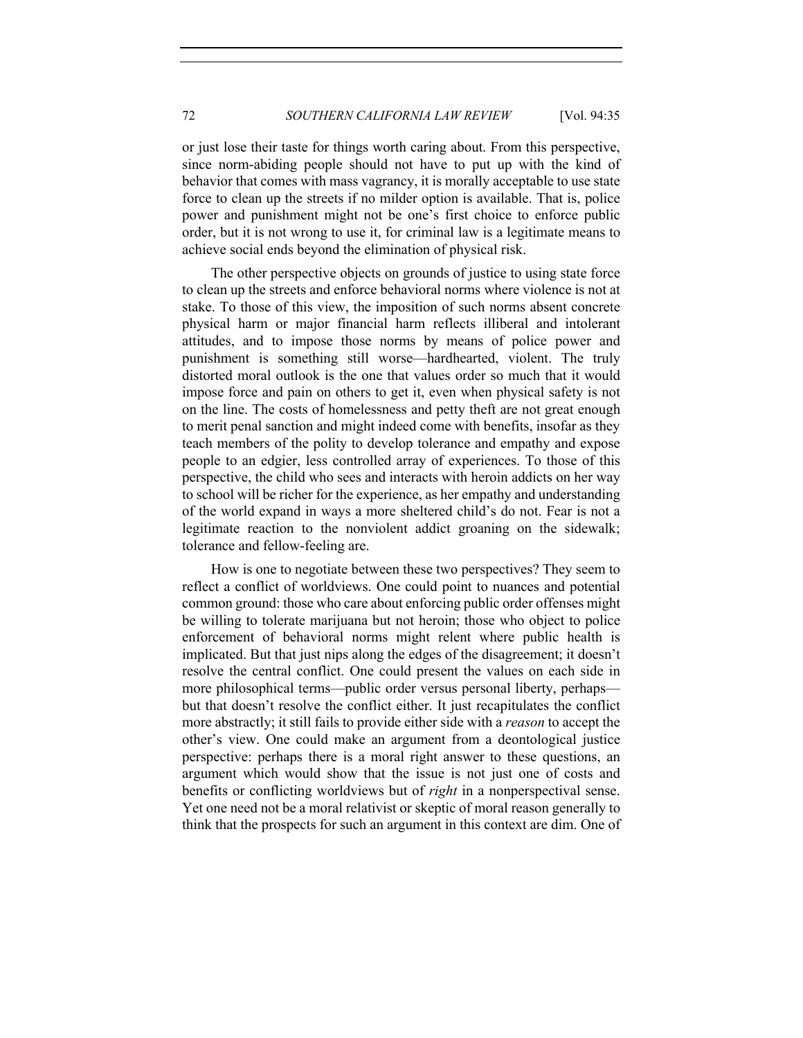or just lose their taste for things worth caring about. From this perspective, since norm-abiding people should not have to put up with the kind of behavior that comes with mass vagrancy, it is morally acceptable to use state force to clean up the streets if no milder option is available. That is, police power and punishment might not be one's first choice to enforce public order, but it is not wrong to use it, for criminal law is a legitimate means to achieve social ends beyond the elimination of physical risk.

The other perspective objects on grounds of justice to using state force to clean up the streets and enforce behavioral norms where violence is not at stake. To those of this view, the imposition of such norms absent concrete physical harm or major financial harm reflects illiberal and intolerant attitudes, and to impose those norms by means of police power and punishment is something still worse—hardhearted, violent. The truly distorted moral outlook is the one that values order so much that it would impose force and pain on others to get it, even when physical safety is not on the line. The costs of homelessness and petty theft are not great enough to merit penal sanction and might indeed come with benefits, insofar as they teach members of the polity to develop tolerance and empathy and expose people to an edgier, less controlled array of experiences. To those of this perspective, the child who sees and interacts with heroin addicts on her way to school will be richer for the experience, as her empathy and understanding of the world expand in ways a more sheltered child's do not. Fear is not a legitimate reaction to the nonviolent addict groaning on the sidewalk; tolerance and fellow-feeling are.

How is one to negotiate between these two perspectives? They seem to reflect a conflict of worldviews. One could point to nuances and potential common ground: those who care about enforcing public order offenses might be willing to tolerate marijuana but not heroin; those who object to police enforcement of behavioral norms might relent where public health is implicated. But that just nips along the edges of the disagreement; it doesn't resolve the central conflict. One could present the values on each side in more philosophical terms—public order versus personal liberty, perhaps—but that doesn't resolve the conflict either. It just recapitulates the conflict more abstractly; it still fails to provide either side with a *reason* to accept the other's view. One could make an argument from a deontological justice perspective: perhaps there is a moral right answer to these questions, an argument which would show that the issue is not just one of costs and benefits or conflicting worldviews but of *right* in a nonperspectival sense. Yet one need not be a moral relativist or skeptic of moral reason generally to think that the prospects for such an argument in this context are dim. One of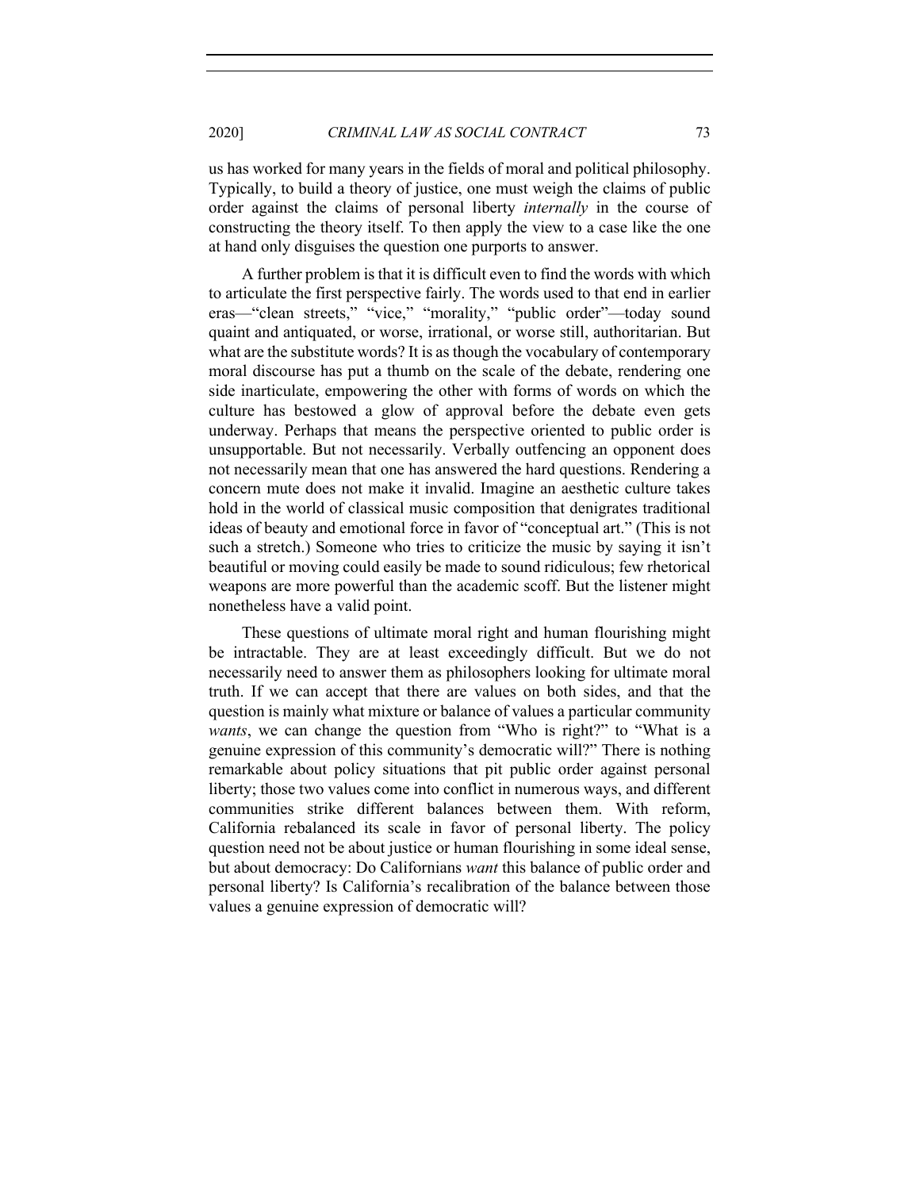us has worked for many years in the fields of moral and political philosophy. Typically, to build a theory of justice, one must weigh the claims of public order against the claims of personal liberty *internally* in the course of constructing the theory itself. To then apply the view to a case like the one at hand only disguises the question one purports to answer.

A further problem is that it is difficult even to find the words with which to articulate the first perspective fairly. The words used to that end in earlier eras—"clean streets," "vice," "morality," "public order"—today sound quaint and antiquated, or worse, irrational, or worse still, authoritarian. But what are the substitute words? It is as though the vocabulary of contemporary moral discourse has put a thumb on the scale of the debate, rendering one side inarticulate, empowering the other with forms of words on which the culture has bestowed a glow of approval before the debate even gets underway. Perhaps that means the perspective oriented to public order is unsupportable. But not necessarily. Verbally outfencing an opponent does not necessarily mean that one has answered the hard questions. Rendering a concern mute does not make it invalid. Imagine an aesthetic culture takes hold in the world of classical music composition that denigrates traditional ideas of beauty and emotional force in favor of "conceptual art." (This is not such a stretch.) Someone who tries to criticize the music by saying it isn't beautiful or moving could easily be made to sound ridiculous; few rhetorical weapons are more powerful than the academic scoff. But the listener might nonetheless have a valid point.

These questions of ultimate moral right and human flourishing might be intractable. They are at least exceedingly difficult. But we do not necessarily need to answer them as philosophers looking for ultimate moral truth. If we can accept that there are values on both sides, and that the question is mainly what mixture or balance of values a particular community *wants*, we can change the question from "Who is right?" to "What is a genuine expression of this community's democratic will?" There is nothing remarkable about policy situations that pit public order against personal liberty; those two values come into conflict in numerous ways, and different communities strike different balances between them. With reform, California rebalanced its scale in favor of personal liberty. The policy question need not be about justice or human flourishing in some ideal sense, but about democracy: Do Californians *want* this balance of public order and personal liberty? Is California's recalibration of the balance between those values a genuine expression of democratic will?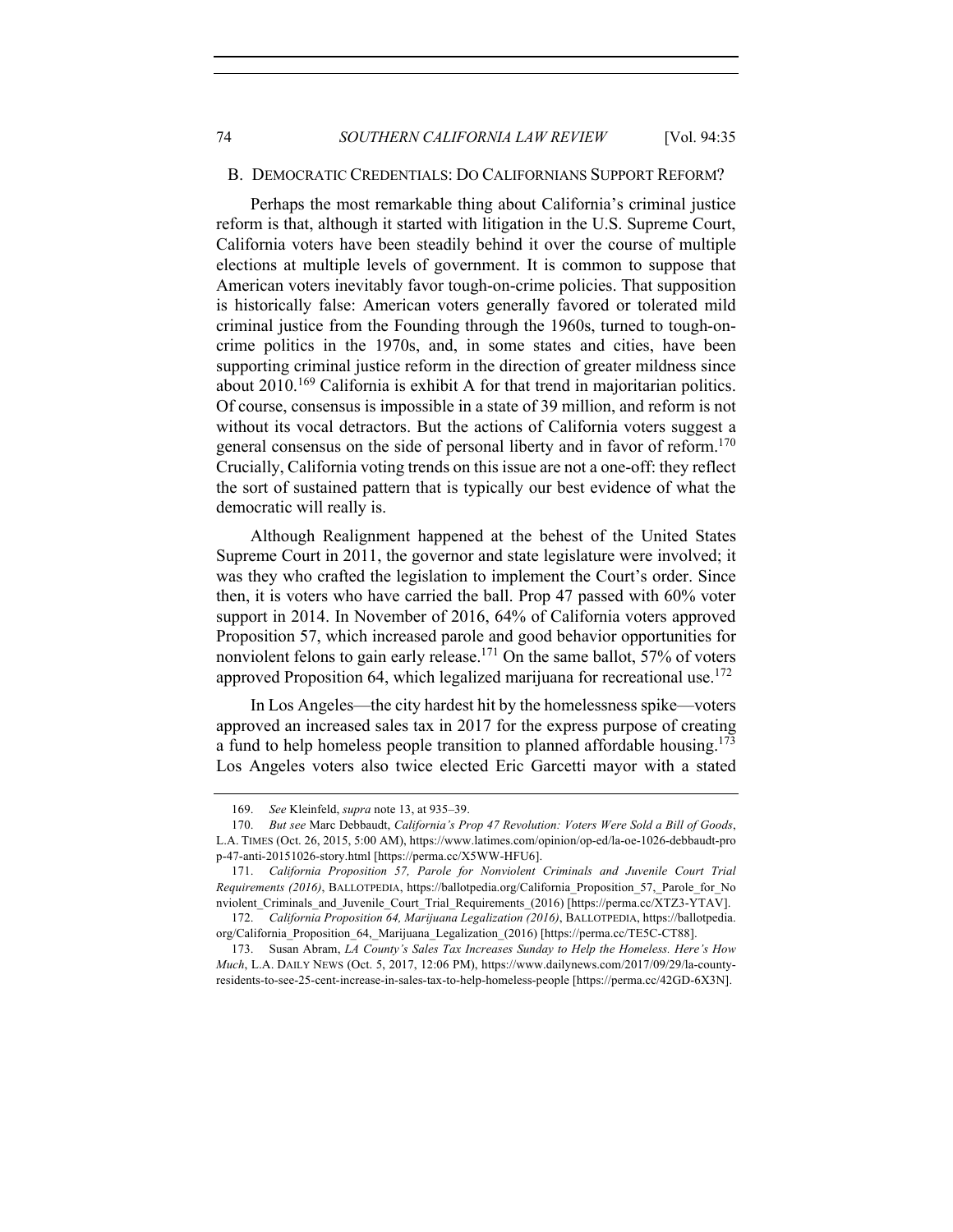### B. DEMOCRATIC CREDENTIALS: DO CALIFORNIANS SUPPORT REFORM?

Perhaps the most remarkable thing about California's criminal justice reform is that, although it started with litigation in the U.S. Supreme Court, California voters have been steadily behind it over the course of multiple elections at multiple levels of government. It is common to suppose that American voters inevitably favor tough-on-crime policies. That supposition is historically false: American voters generally favored or tolerated mild criminal justice from the Founding through the 1960s, turned to tough-on-crime politics in the 1970s, and, in some states and cities, have been supporting criminal justice reform in the direction of greater mildness since about 2010.[169] California is exhibit A for that trend in majoritarian politics. Of course, consensus is impossible in a state of 39 million, and reform is not without its vocal detractors. But the actions of California voters suggest a general consensus on the side of personal liberty and in favor of reform.[170] Crucially, California voting trends on this issue are not a one-off: they reflect the sort of sustained pattern that is typically our best evidence of what the democratic will really is.

Although Realignment happened at the behest of the United States Supreme Court in 2011, the governor and state legislature were involved; it was they who crafted the legislation to implement the Court's order. Since then, it is voters who have carried the ball. Prop 47 passed with 60% voter support in 2014. In November of 2016, 64% of California voters approved Proposition 57, which increased parole and good behavior opportunities for nonviolent felons to gain early release.[171] On the same ballot, 57% of voters approved Proposition 64, which legalized marijuana for recreational use.[172]

In Los Angeles—the city hardest hit by the homelessness spike—voters approved an increased sales tax in 2017 for the express purpose of creating a fund to help homeless people transition to planned affordable housing.[173] Los Angeles voters also twice elected Eric Garcetti mayor with a stated

---

169. *See* Kleinfeld, *supra* note 13, at 935–39.

170. *But see* Marc Debbaudt, *California's Prop 47 Revolution: Voters Were Sold a Bill of Goods*, L.A. TIMES (Oct. 26, 2015, 5:00 AM), https://www.latimes.com/opinion/op-ed/la-oe-1026-debbaudt-prop-47-anti-20151026-story.html [https://perma.cc/X5WW-HFU6].

171. *California Proposition 57, Parole for Nonviolent Criminals and Juvenile Court Trial Requirements (2016)*, BALLOTPEDIA, https://ballotpedia.org/California_Proposition_57,_Parole_for_Nonviolent_Criminals_and_Juvenile_Court_Trial_Requirements_(2016) [https://perma.cc/XTZ3-YTAV].

172. *California Proposition 64, Marijuana Legalization (2016)*, BALLOTPEDIA, https://ballotpedia.org/California_Proposition_64,_Marijuana_Legalization_(2016) [https://perma.cc/TE5C-CT88].

173. Susan Abram, *LA County's Sales Tax Increases Sunday to Help the Homeless. Here's How Much*, L.A. DAILY NEWS (Oct. 5, 2017, 12:06 PM), https://www.dailynews.com/2017/09/29/la-county-residents-to-see-25-cent-increase-in-sales-tax-to-help-homeless-people [https://perma.cc/42GD-6X3N].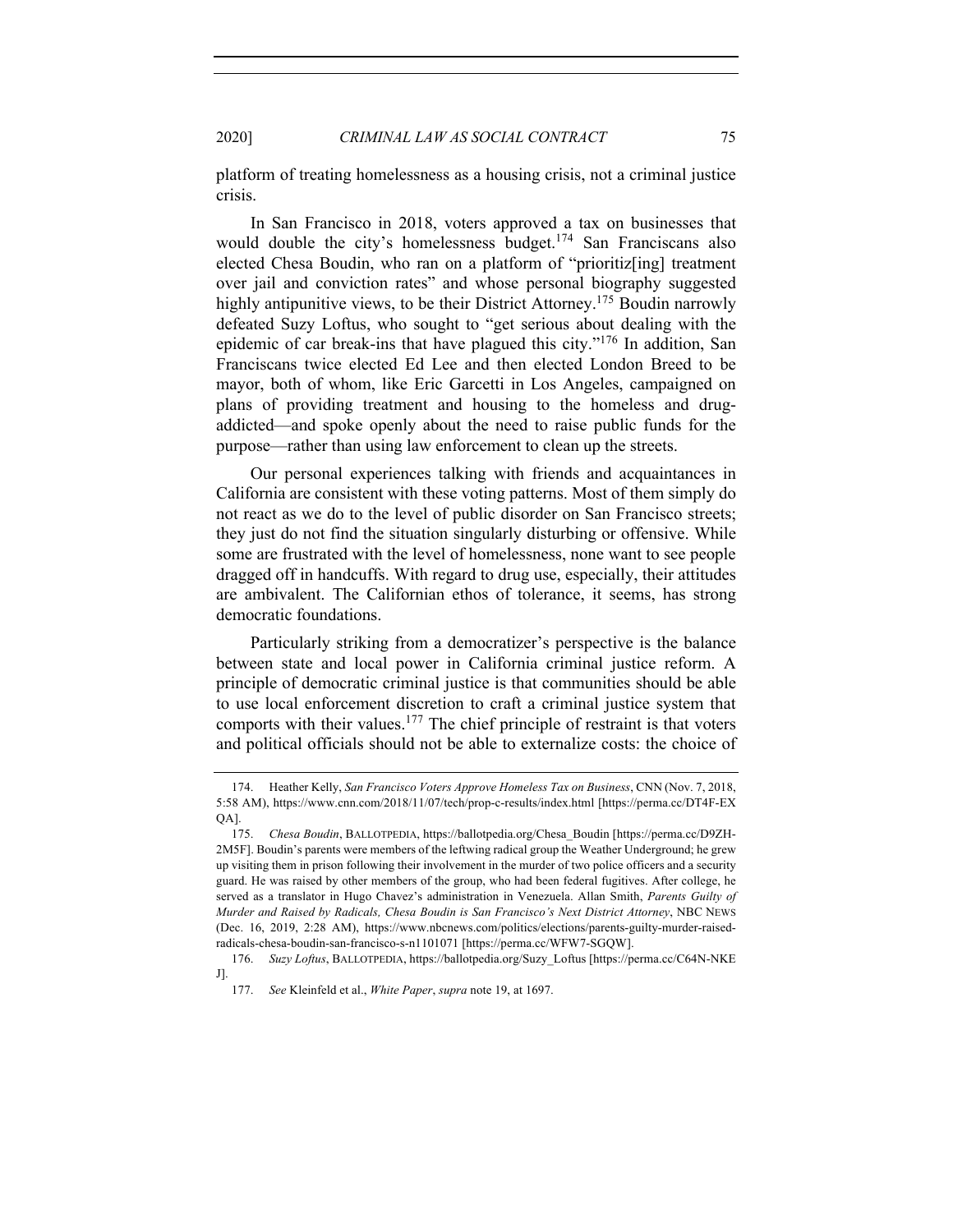platform of treating homelessness as a housing crisis, not a criminal justice crisis.

In San Francisco in 2018, voters approved a tax on businesses that would double the city's homelessness budget.[174] San Franciscans also elected Chesa Boudin, who ran on a platform of "prioritiz[ing] treatment over jail and conviction rates" and whose personal biography suggested highly antipunitive views, to be their District Attorney.[175] Boudin narrowly defeated Suzy Loftus, who sought to "get serious about dealing with the epidemic of car break-ins that have plagued this city."[176] In addition, San Franciscans twice elected Ed Lee and then elected London Breed to be mayor, both of whom, like Eric Garcetti in Los Angeles, campaigned on plans of providing treatment and housing to the homeless and drug-addicted—and spoke openly about the need to raise public funds for the purpose—rather than using law enforcement to clean up the streets.

Our personal experiences talking with friends and acquaintances in California are consistent with these voting patterns. Most of them simply do not react as we do to the level of public disorder on San Francisco streets; they just do not find the situation singularly disturbing or offensive. While some are frustrated with the level of homelessness, none want to see people dragged off in handcuffs. With regard to drug use, especially, their attitudes are ambivalent. The Californian ethos of tolerance, it seems, has strong democratic foundations.

Particularly striking from a democratizer's perspective is the balance between state and local power in California criminal justice reform. A principle of democratic criminal justice is that communities should be able to use local enforcement discretion to craft a criminal justice system that comports with their values.[177] The chief principle of restraint is that voters and political officials should not be able to externalize costs: the choice of

---

174. Heather Kelly, *San Francisco Voters Approve Homeless Tax on Business*, CNN (Nov. 7, 2018, 5:58 AM), https://www.cnn.com/2018/11/07/tech/prop-c-results/index.html [https://perma.cc/DT4F-EXQA].

175. *Chesa Boudin*, BALLOTPEDIA, https://ballotpedia.org/Chesa_Boudin [https://perma.cc/D9ZH-2M5F]. Boudin's parents were members of the leftwing radical group the Weather Underground; he grew up visiting them in prison following their involvement in the murder of two police officers and a security guard. He was raised by other members of the group, who had been federal fugitives. After college, he served as a translator in Hugo Chavez's administration in Venezuela. Allan Smith, *Parents Guilty of Murder and Raised by Radicals, Chesa Boudin is San Francisco's Next District Attorney*, NBC NEWS (Dec. 16, 2019, 2:28 AM), https://www.nbcnews.com/politics/elections/parents-guilty-murder-raised-radicals-chesa-boudin-san-francisco-s-n1101071 [https://perma.cc/WFW7-SGQW].

176. *Suzy Loftus*, BALLOTPEDIA, https://ballotpedia.org/Suzy_Loftus [https://perma.cc/C64N-NKEJ].

177. *See* Kleinfeld et al., *White Paper*, *supra* note 19, at 1697.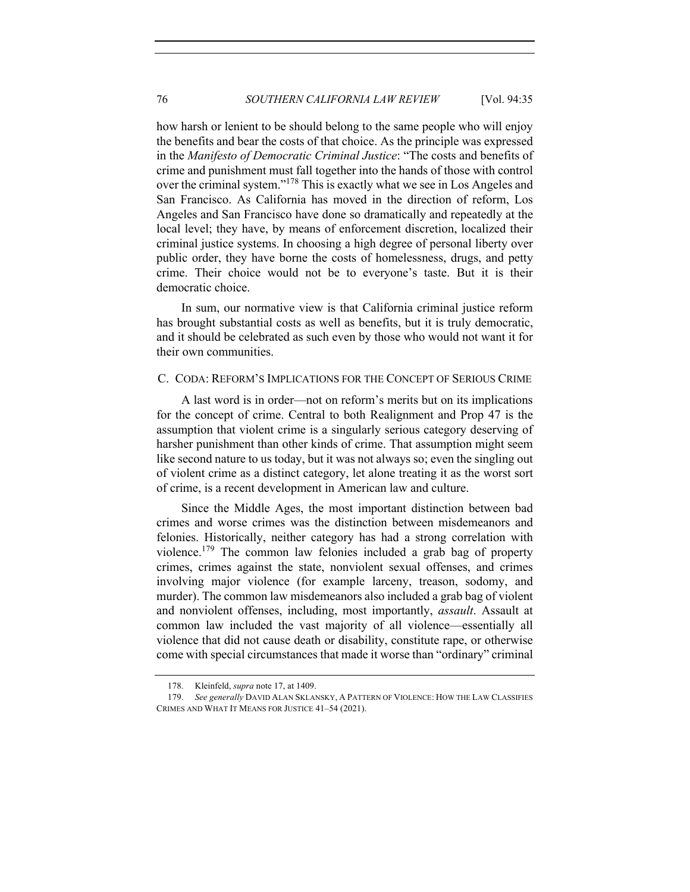how harsh or lenient to be should belong to the same people who will enjoy the benefits and bear the costs of that choice. As the principle was expressed in the *Manifesto of Democratic Criminal Justice*: "The costs and benefits of crime and punishment must fall together into the hands of those with control over the criminal system."[178] This is exactly what we see in Los Angeles and San Francisco. As California has moved in the direction of reform, Los Angeles and San Francisco have done so dramatically and repeatedly at the local level; they have, by means of enforcement discretion, localized their criminal justice systems. In choosing a high degree of personal liberty over public order, they have borne the costs of homelessness, drugs, and petty crime. Their choice would not be to everyone's taste. But it is their democratic choice.

In sum, our normative view is that California criminal justice reform has brought substantial costs as well as benefits, but it is truly democratic, and it should be celebrated as such even by those who would not want it for their own communities.

### C. CODA: REFORM'S IMPLICATIONS FOR THE CONCEPT OF SERIOUS CRIME

A last word is in order—not on reform's merits but on its implications for the concept of crime. Central to both Realignment and Prop 47 is the assumption that violent crime is a singularly serious category deserving of harsher punishment than other kinds of crime. That assumption might seem like second nature to us today, but it was not always so; even the singling out of violent crime as a distinct category, let alone treating it as the worst sort of crime, is a recent development in American law and culture.

Since the Middle Ages, the most important distinction between bad crimes and worse crimes was the distinction between misdemeanors and felonies. Historically, neither category has had a strong correlation with violence.[179] The common law felonies included a grab bag of property crimes, crimes against the state, nonviolent sexual offenses, and crimes involving major violence (for example larceny, treason, sodomy, and murder). The common law misdemeanors also included a grab bag of violent and nonviolent offenses, including, most importantly, *assault*. Assault at common law included the vast majority of all violence—essentially all violence that did not cause death or disability, constitute rape, or otherwise come with special circumstances that made it worse than "ordinary" criminal

178. Kleinfeld, *supra* note 17, at 1409.

179. *See generally* DAVID ALAN SKLANSKY, A PATTERN OF VIOLENCE: HOW THE LAW CLASSIFIES CRIMES AND WHAT IT MEANS FOR JUSTICE 41–54 (2021).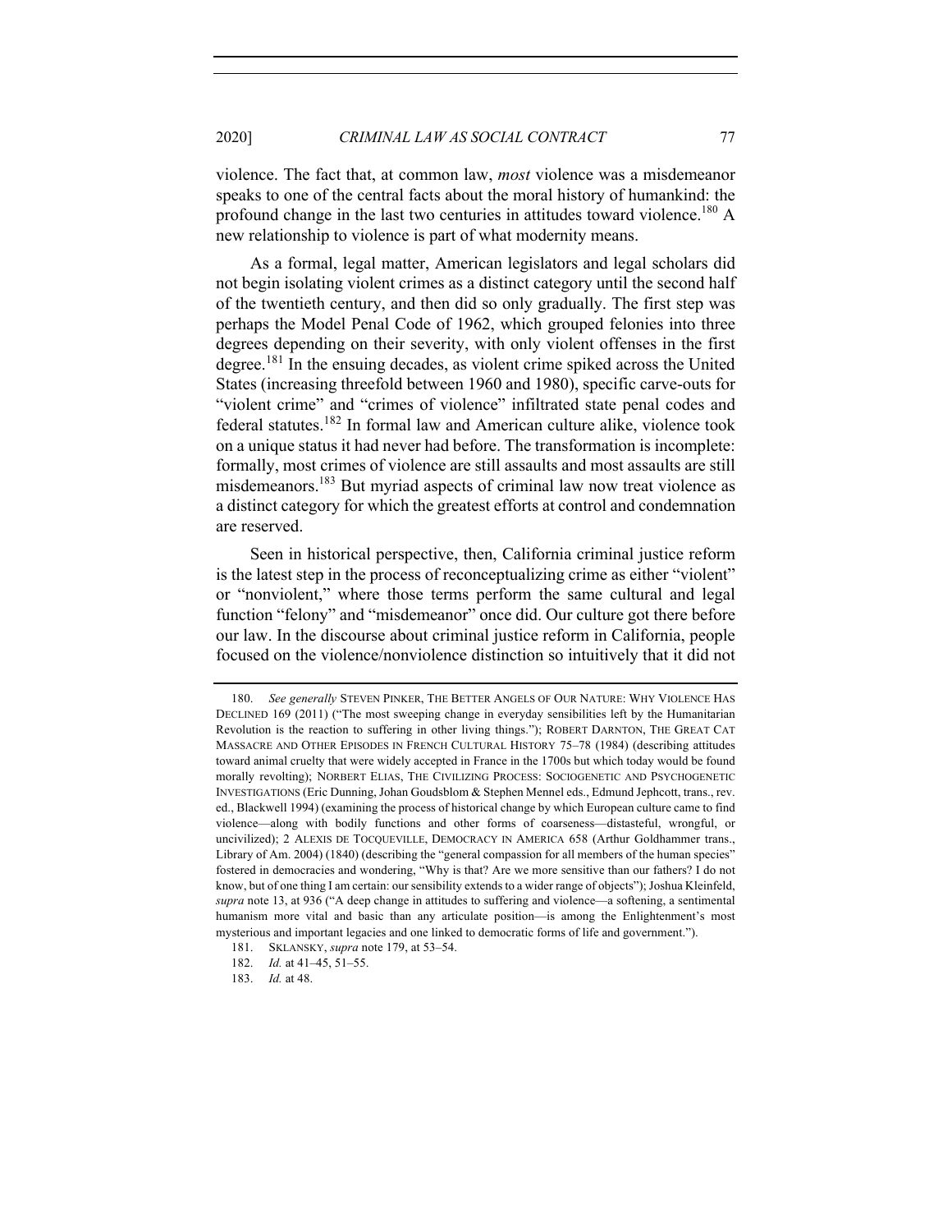violence. The fact that, at common law, *most* violence was a misdemeanor speaks to one of the central facts about the moral history of humankind: the profound change in the last two centuries in attitudes toward violence.[180] A new relationship to violence is part of what modernity means.

As a formal, legal matter, American legislators and legal scholars did not begin isolating violent crimes as a distinct category until the second half of the twentieth century, and then did so only gradually. The first step was perhaps the Model Penal Code of 1962, which grouped felonies into three degrees depending on their severity, with only violent offenses in the first degree.[181] In the ensuing decades, as violent crime spiked across the United States (increasing threefold between 1960 and 1980), specific carve-outs for "violent crime" and "crimes of violence" infiltrated state penal codes and federal statutes.[182] In formal law and American culture alike, violence took on a unique status it had never had before. The transformation is incomplete: formally, most crimes of violence are still assaults and most assaults are still misdemeanors.[183] But myriad aspects of criminal law now treat violence as a distinct category for which the greatest efforts at control and condemnation are reserved.

Seen in historical perspective, then, California criminal justice reform is the latest step in the process of reconceptualizing crime as either "violent" or "nonviolent," where those terms perform the same cultural and legal function "felony" and "misdemeanor" once did. Our culture got there before our law. In the discourse about criminal justice reform in California, people focused on the violence/nonviolence distinction so intuitively that it did not

---

180. *See generally* STEVEN PINKER, THE BETTER ANGELS OF OUR NATURE: WHY VIOLENCE HAS DECLINED 169 (2011) ("The most sweeping change in everyday sensibilities left by the Humanitarian Revolution is the reaction to suffering in other living things."); ROBERT DARNTON, THE GREAT CAT MASSACRE AND OTHER EPISODES IN FRENCH CULTURAL HISTORY 75–78 (1984) (describing attitudes toward animal cruelty that were widely accepted in France in the 1700s but which today would be found morally revolting); NORBERT ELIAS, THE CIVILIZING PROCESS: SOCIOGENETIC AND PSYCHOGENETIC INVESTIGATIONS (Eric Dunning, Johan Goudsblom & Stephen Mennel eds., Edmund Jephcott, trans., rev. ed., Blackwell 1994) (examining the process of historical change by which European culture came to find violence—along with bodily functions and other forms of coarseness—distasteful, wrongful, or uncivilized); 2 ALEXIS DE TOCQUEVILLE, DEMOCRACY IN AMERICA 658 (Arthur Goldhammer trans., Library of Am. 2004) (1840) (describing the "general compassion for all members of the human species" fostered in democracies and wondering, "Why is that? Are we more sensitive than our fathers? I do not know, but of one thing I am certain: our sensibility extends to a wider range of objects"); Joshua Kleinfeld, *supra* note 13, at 936 ("A deep change in attitudes to suffering and violence—a softening, a sentimental humanism more vital and basic than any articulate position—is among the Enlightenment's most mysterious and important legacies and one linked to democratic forms of life and government.").

181. SKLANSKY, *supra* note 179, at 53–54.

182. *Id.* at 41–45, 51–55.

183. *Id.* at 48.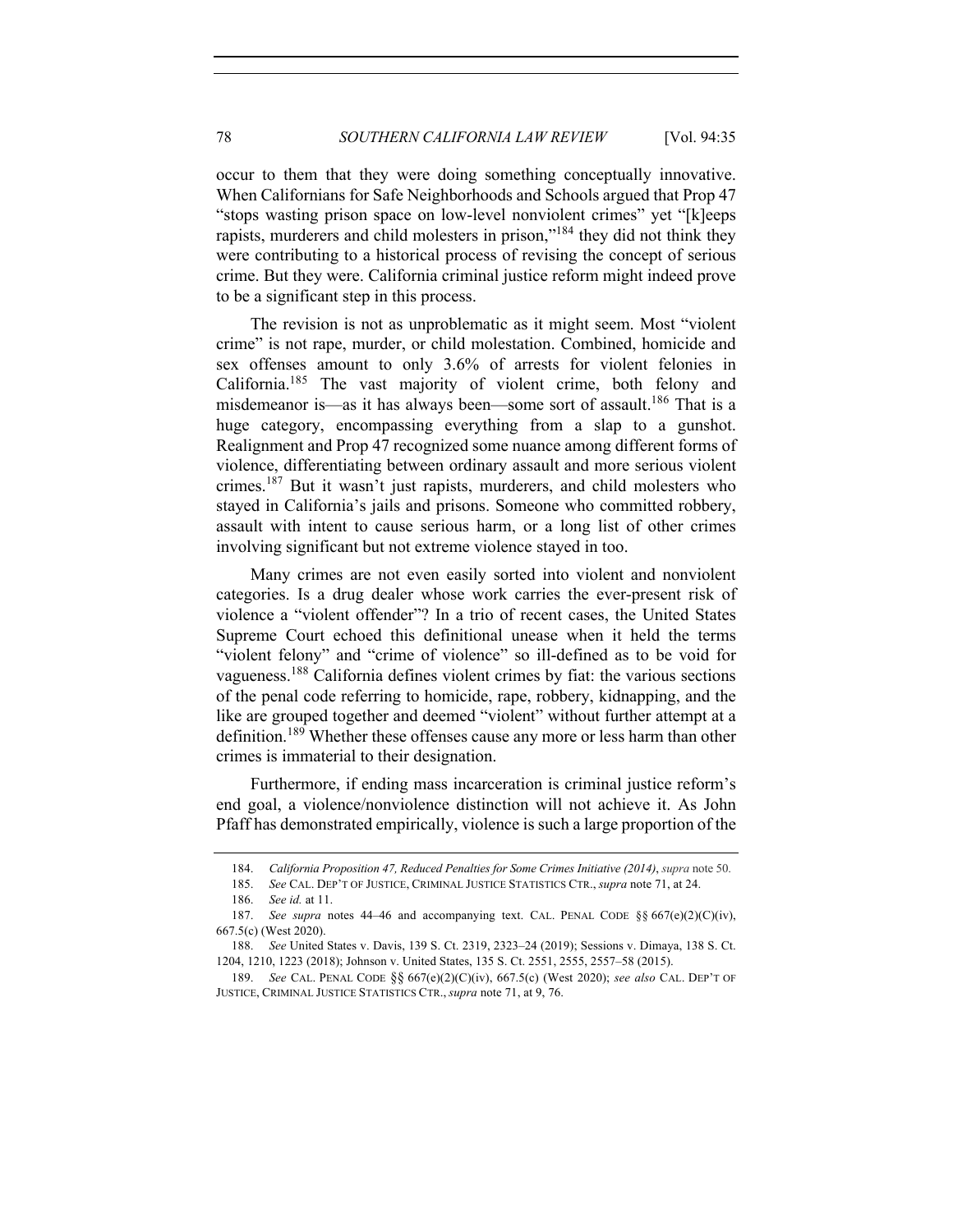occur to them that they were doing something conceptually innovative. When Californians for Safe Neighborhoods and Schools argued that Prop 47 "stops wasting prison space on low-level nonviolent crimes" yet "[k]eeps rapists, murderers and child molesters in prison,"[184] they did not think they were contributing to a historical process of revising the concept of serious crime. But they were. California criminal justice reform might indeed prove to be a significant step in this process.

The revision is not as unproblematic as it might seem. Most "violent crime" is not rape, murder, or child molestation. Combined, homicide and sex offenses amount to only 3.6% of arrests for violent felonies in California.[185] The vast majority of violent crime, both felony and misdemeanor is—as it has always been—some sort of assault.[186] That is a huge category, encompassing everything from a slap to a gunshot. Realignment and Prop 47 recognized some nuance among different forms of violence, differentiating between ordinary assault and more serious violent crimes.[187] But it wasn't just rapists, murderers, and child molesters who stayed in California's jails and prisons. Someone who committed robbery, assault with intent to cause serious harm, or a long list of other crimes involving significant but not extreme violence stayed in too.

Many crimes are not even easily sorted into violent and nonviolent categories. Is a drug dealer whose work carries the ever-present risk of violence a "violent offender"? In a trio of recent cases, the United States Supreme Court echoed this definitional unease when it held the terms "violent felony" and "crime of violence" so ill-defined as to be void for vagueness.[188] California defines violent crimes by fiat: the various sections of the penal code referring to homicide, rape, robbery, kidnapping, and the like are grouped together and deemed "violent" without further attempt at a definition.[189] Whether these offenses cause any more or less harm than other crimes is immaterial to their designation.

Furthermore, if ending mass incarceration is criminal justice reform's end goal, a violence/nonviolence distinction will not achieve it. As John Pfaff has demonstrated empirically, violence is such a large proportion of the

---

184. *California Proposition 47, Reduced Penalties for Some Crimes Initiative (2014)*, *supra* note 50.

185. *See* CAL. DEP'T OF JUSTICE, CRIMINAL JUSTICE STATISTICS CTR., *supra* note 71, at 24.

186. *See id.* at 11.

187. *See supra* notes 44–46 and accompanying text. CAL. PENAL CODE §§ 667(e)(2)(C)(iv), 667.5(c) (West 2020).

188. *See* United States v. Davis, 139 S. Ct. 2319, 2323–24 (2019); Sessions v. Dimaya, 138 S. Ct. 1204, 1210, 1223 (2018); Johnson v. United States, 135 S. Ct. 2551, 2555, 2557–58 (2015).

189. *See* CAL. PENAL CODE §§ 667(e)(2)(C)(iv), 667.5(c) (West 2020); *see also* CAL. DEP'T OF JUSTICE, CRIMINAL JUSTICE STATISTICS CTR., *supra* note 71, at 9, 76.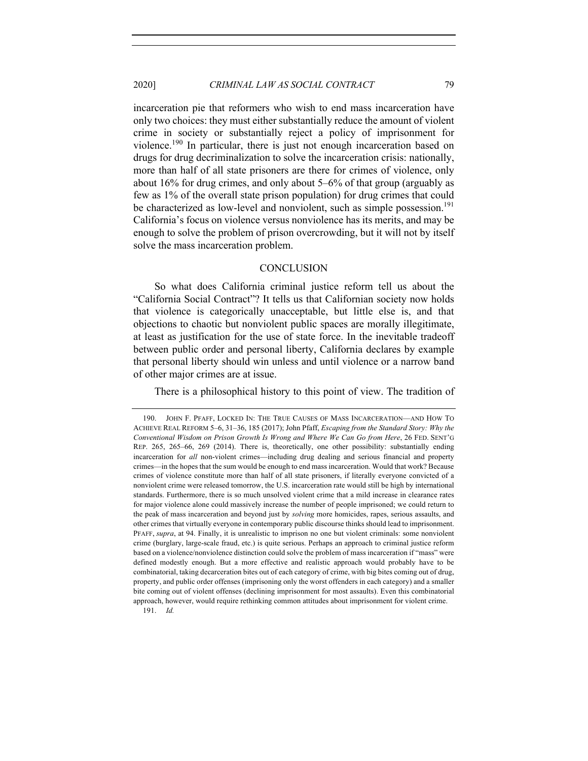incarceration pie that reformers who wish to end mass incarceration have only two choices: they must either substantially reduce the amount of violent crime in society or substantially reject a policy of imprisonment for violence.[190] In particular, there is just not enough incarceration based on drugs for drug decriminalization to solve the incarceration crisis: nationally, more than half of all state prisoners are there for crimes of violence, only about 16% for drug crimes, and only about 5–6% of that group (arguably as few as 1% of the overall state prison population) for drug crimes that could be characterized as low-level and nonviolent, such as simple possession.[191] California's focus on violence versus nonviolence has its merits, and may be enough to solve the problem of prison overcrowding, but it will not by itself solve the mass incarceration problem.

## CONCLUSION

So what does California criminal justice reform tell us about the "California Social Contract"? It tells us that Californian society now holds that violence is categorically unacceptable, but little else is, and that objections to chaotic but nonviolent public spaces are morally illegitimate, at least as justification for the use of state force. In the inevitable tradeoff between public order and personal liberty, California declares by example that personal liberty should win unless and until violence or a narrow band of other major crimes are at issue.

There is a philosophical history to this point of view. The tradition of

---

190. JOHN F. PFAFF, LOCKED IN: THE TRUE CAUSES OF MASS INCARCERATION—AND HOW TO ACHIEVE REAL REFORM 5–6, 31–36, 185 (2017); John Pfaff, *Escaping from the Standard Story: Why the Conventional Wisdom on Prison Growth Is Wrong and Where We Can Go from Here*, 26 FED. SENT'G REP. 265, 265–66, 269 (2014). There is, theoretically, one other possibility: substantially ending incarceration for *all* non-violent crimes—including drug dealing and serious financial and property crimes—in the hopes that the sum would be enough to end mass incarceration. Would that work? Because crimes of violence constitute more than half of all state prisoners, if literally everyone convicted of a nonviolent crime were released tomorrow, the U.S. incarceration rate would still be high by international standards. Furthermore, there is so much unsolved violent crime that a mild increase in clearance rates for major violence alone could massively increase the number of people imprisoned; we could return to the peak of mass incarceration and beyond just by *solving* more homicides, rapes, serious assaults, and other crimes that virtually everyone in contemporary public discourse thinks should lead to imprisonment. PFAFF, *supra*, at 94. Finally, it is unrealistic to imprison no one but violent criminals: some nonviolent crime (burglary, large-scale fraud, etc.) is quite serious. Perhaps an approach to criminal justice reform based on a violence/nonviolence distinction could solve the problem of mass incarceration if "mass" were defined modestly enough. But a more effective and realistic approach would probably have to be combinatorial, taking decarceration bites out of each category of crime, with big bites coming out of drug, property, and public order offenses (imprisoning only the worst offenders in each category) and a smaller bite coming out of violent offenses (declining imprisonment for most assaults). Even this combinatorial approach, however, would require rethinking common attitudes about imprisonment for violent crime.

191. *Id.*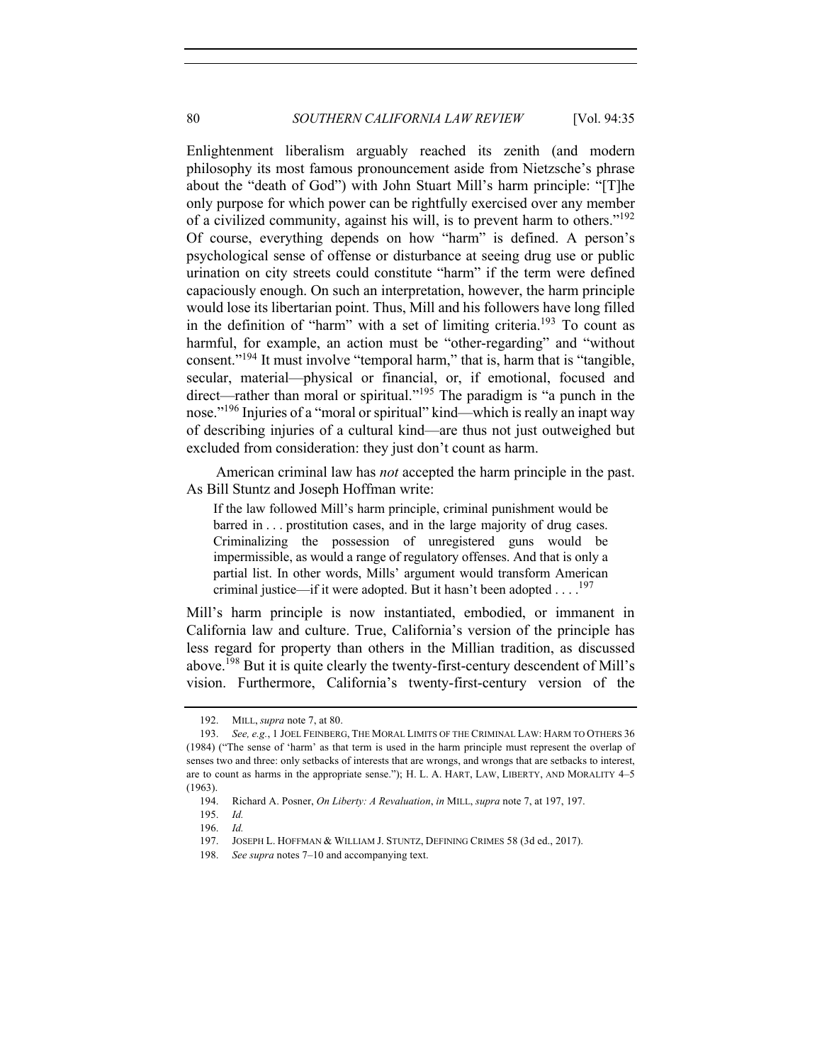Enlightenment liberalism arguably reached its zenith (and modern philosophy its most famous pronouncement aside from Nietzsche's phrase about the "death of God") with John Stuart Mill's harm principle: "[T]he only purpose for which power can be rightfully exercised over any member of a civilized community, against his will, is to prevent harm to others."[192] Of course, everything depends on how "harm" is defined. A person's psychological sense of offense or disturbance at seeing drug use or public urination on city streets could constitute "harm" if the term were defined capaciously enough. On such an interpretation, however, the harm principle would lose its libertarian point. Thus, Mill and his followers have long filled in the definition of "harm" with a set of limiting criteria.[193] To count as harmful, for example, an action must be "other-regarding" and "without consent."[194] It must involve "temporal harm," that is, harm that is "tangible, secular, material—physical or financial, or, if emotional, focused and direct—rather than moral or spiritual."[195] The paradigm is "a punch in the nose."[196] Injuries of a "moral or spiritual" kind—which is really an inapt way of describing injuries of a cultural kind—are thus not just outweighed but excluded from consideration: they just don't count as harm.

American criminal law has *not* accepted the harm principle in the past. As Bill Stuntz and Joseph Hoffman write:

> If the law followed Mill's harm principle, criminal punishment would be barred in . . . prostitution cases, and in the large majority of drug cases. Criminalizing the possession of unregistered guns would be impermissible, as would a range of regulatory offenses. And that is only a partial list. In other words, Mills' argument would transform American criminal justice—if it were adopted. But it hasn't been adopted . . . .[197]

Mill's harm principle is now instantiated, embodied, or immanent in California law and culture. True, California's version of the principle has less regard for property than others in the Millian tradition, as discussed above.[198] But it is quite clearly the twenty-first-century descendent of Mill's vision. Furthermore, California's twenty-first-century version of the

---

192. MILL, *supra* note 7, at 80.

193. *See, e.g.*, 1 JOEL FEINBERG, THE MORAL LIMITS OF THE CRIMINAL LAW: HARM TO OTHERS 36 (1984) ("The sense of 'harm' as that term is used in the harm principle must represent the overlap of senses two and three: only setbacks of interests that are wrongs, and wrongs that are setbacks to interest, are to count as harms in the appropriate sense."); H. L. A. HART, LAW, LIBERTY, AND MORALITY 4–5 (1963).

194. Richard A. Posner, *On Liberty: A Revaluation*, *in* MILL, *supra* note 7, at 197, 197.

195. *Id.*

196. *Id.*

197. JOSEPH L. HOFFMAN & WILLIAM J. STUNTZ, DEFINING CRIMES 58 (3d ed., 2017).

198. *See supra* notes 7–10 and accompanying text.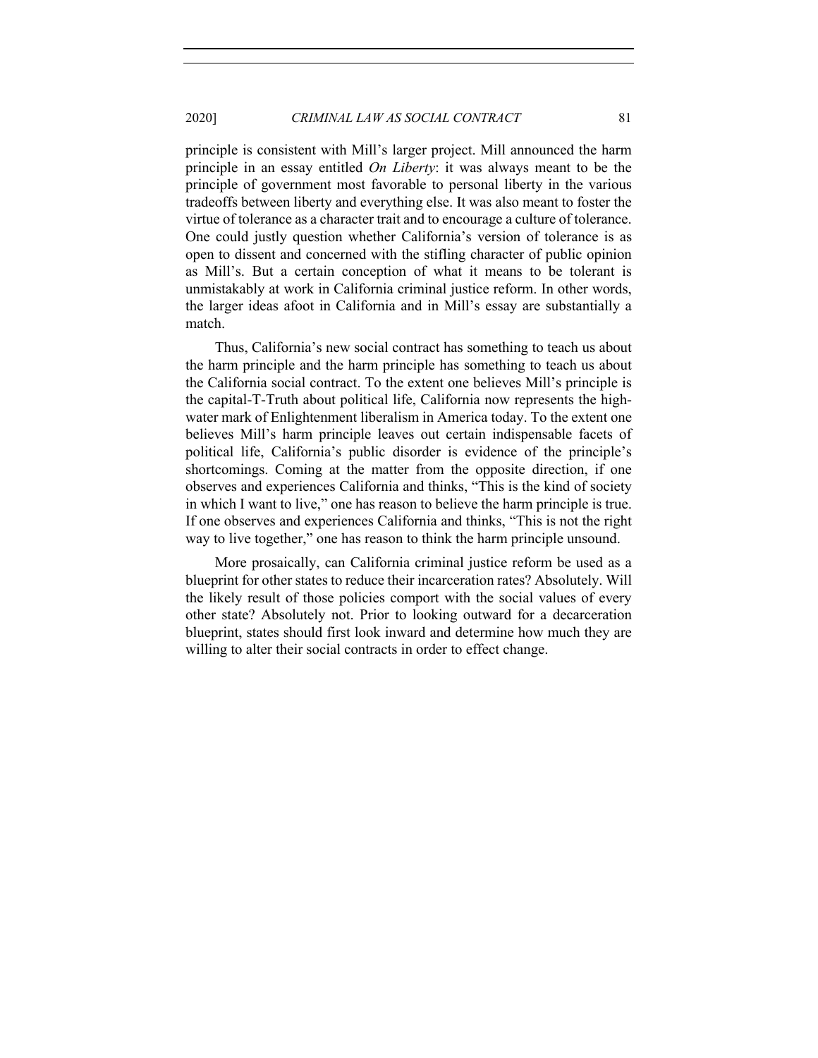principle is consistent with Mill's larger project. Mill announced the harm principle in an essay entitled *On Liberty*: it was always meant to be the principle of government most favorable to personal liberty in the various tradeoffs between liberty and everything else. It was also meant to foster the virtue of tolerance as a character trait and to encourage a culture of tolerance. One could justly question whether California's version of tolerance is as open to dissent and concerned with the stifling character of public opinion as Mill's. But a certain conception of what it means to be tolerant is unmistakably at work in California criminal justice reform. In other words, the larger ideas afoot in California and in Mill's essay are substantially a match.

Thus, California's new social contract has something to teach us about the harm principle and the harm principle has something to teach us about the California social contract. To the extent one believes Mill's principle is the capital-T-Truth about political life, California now represents the high-water mark of Enlightenment liberalism in America today. To the extent one believes Mill's harm principle leaves out certain indispensable facets of political life, California's public disorder is evidence of the principle's shortcomings. Coming at the matter from the opposite direction, if one observes and experiences California and thinks, "This is the kind of society in which I want to live," one has reason to believe the harm principle is true. If one observes and experiences California and thinks, "This is not the right way to live together," one has reason to think the harm principle unsound.

More prosaically, can California criminal justice reform be used as a blueprint for other states to reduce their incarceration rates? Absolutely. Will the likely result of those policies comport with the social values of every other state? Absolutely not. Prior to looking outward for a decarceration blueprint, states should first look inward and determine how much they are willing to alter their social contracts in order to effect change.